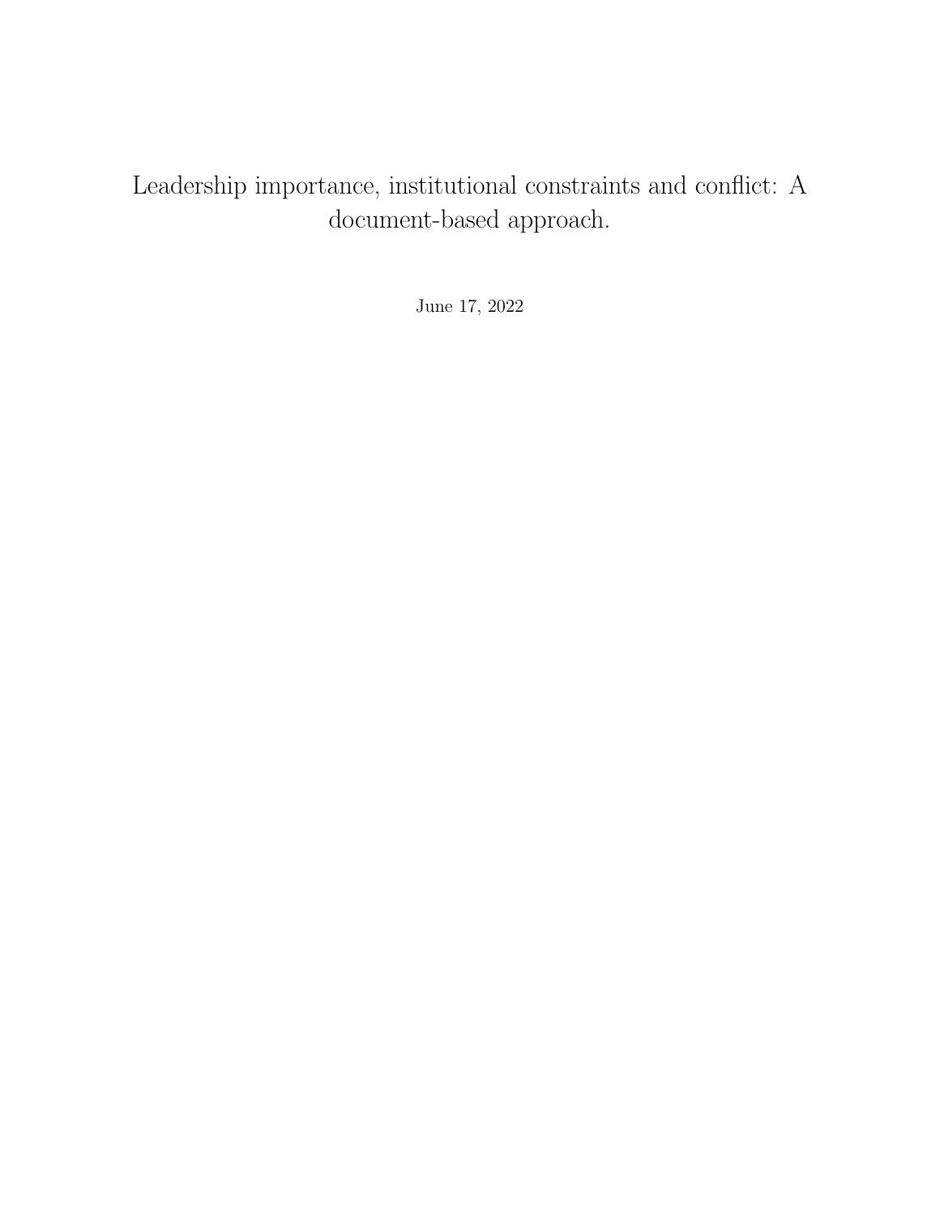# Leadership importance, institutional constraints and conflict: A document-based approach.

June 17, 2022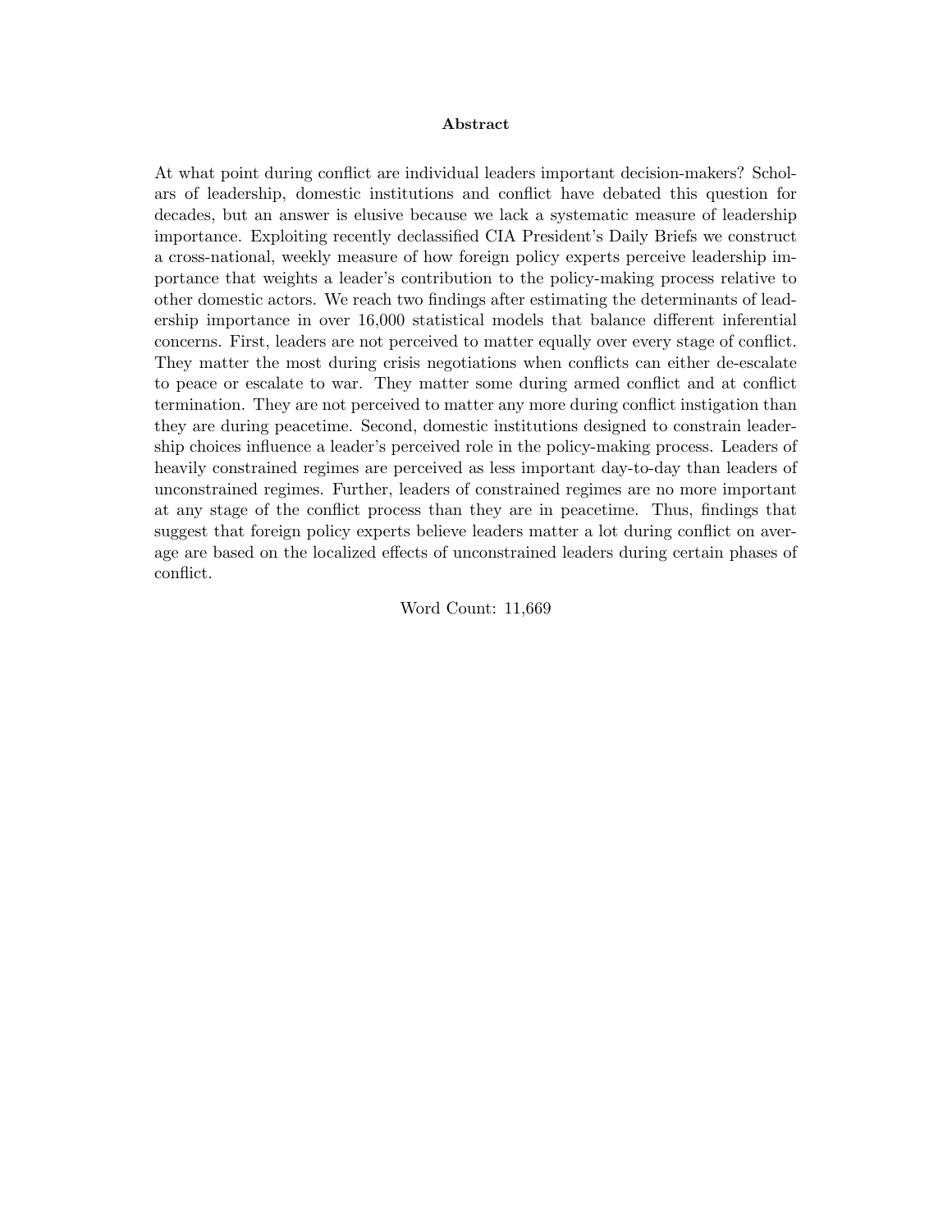**Abstract**

At what point during conflict are individual leaders important decision-makers? Scholars of leadership, domestic institutions and conflict have debated this question for decades, but an answer is elusive because we lack a systematic measure of leadership importance. Exploiting recently declassified CIA President's Daily Briefs we construct a cross-national, weekly measure of how foreign policy experts perceive leadership importance that weights a leader's contribution to the policy-making process relative to other domestic actors. We reach two findings after estimating the determinants of leadership importance in over 16,000 statistical models that balance different inferential concerns. First, leaders are not perceived to matter equally over every stage of conflict. They matter the most during crisis negotiations when conflicts can either de-escalate to peace or escalate to war. They matter some during armed conflict and at conflict termination. They are not perceived to matter any more during conflict instigation than they are during peacetime. Second, domestic institutions designed to constrain leadership choices influence a leader's perceived role in the policy-making process. Leaders of heavily constrained regimes are perceived as less important day-to-day than leaders of unconstrained regimes. Further, leaders of constrained regimes are no more important at any stage of the conflict process than they are in peacetime. Thus, findings that suggest that foreign policy experts believe leaders matter a lot during conflict on average are based on the localized effects of unconstrained leaders during certain phases of conflict.

Word Count: 11,669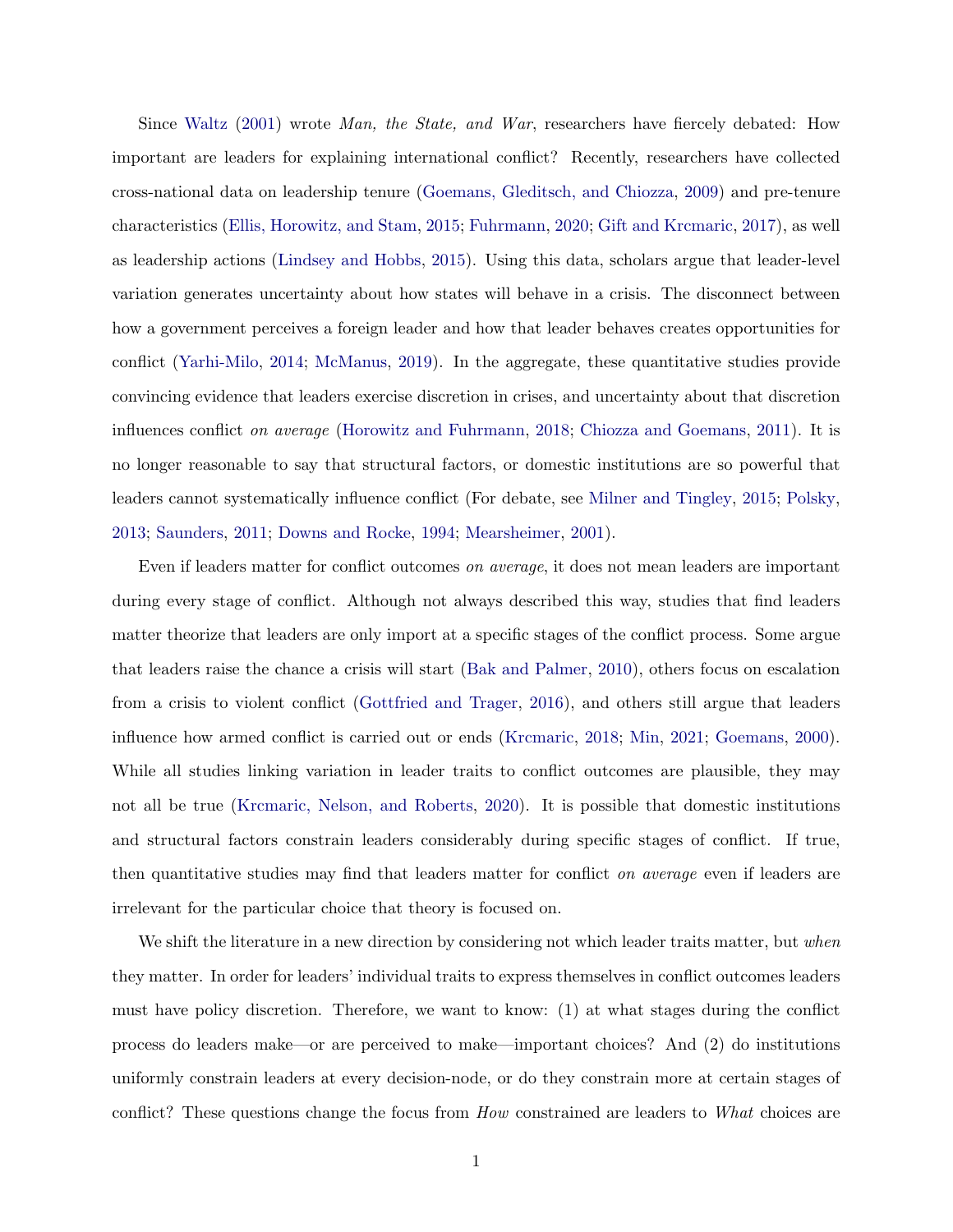Since Waltz (2001) wrote *Man, the State, and War*, researchers have fiercely debated: How important are leaders for explaining international conflict? Recently, researchers have collected cross-national data on leadership tenure (Goemans, Gleditsch, and Chiozza, 2009) and pre-tenure characteristics (Ellis, Horowitz, and Stam, 2015; Fuhrmann, 2020; Gift and Krcmaric, 2017), as well as leadership actions (Lindsey and Hobbs, 2015). Using this data, scholars argue that leader-level variation generates uncertainty about how states will behave in a crisis. The disconnect between how a government perceives a foreign leader and how that leader behaves creates opportunities for conflict (Yarhi-Milo, 2014; McManus, 2019). In the aggregate, these quantitative studies provide convincing evidence that leaders exercise discretion in crises, and uncertainty about that discretion influences conflict *on average* (Horowitz and Fuhrmann, 2018; Chiozza and Goemans, 2011). It is no longer reasonable to say that structural factors, or domestic institutions are so powerful that leaders cannot systematically influence conflict (For debate, see Milner and Tingley, 2015; Polsky, 2013; Saunders, 2011; Downs and Rocke, 1994; Mearsheimer, 2001).

Even if leaders matter for conflict outcomes *on average*, it does not mean leaders are important during every stage of conflict. Although not always described this way, studies that find leaders matter theorize that leaders are only import at a specific stages of the conflict process. Some argue that leaders raise the chance a crisis will start (Bak and Palmer, 2010), others focus on escalation from a crisis to violent conflict (Gottfried and Trager, 2016), and others still argue that leaders influence how armed conflict is carried out or ends (Krcmaric, 2018; Min, 2021; Goemans, 2000). While all studies linking variation in leader traits to conflict outcomes are plausible, they may not all be true (Krcmaric, Nelson, and Roberts, 2020). It is possible that domestic institutions and structural factors constrain leaders considerably during specific stages of conflict. If true, then quantitative studies may find that leaders matter for conflict *on average* even if leaders are irrelevant for the particular choice that theory is focused on.

We shift the literature in a new direction by considering not which leader traits matter, but *when* they matter. In order for leaders' individual traits to express themselves in conflict outcomes leaders must have policy discretion. Therefore, we want to know: (1) at what stages during the conflict process do leaders make—or are perceived to make—important choices? And (2) do institutions uniformly constrain leaders at every decision-node, or do they constrain more at certain stages of conflict? These questions change the focus from *How* constrained are leaders to *What* choices are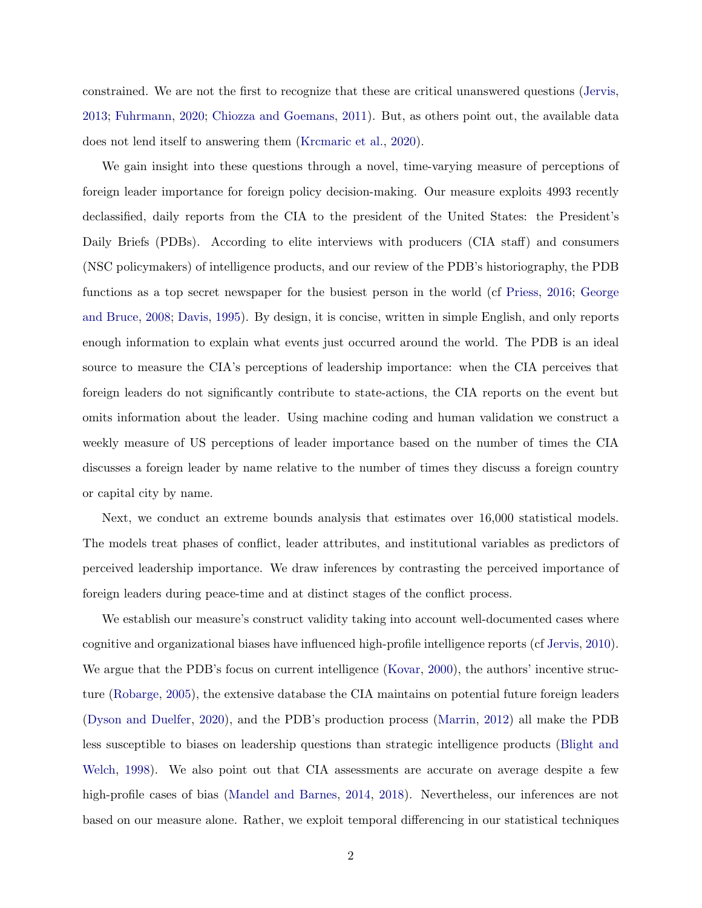constrained. We are not the first to recognize that these are critical unanswered questions (Jervis, 2013; Fuhrmann, 2020; Chiozza and Goemans, 2011). But, as others point out, the available data does not lend itself to answering them (Krcmaric et al., 2020).

We gain insight into these questions through a novel, time-varying measure of perceptions of foreign leader importance for foreign policy decision-making. Our measure exploits 4993 recently declassified, daily reports from the CIA to the president of the United States: the President's Daily Briefs (PDBs). According to elite interviews with producers (CIA staff) and consumers (NSC policymakers) of intelligence products, and our review of the PDB's historiography, the PDB functions as a top secret newspaper for the busiest person in the world (cf Priess, 2016; George and Bruce, 2008; Davis, 1995). By design, it is concise, written in simple English, and only reports enough information to explain what events just occurred around the world. The PDB is an ideal source to measure the CIA's perceptions of leadership importance: when the CIA perceives that foreign leaders do not significantly contribute to state-actions, the CIA reports on the event but omits information about the leader. Using machine coding and human validation we construct a weekly measure of US perceptions of leader importance based on the number of times the CIA discusses a foreign leader by name relative to the number of times they discuss a foreign country or capital city by name.

Next, we conduct an extreme bounds analysis that estimates over 16,000 statistical models. The models treat phases of conflict, leader attributes, and institutional variables as predictors of perceived leadership importance. We draw inferences by contrasting the perceived importance of foreign leaders during peace-time and at distinct stages of the conflict process.

We establish our measure's construct validity taking into account well-documented cases where cognitive and organizational biases have influenced high-profile intelligence reports (cf Jervis, 2010). We argue that the PDB's focus on current intelligence (Kovar, 2000), the authors' incentive structure (Robarge, 2005), the extensive database the CIA maintains on potential future foreign leaders (Dyson and Duelfer, 2020), and the PDB's production process (Marrin, 2012) all make the PDB less susceptible to biases on leadership questions than strategic intelligence products (Blight and Welch, 1998). We also point out that CIA assessments are accurate on average despite a few high-profile cases of bias (Mandel and Barnes, 2014, 2018). Nevertheless, our inferences are not based on our measure alone. Rather, we exploit temporal differencing in our statistical techniques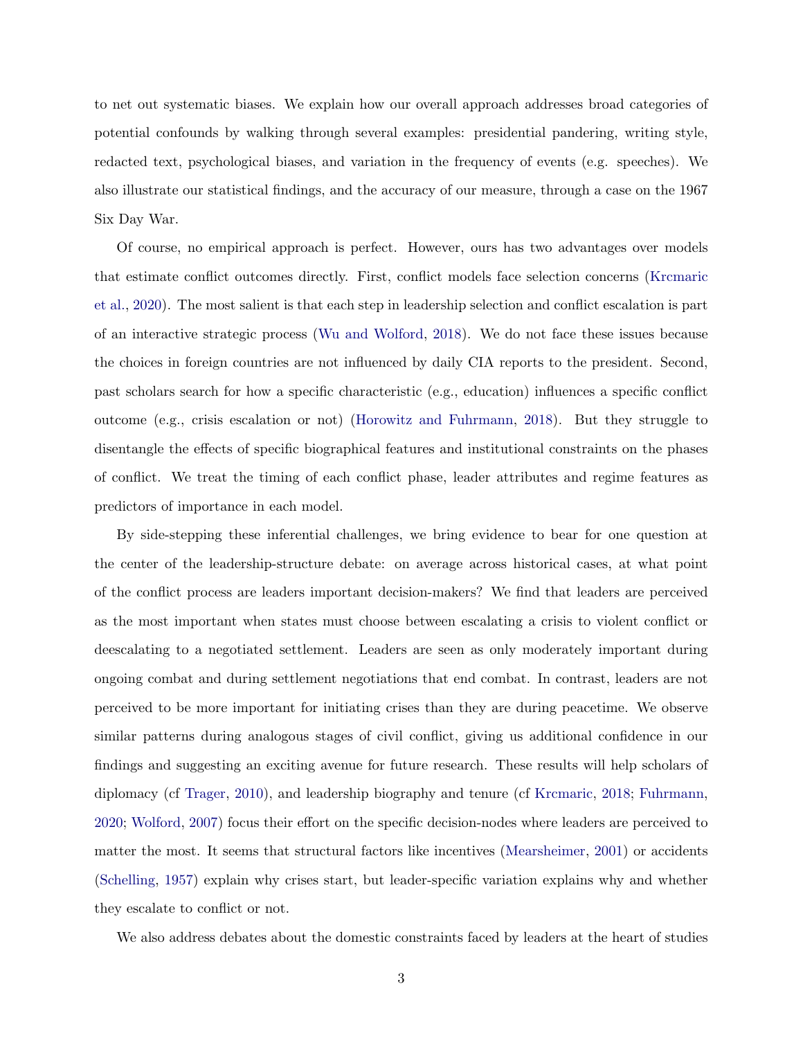to net out systematic biases. We explain how our overall approach addresses broad categories of potential confounds by walking through several examples: presidential pandering, writing style, redacted text, psychological biases, and variation in the frequency of events (e.g. speeches). We also illustrate our statistical findings, and the accuracy of our measure, through a case on the 1967 Six Day War.

Of course, no empirical approach is perfect. However, ours has two advantages over models that estimate conflict outcomes directly. First, conflict models face selection concerns (Krcmaric et al., 2020). The most salient is that each step in leadership selection and conflict escalation is part of an interactive strategic process (Wu and Wolford, 2018). We do not face these issues because the choices in foreign countries are not influenced by daily CIA reports to the president. Second, past scholars search for how a specific characteristic (e.g., education) influences a specific conflict outcome (e.g., crisis escalation or not) (Horowitz and Fuhrmann, 2018). But they struggle to disentangle the effects of specific biographical features and institutional constraints on the phases of conflict. We treat the timing of each conflict phase, leader attributes and regime features as predictors of importance in each model.

By side-stepping these inferential challenges, we bring evidence to bear for one question at the center of the leadership-structure debate: on average across historical cases, at what point of the conflict process are leaders important decision-makers? We find that leaders are perceived as the most important when states must choose between escalating a crisis to violent conflict or deescalating to a negotiated settlement. Leaders are seen as only moderately important during ongoing combat and during settlement negotiations that end combat. In contrast, leaders are not perceived to be more important for initiating crises than they are during peacetime. We observe similar patterns during analogous stages of civil conflict, giving us additional confidence in our findings and suggesting an exciting avenue for future research. These results will help scholars of diplomacy (cf Trager, 2010), and leadership biography and tenure (cf Krcmaric, 2018; Fuhrmann, 2020; Wolford, 2007) focus their effort on the specific decision-nodes where leaders are perceived to matter the most. It seems that structural factors like incentives (Mearsheimer, 2001) or accidents (Schelling, 1957) explain why crises start, but leader-specific variation explains why and whether they escalate to conflict or not.

We also address debates about the domestic constraints faced by leaders at the heart of studies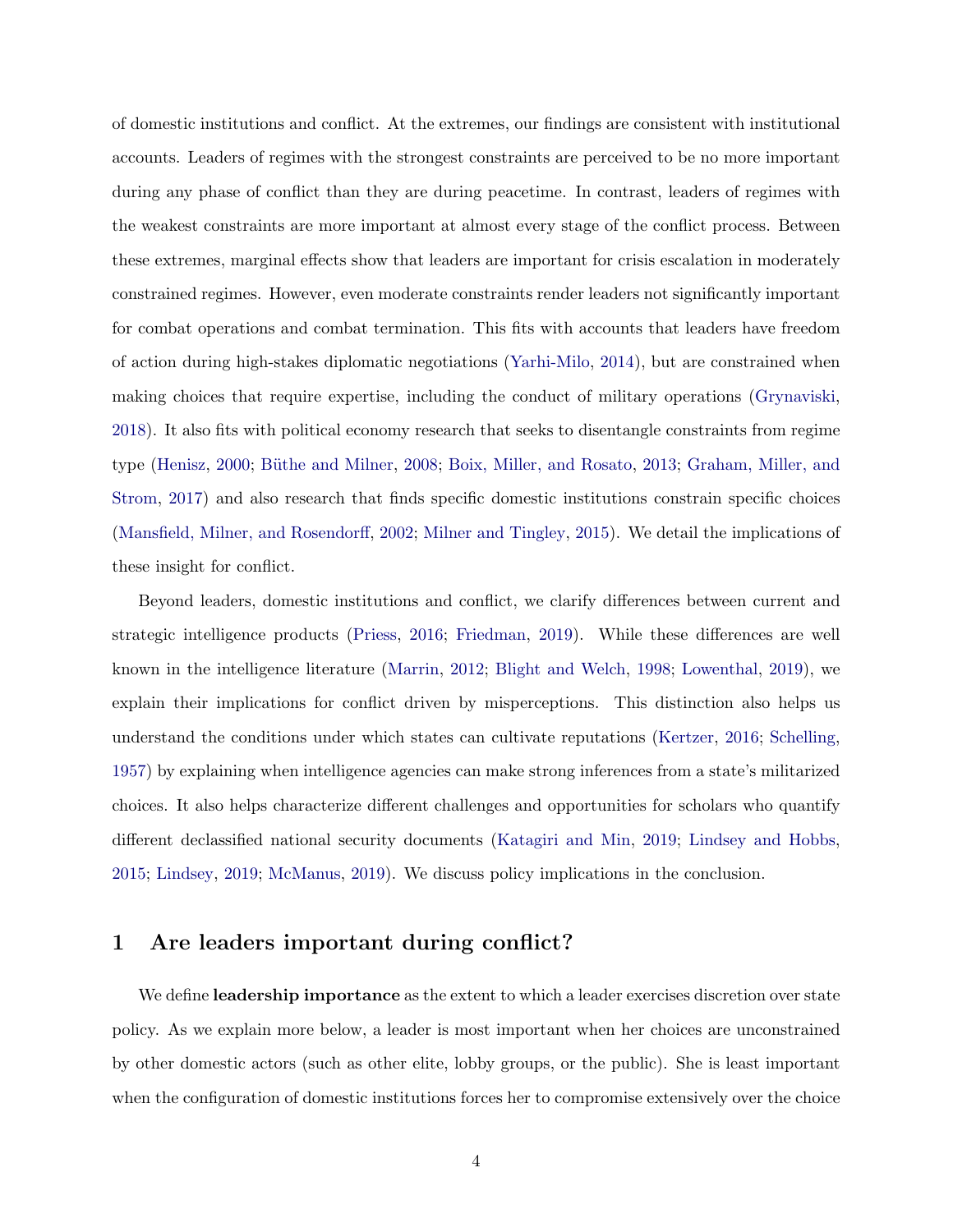of domestic institutions and conflict. At the extremes, our findings are consistent with institutional accounts. Leaders of regimes with the strongest constraints are perceived to be no more important during any phase of conflict than they are during peacetime. In contrast, leaders of regimes with the weakest constraints are more important at almost every stage of the conflict process. Between these extremes, marginal effects show that leaders are important for crisis escalation in moderately constrained regimes. However, even moderate constraints render leaders not significantly important for combat operations and combat termination. This fits with accounts that leaders have freedom of action during high-stakes diplomatic negotiations (Yarhi-Milo, 2014), but are constrained when making choices that require expertise, including the conduct of military operations (Grynaviski, 2018). It also fits with political economy research that seeks to disentangle constraints from regime type (Henisz, 2000; Büthe and Milner, 2008; Boix, Miller, and Rosato, 2013; Graham, Miller, and Strom, 2017) and also research that finds specific domestic institutions constrain specific choices (Mansfield, Milner, and Rosendorff, 2002; Milner and Tingley, 2015). We detail the implications of these insight for conflict.

Beyond leaders, domestic institutions and conflict, we clarify differences between current and strategic intelligence products (Priess, 2016; Friedman, 2019). While these differences are well known in the intelligence literature (Marrin, 2012; Blight and Welch, 1998; Lowenthal, 2019), we explain their implications for conflict driven by misperceptions. This distinction also helps us understand the conditions under which states can cultivate reputations (Kertzer, 2016; Schelling, 1957) by explaining when intelligence agencies can make strong inferences from a state's militarized choices. It also helps characterize different challenges and opportunities for scholars who quantify different declassified national security documents (Katagiri and Min, 2019; Lindsey and Hobbs, 2015; Lindsey, 2019; McManus, 2019). We discuss policy implications in the conclusion.

# 1 Are leaders important during conflict?

We define **leadership importance** as the extent to which a leader exercises discretion over state policy. As we explain more below, a leader is most important when her choices are unconstrained by other domestic actors (such as other elite, lobby groups, or the public). She is least important when the configuration of domestic institutions forces her to compromise extensively over the choice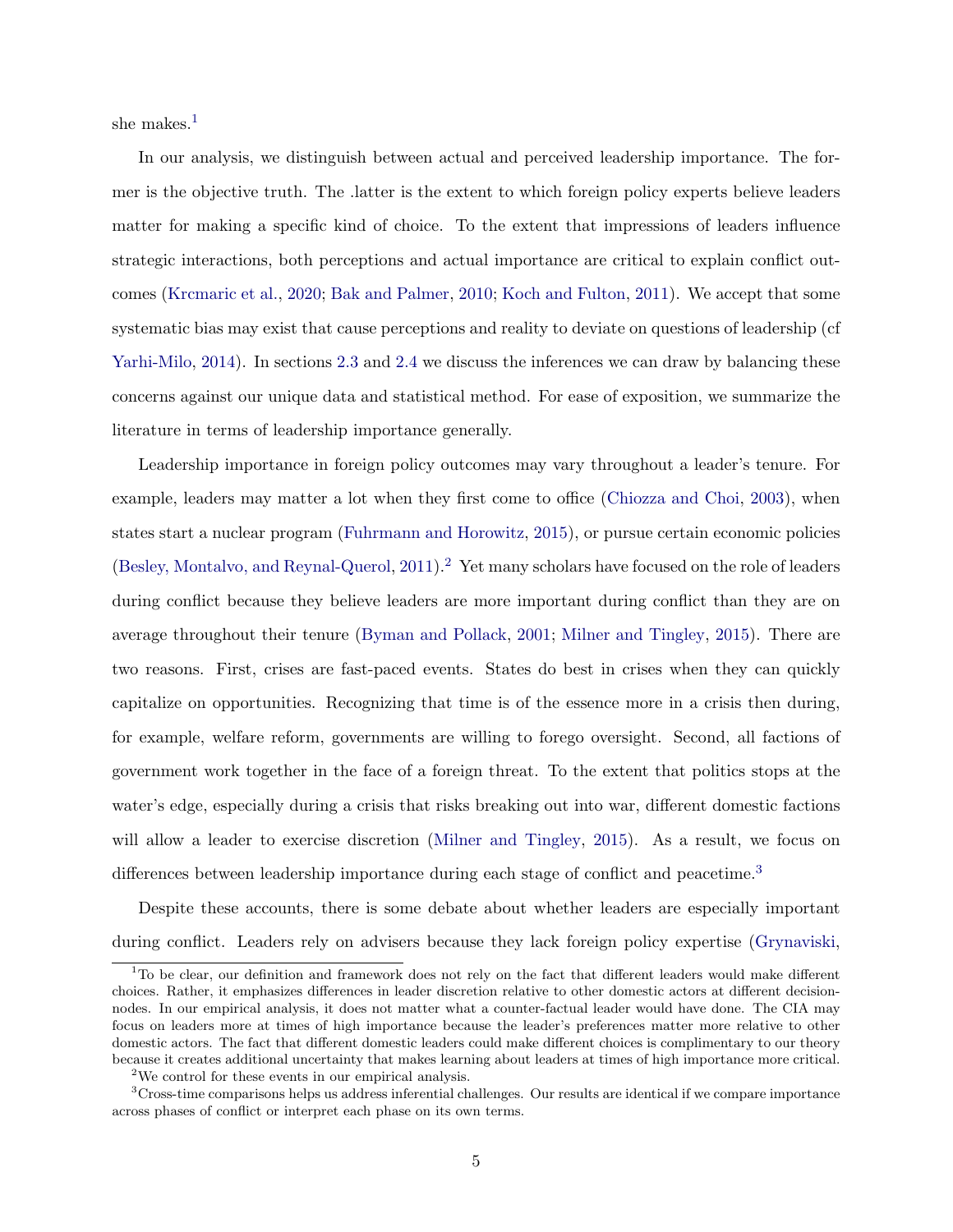she makes.[1]

In our analysis, we distinguish between actual and perceived leadership importance. The former is the objective truth. The .latter is the extent to which foreign policy experts believe leaders matter for making a specific kind of choice. To the extent that impressions of leaders influence strategic interactions, both perceptions and actual importance are critical to explain conflict outcomes (Krcmaric et al., 2020; Bak and Palmer, 2010; Koch and Fulton, 2011). We accept that some systematic bias may exist that cause perceptions and reality to deviate on questions of leadership (cf Yarhi-Milo, 2014). In sections 2.3 and 2.4 we discuss the inferences we can draw by balancing these concerns against our unique data and statistical method. For ease of exposition, we summarize the literature in terms of leadership importance generally.

Leadership importance in foreign policy outcomes may vary throughout a leader's tenure. For example, leaders may matter a lot when they first come to office (Chiozza and Choi, 2003), when states start a nuclear program (Fuhrmann and Horowitz, 2015), or pursue certain economic policies (Besley, Montalvo, and Reynal-Querol, 2011).[2] Yet many scholars have focused on the role of leaders during conflict because they believe leaders are more important during conflict than they are on average throughout their tenure (Byman and Pollack, 2001; Milner and Tingley, 2015). There are two reasons. First, crises are fast-paced events. States do best in crises when they can quickly capitalize on opportunities. Recognizing that time is of the essence more in a crisis then during, for example, welfare reform, governments are willing to forego oversight. Second, all factions of government work together in the face of a foreign threat. To the extent that politics stops at the water's edge, especially during a crisis that risks breaking out into war, different domestic factions will allow a leader to exercise discretion (Milner and Tingley, 2015). As a result, we focus on differences between leadership importance during each stage of conflict and peacetime.[3]

Despite these accounts, there is some debate about whether leaders are especially important during conflict. Leaders rely on advisers because they lack foreign policy expertise (Grynaviski,

[1] To be clear, our definition and framework does not rely on the fact that different leaders would make different choices. Rather, it emphasizes differences in leader discretion relative to other domestic actors at different decision-nodes. In our empirical analysis, it does not matter what a counter-factual leader would have done. The CIA may focus on leaders more at times of high importance because the leader's preferences matter more relative to other domestic actors. The fact that different domestic leaders could make different choices is complimentary to our theory because it creates additional uncertainty that makes learning about leaders at times of high importance more critical.

[2] We control for these events in our empirical analysis.

[3] Cross-time comparisons helps us address inferential challenges. Our results are identical if we compare importance across phases of conflict or interpret each phase on its own terms.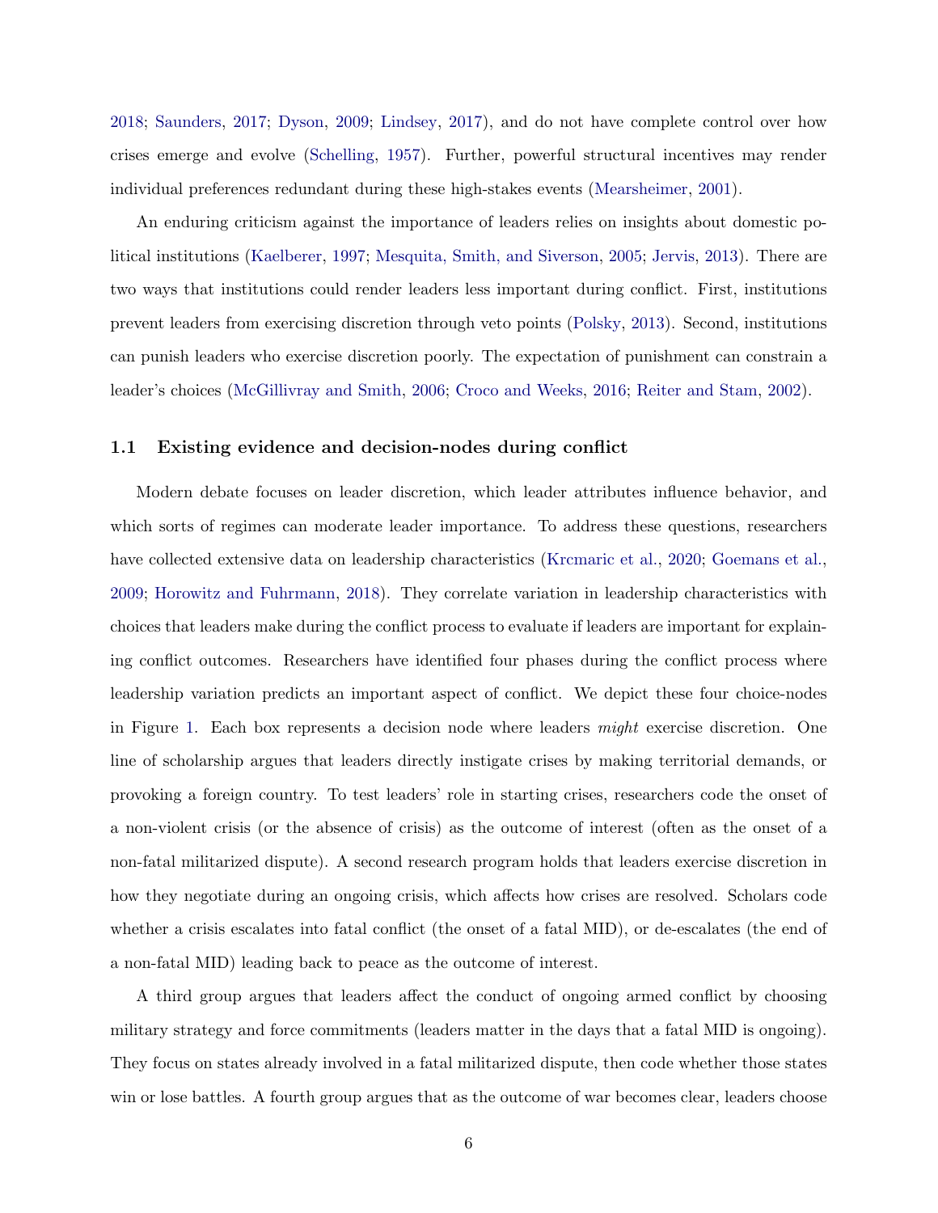2018; Saunders, 2017; Dyson, 2009; Lindsey, 2017), and do not have complete control over how crises emerge and evolve (Schelling, 1957). Further, powerful structural incentives may render individual preferences redundant during these high-stakes events (Mearsheimer, 2001).

An enduring criticism against the importance of leaders relies on insights about domestic political institutions (Kaelberer, 1997; Mesquita, Smith, and Siverson, 2005; Jervis, 2013). There are two ways that institutions could render leaders less important during conflict. First, institutions prevent leaders from exercising discretion through veto points (Polsky, 2013). Second, institutions can punish leaders who exercise discretion poorly. The expectation of punishment can constrain a leader's choices (McGillivray and Smith, 2006; Croco and Weeks, 2016; Reiter and Stam, 2002).

### 1.1 Existing evidence and decision-nodes during conflict

Modern debate focuses on leader discretion, which leader attributes influence behavior, and which sorts of regimes can moderate leader importance. To address these questions, researchers have collected extensive data on leadership characteristics (Krcmaric et al., 2020; Goemans et al., 2009; Horowitz and Fuhrmann, 2018). They correlate variation in leadership characteristics with choices that leaders make during the conflict process to evaluate if leaders are important for explaining conflict outcomes. Researchers have identified four phases during the conflict process where leadership variation predicts an important aspect of conflict. We depict these four choice-nodes in Figure 1. Each box represents a decision node where leaders *might* exercise discretion. One line of scholarship argues that leaders directly instigate crises by making territorial demands, or provoking a foreign country. To test leaders' role in starting crises, researchers code the onset of a non-violent crisis (or the absence of crisis) as the outcome of interest (often as the onset of a non-fatal militarized dispute). A second research program holds that leaders exercise discretion in how they negotiate during an ongoing crisis, which affects how crises are resolved. Scholars code whether a crisis escalates into fatal conflict (the onset of a fatal MID), or de-escalates (the end of a non-fatal MID) leading back to peace as the outcome of interest.

A third group argues that leaders affect the conduct of ongoing armed conflict by choosing military strategy and force commitments (leaders matter in the days that a fatal MID is ongoing). They focus on states already involved in a fatal militarized dispute, then code whether those states win or lose battles. A fourth group argues that as the outcome of war becomes clear, leaders choose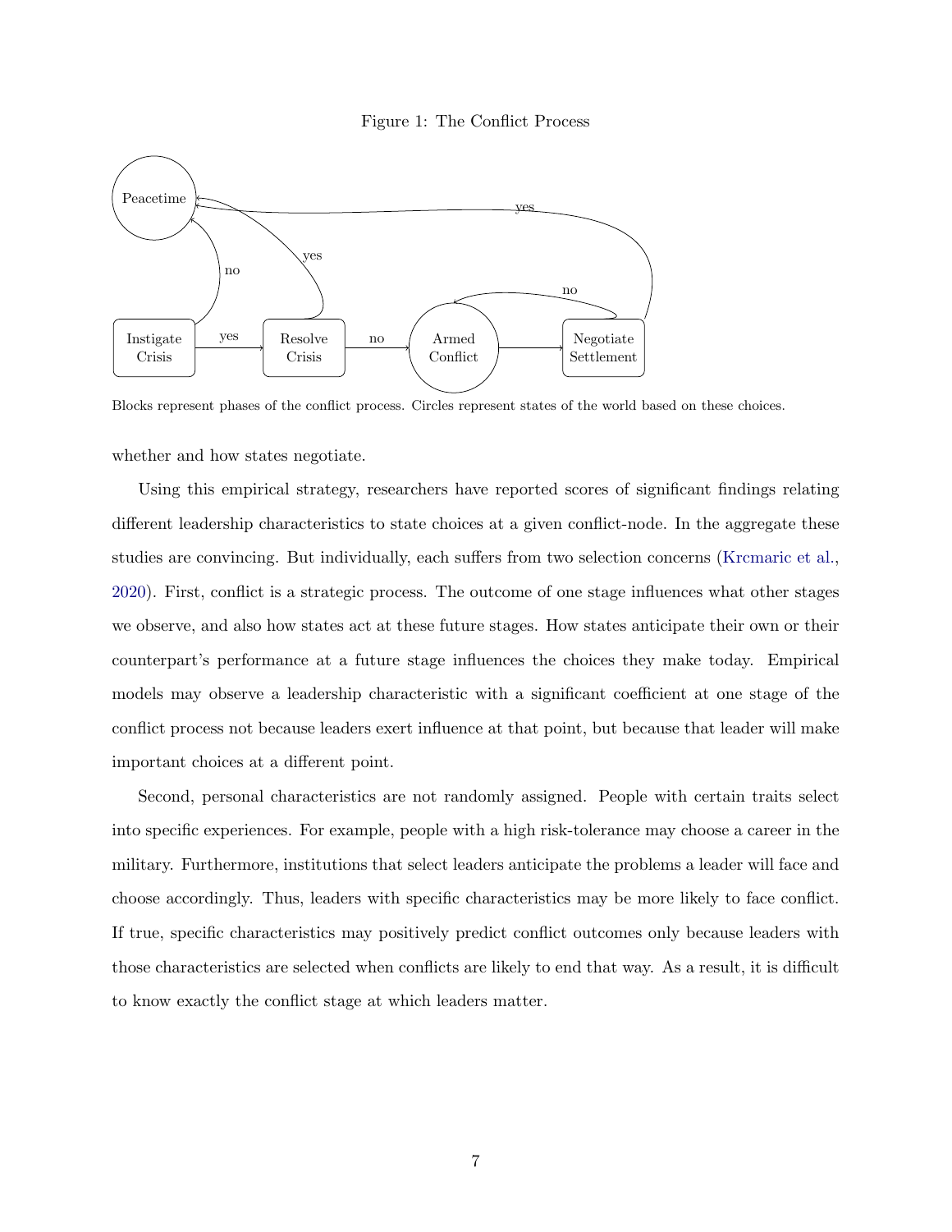Figure 1: The Conflict Process

Blocks represent phases of the conflict process. Circles represent states of the world based on these choices.

whether and how states negotiate.

Using this empirical strategy, researchers have reported scores of significant findings relating different leadership characteristics to state choices at a given conflict-node. In the aggregate these studies are convincing. But individually, each suffers from two selection concerns (Krcmaric et al., 2020). First, conflict is a strategic process. The outcome of one stage influences what other stages we observe, and also how states act at these future stages. How states anticipate their own or their counterpart's performance at a future stage influences the choices they make today. Empirical models may observe a leadership characteristic with a significant coefficient at one stage of the conflict process not because leaders exert influence at that point, but because that leader will make important choices at a different point.

Second, personal characteristics are not randomly assigned. People with certain traits select into specific experiences. For example, people with a high risk-tolerance may choose a career in the military. Furthermore, institutions that select leaders anticipate the problems a leader will face and choose accordingly. Thus, leaders with specific characteristics may be more likely to face conflict. If true, specific characteristics may positively predict conflict outcomes only because leaders with those characteristics are selected when conflicts are likely to end that way. As a result, it is difficult to know exactly the conflict stage at which leaders matter.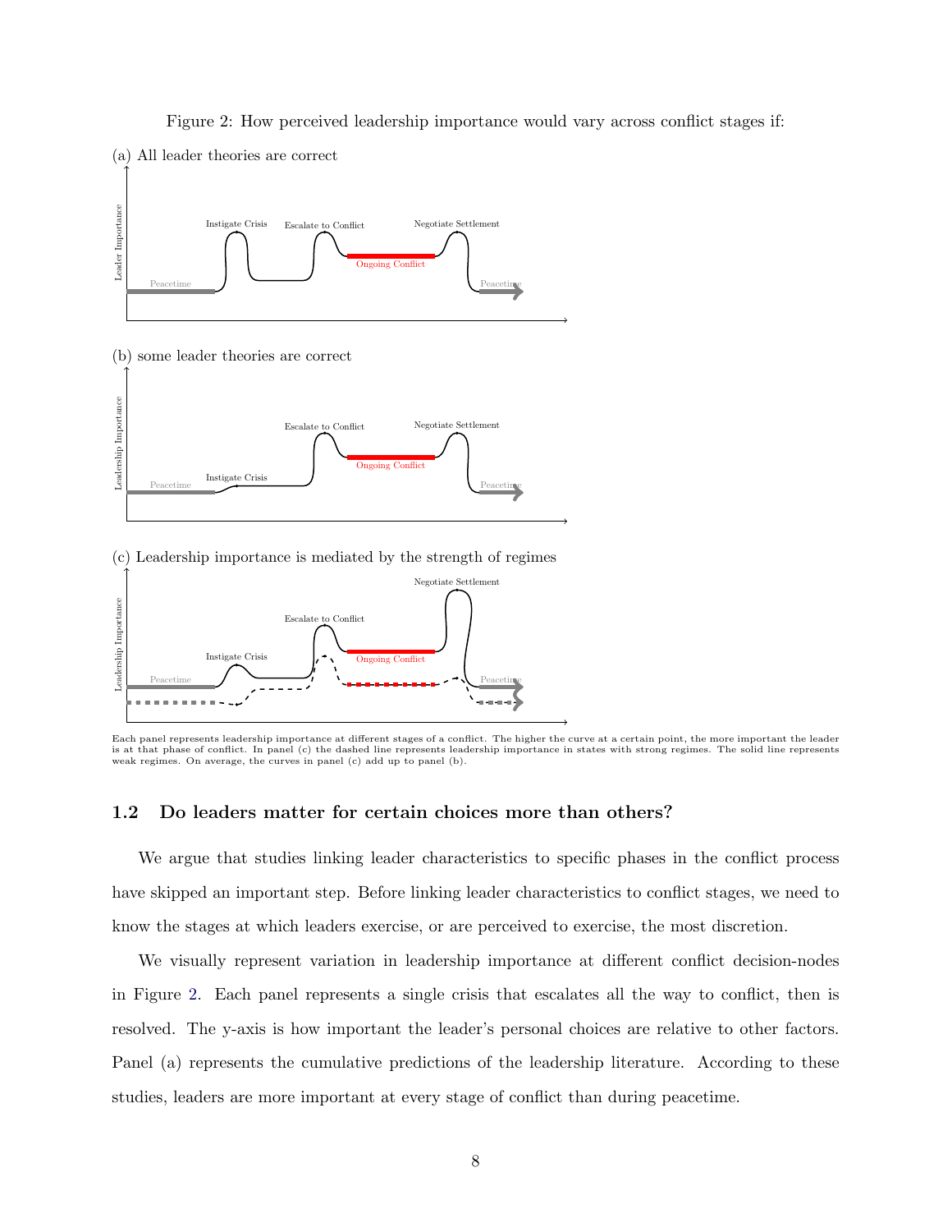Figure 2: How perceived leadership importance would vary across conflict stages if:

(a) All leader theories are correct

(b) some leader theories are correct

(c) Leadership importance is mediated by the strength of regimes

Each panel represents leadership importance at different stages of a conflict. The higher the curve at a certain point, the more important the leader is at that phase of conflict. In panel (c) the dashed line represents leadership importance in states with strong regimes. The solid line represents weak regimes. On average, the curves in panel (c) add up to panel (b).

## 1.2 Do leaders matter for certain choices more than others?

We argue that studies linking leader characteristics to specific phases in the conflict process have skipped an important step. Before linking leader characteristics to conflict stages, we need to know the stages at which leaders exercise, or are perceived to exercise, the most discretion.

We visually represent variation in leadership importance at different conflict decision-nodes in Figure 2. Each panel represents a single crisis that escalates all the way to conflict, then is resolved. The y-axis is how important the leader's personal choices are relative to other factors. Panel (a) represents the cumulative predictions of the leadership literature. According to these studies, leaders are more important at every stage of conflict than during peacetime.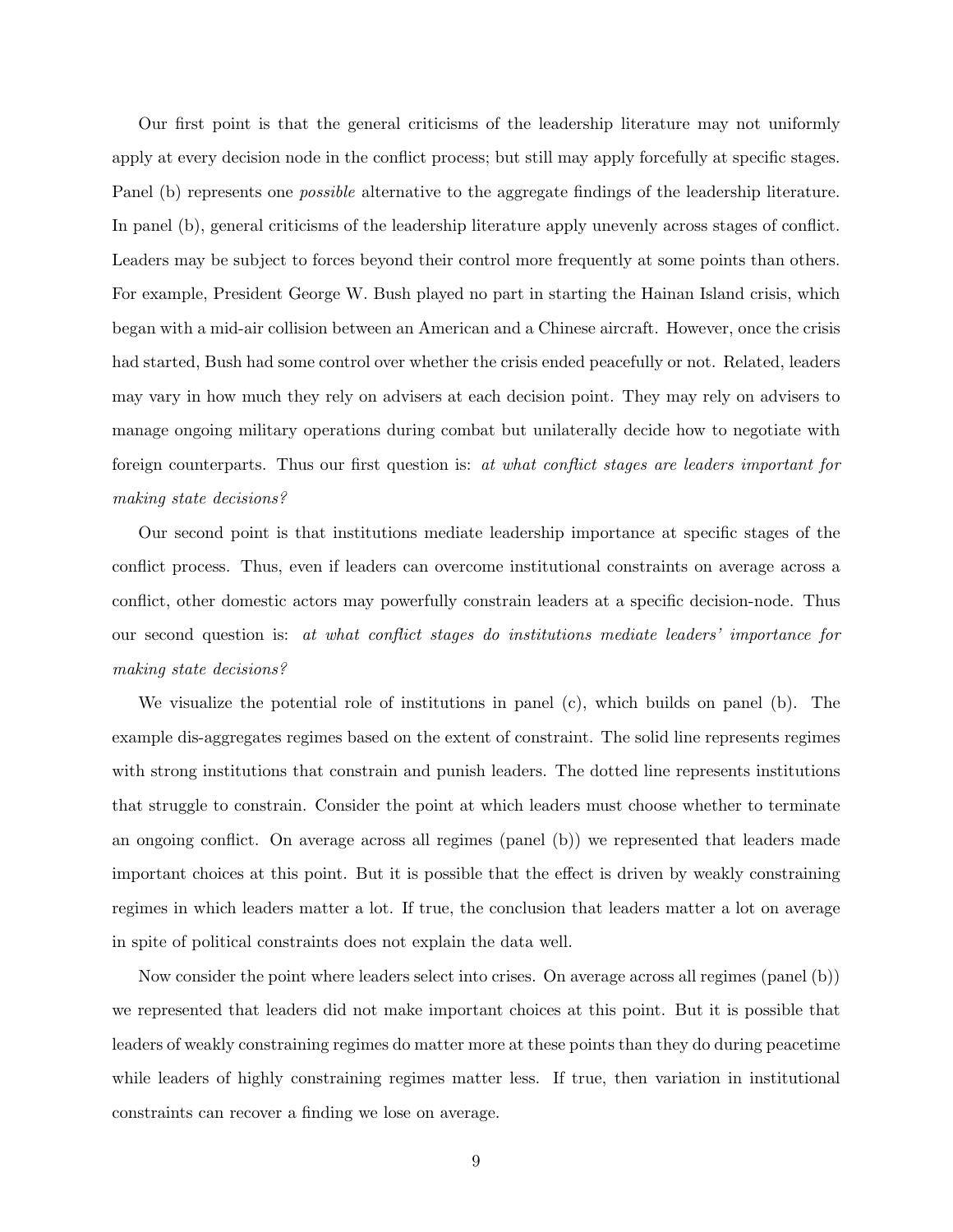Our first point is that the general criticisms of the leadership literature may not uniformly apply at every decision node in the conflict process; but still may apply forcefully at specific stages. Panel (b) represents one *possible* alternative to the aggregate findings of the leadership literature. In panel (b), general criticisms of the leadership literature apply unevenly across stages of conflict. Leaders may be subject to forces beyond their control more frequently at some points than others. For example, President George W. Bush played no part in starting the Hainan Island crisis, which began with a mid-air collision between an American and a Chinese aircraft. However, once the crisis had started, Bush had some control over whether the crisis ended peacefully or not. Related, leaders may vary in how much they rely on advisers at each decision point. They may rely on advisers to manage ongoing military operations during combat but unilaterally decide how to negotiate with foreign counterparts. Thus our first question is: *at what conflict stages are leaders important for making state decisions?*

Our second point is that institutions mediate leadership importance at specific stages of the conflict process. Thus, even if leaders can overcome institutional constraints on average across a conflict, other domestic actors may powerfully constrain leaders at a specific decision-node. Thus our second question is: *at what conflict stages do institutions mediate leaders' importance for making state decisions?*

We visualize the potential role of institutions in panel (c), which builds on panel (b). The example dis-aggregates regimes based on the extent of constraint. The solid line represents regimes with strong institutions that constrain and punish leaders. The dotted line represents institutions that struggle to constrain. Consider the point at which leaders must choose whether to terminate an ongoing conflict. On average across all regimes (panel (b)) we represented that leaders made important choices at this point. But it is possible that the effect is driven by weakly constraining regimes in which leaders matter a lot. If true, the conclusion that leaders matter a lot on average in spite of political constraints does not explain the data well.

Now consider the point where leaders select into crises. On average across all regimes (panel (b)) we represented that leaders did not make important choices at this point. But it is possible that leaders of weakly constraining regimes do matter more at these points than they do during peacetime while leaders of highly constraining regimes matter less. If true, then variation in institutional constraints can recover a finding we lose on average.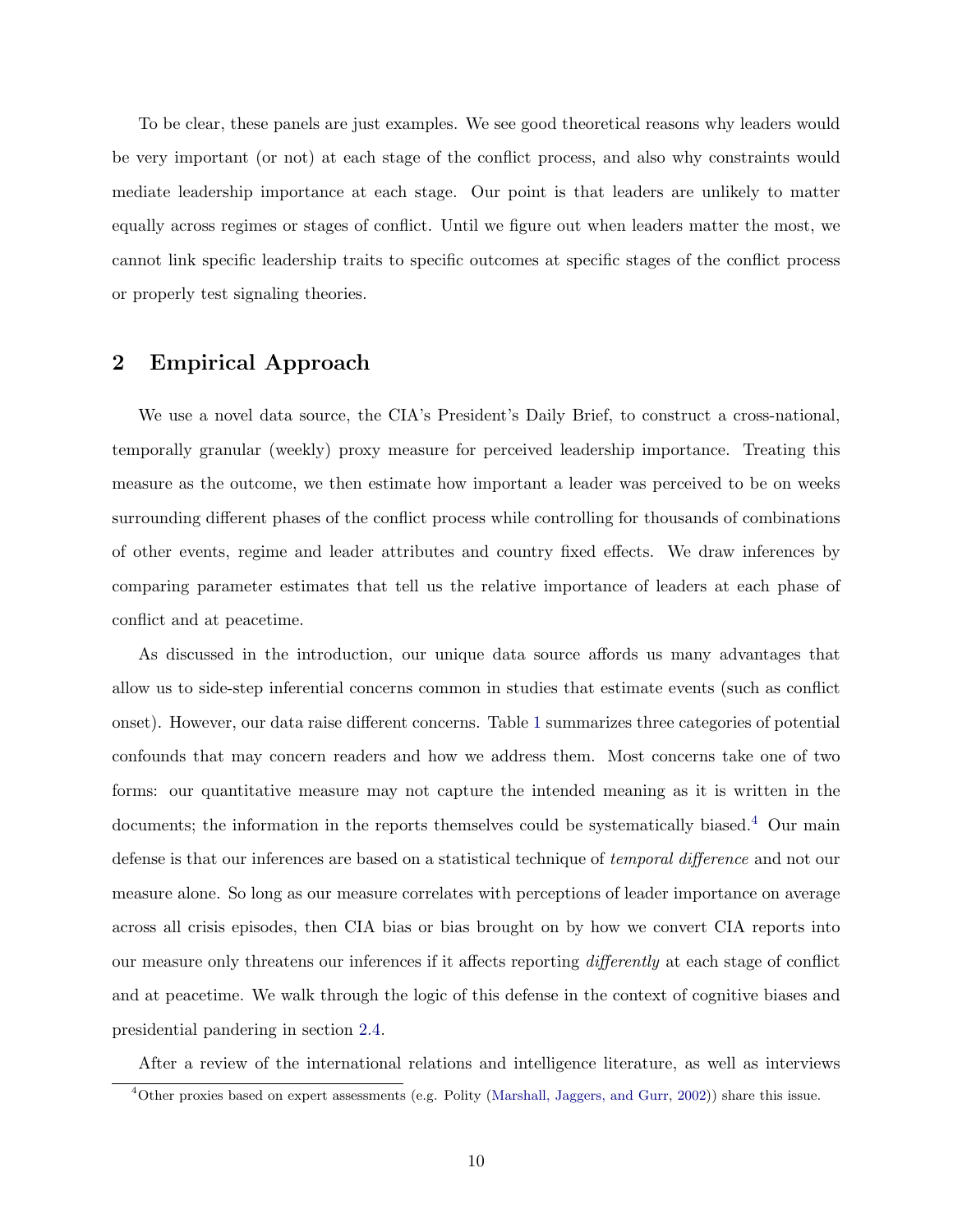To be clear, these panels are just examples. We see good theoretical reasons why leaders would be very important (or not) at each stage of the conflict process, and also why constraints would mediate leadership importance at each stage. Our point is that leaders are unlikely to matter equally across regimes or stages of conflict. Until we figure out when leaders matter the most, we cannot link specific leadership traits to specific outcomes at specific stages of the conflict process or properly test signaling theories.

## 2 Empirical Approach

We use a novel data source, the CIA's President's Daily Brief, to construct a cross-national, temporally granular (weekly) proxy measure for perceived leadership importance. Treating this measure as the outcome, we then estimate how important a leader was perceived to be on weeks surrounding different phases of the conflict process while controlling for thousands of combinations of other events, regime and leader attributes and country fixed effects. We draw inferences by comparing parameter estimates that tell us the relative importance of leaders at each phase of conflict and at peacetime.

As discussed in the introduction, our unique data source affords us many advantages that allow us to side-step inferential concerns common in studies that estimate events (such as conflict onset). However, our data raise different concerns. Table 1 summarizes three categories of potential confounds that may concern readers and how we address them. Most concerns take one of two forms: our quantitative measure may not capture the intended meaning as it is written in the documents; the information in the reports themselves could be systematically biased.[4] Our main defense is that our inferences are based on a statistical technique of *temporal difference* and not our measure alone. So long as our measure correlates with perceptions of leader importance on average across all crisis episodes, then CIA bias or bias brought on by how we convert CIA reports into our measure only threatens our inferences if it affects reporting *differently* at each stage of conflict and at peacetime. We walk through the logic of this defense in the context of cognitive biases and presidential pandering in section 2.4.

After a review of the international relations and intelligence literature, as well as interviews

[4] Other proxies based on expert assessments (e.g. Polity (Marshall, Jaggers, and Gurr, 2002)) share this issue.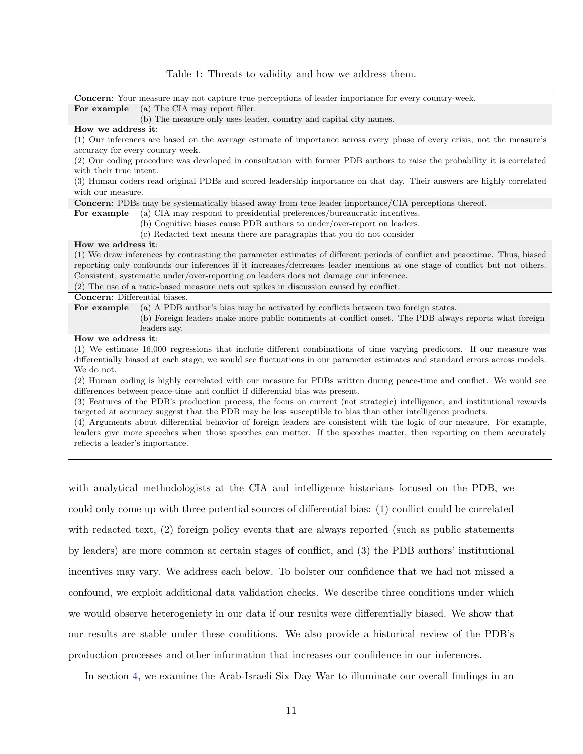Table 1: Threats to validity and how we address them.

| | |
|---|---|
| **Concern**: Your measure may not capture true perceptions of leader importance for every country-week. | |
| **For example** | (a) The CIA may report filler. |
| | (b) The measure only uses leader, country and capital city names. |
| **How we address it**: | |
| (1) Our inferences are based on the average estimate of importance across every phase of every crisis; not the measure's accuracy for every country week. | |
| (2) Our coding procedure was developed in consultation with former PDB authors to raise the probability it is correlated with their true intent. | |
| (3) Human coders read original PDBs and scored leadership importance on that day. Their answers are highly correlated with our measure. | |
| **Concern**: PDBs may be systematically biased away from true leader importance/CIA perceptions thereof. | |
| **For example** | (a) CIA may respond to presidential preferences/bureaucratic incentives. |
| | (b) Cognitive biases cause PDB authors to under/over-report on leaders. |
| | (c) Redacted text means there are paragraphs that you do not consider |
| **How we address it**: | |
| (1) We draw inferences by contrasting the parameter estimates of different periods of conflict and peacetime. Thus, biased reporting only confounds our inferences if it increases/decreases leader mentions at one stage of conflict but not others. Consistent, systematic under/over-reporting on leaders does not damage our inference. | |
| (2) The use of a ratio-based measure nets out spikes in discussion caused by conflict. | |
| **Concern**: Differential biases. | |
| **For example** | (a) A PDB author's bias may be activated by conflicts between two foreign states. |
| | (b) Foreign leaders make more public comments at conflict onset. The PDB always reports what foreign leaders say. |
| **How we address it**: | |
| (1) We estimate 16,000 regressions that include different combinations of time varying predictors. If our measure was differentially biased at each stage, we would see fluctuations in our parameter estimates and standard errors across models. We do not. | |
| (2) Human coding is highly correlated with our measure for PDBs written during peace-time and conflict. We would see differences between peace-time and conflict if differential bias was present. | |
| (3) Features of the PDB's production process, the focus on current (not strategic) intelligence, and institutional rewards targeted at accuracy suggest that the PDB may be less susceptible to bias than other intelligence products. | |
| (4) Arguments about differential behavior of foreign leaders are consistent with the logic of our measure. For example, leaders give more speeches when those speeches can matter. If the speeches matter, then reporting on them accurately reflects a leader's importance. | |

with analytical methodologists at the CIA and intelligence historians focused on the PDB, we could only come up with three potential sources of differential bias: (1) conflict could be correlated with redacted text, (2) foreign policy events that are always reported (such as public statements by leaders) are more common at certain stages of conflict, and (3) the PDB authors' institutional incentives may vary. We address each below. To bolster our confidence that we had not missed a confound, we exploit additional data validation checks. We describe three conditions under which we would observe heterogeniety in our data if our results were differentially biased. We show that our results are stable under these conditions. We also provide a historical review of the PDB's production processes and other information that increases our confidence in our inferences.

In section 4, we examine the Arab-Israeli Six Day War to illuminate our overall findings in an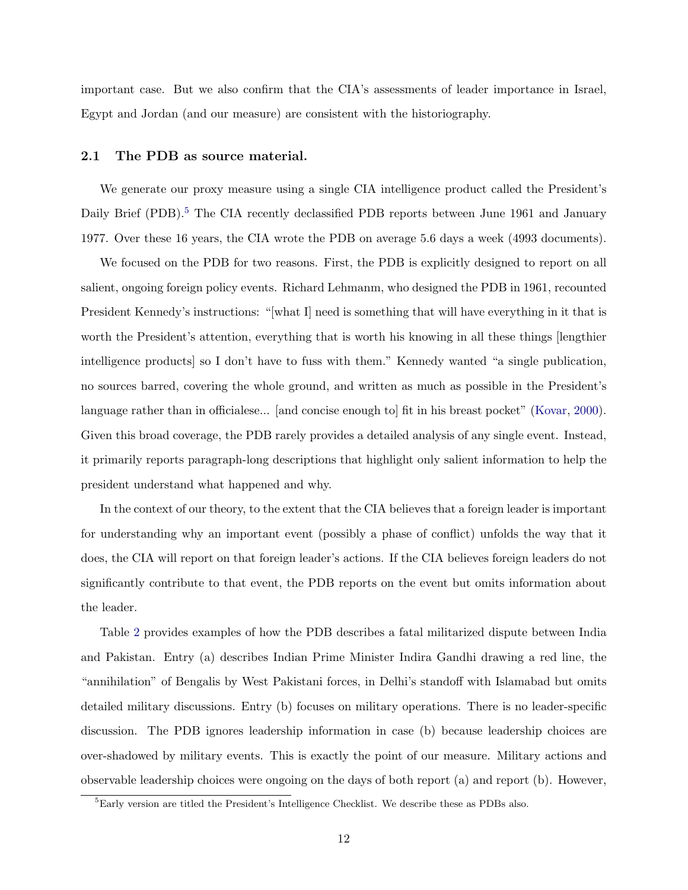important case. But we also confirm that the CIA's assessments of leader importance in Israel, Egypt and Jordan (and our measure) are consistent with the historiography.

### 2.1 The PDB as source material.

We generate our proxy measure using a single CIA intelligence product called the President's Daily Brief (PDB).[5] The CIA recently declassified PDB reports between June 1961 and January 1977. Over these 16 years, the CIA wrote the PDB on average 5.6 days a week (4993 documents).

We focused on the PDB for two reasons. First, the PDB is explicitly designed to report on all salient, ongoing foreign policy events. Richard Lehmanm, who designed the PDB in 1961, recounted President Kennedy's instructions: "[what I] need is something that will have everything in it that is worth the President's attention, everything that is worth his knowing in all these things [lengthier intelligence products] so I don't have to fuss with them." Kennedy wanted "a single publication, no sources barred, covering the whole ground, and written as much as possible in the President's language rather than in officialese... [and concise enough to] fit in his breast pocket" (Kovar, 2000). Given this broad coverage, the PDB rarely provides a detailed analysis of any single event. Instead, it primarily reports paragraph-long descriptions that highlight only salient information to help the president understand what happened and why.

In the context of our theory, to the extent that the CIA believes that a foreign leader is important for understanding why an important event (possibly a phase of conflict) unfolds the way that it does, the CIA will report on that foreign leader's actions. If the CIA believes foreign leaders do not significantly contribute to that event, the PDB reports on the event but omits information about the leader.

Table 2 provides examples of how the PDB describes a fatal militarized dispute between India and Pakistan. Entry (a) describes Indian Prime Minister Indira Gandhi drawing a red line, the "annihilation" of Bengalis by West Pakistani forces, in Delhi's standoff with Islamabad but omits detailed military discussions. Entry (b) focuses on military operations. There is no leader-specific discussion. The PDB ignores leadership information in case (b) because leadership choices are over-shadowed by military events. This is exactly the point of our measure. Military actions and observable leadership choices were ongoing on the days of both report (a) and report (b). However,

[5] Early version are titled the President's Intelligence Checklist. We describe these as PDBs also.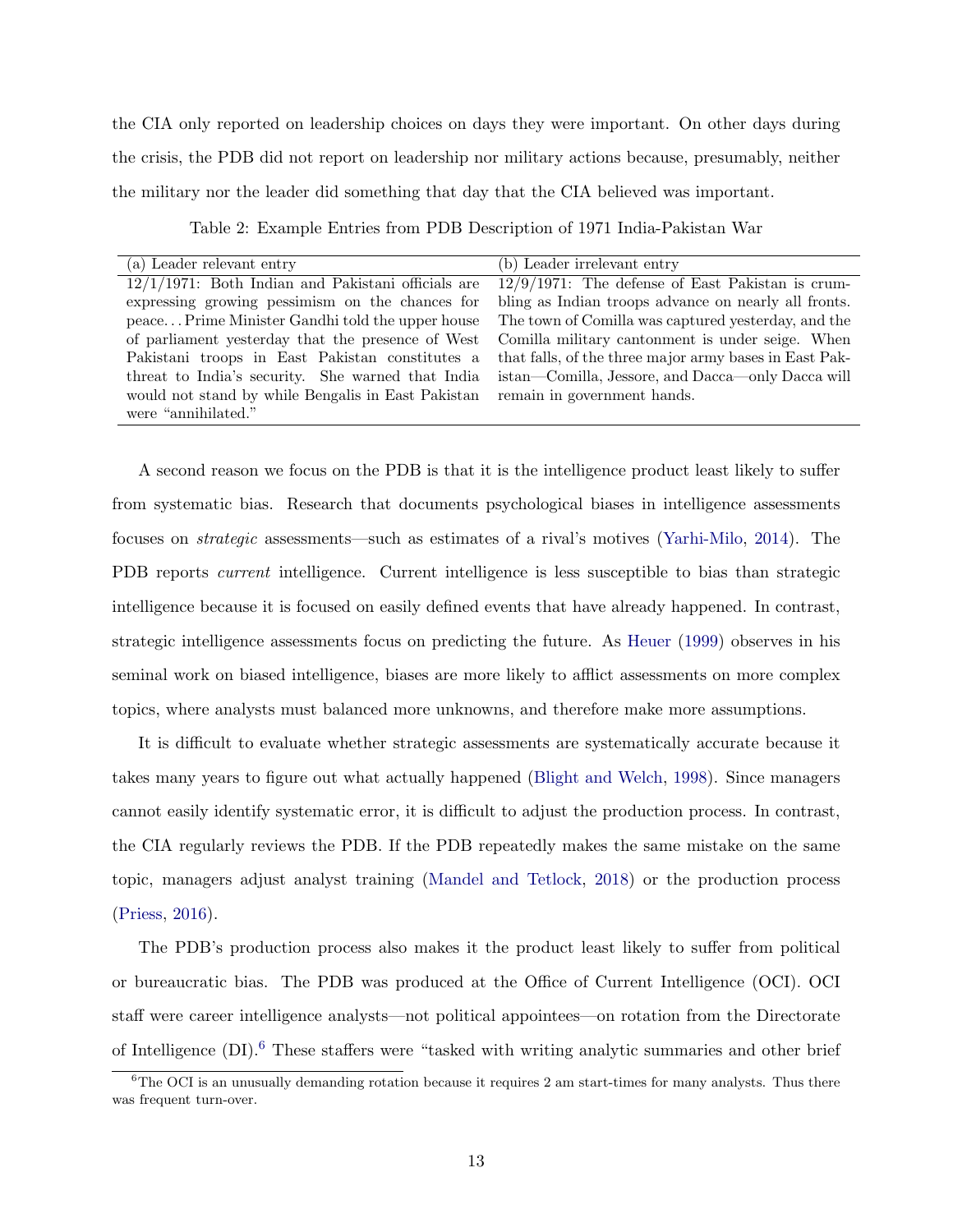the CIA only reported on leadership choices on days they were important. On other days during the crisis, the PDB did not report on leadership nor military actions because, presumably, neither the military nor the leader did something that day that the CIA believed was important.

Table 2: Example Entries from PDB Description of 1971 India-Pakistan War

| (a) Leader relevant entry | (b) Leader irrelevant entry |
|---|---|
| 12/1/1971: Both Indian and Pakistani officials are expressing growing pessimism on the chances for peace. . . Prime Minister Gandhi told the upper house of parliament yesterday that the presence of West Pakistani troops in East Pakistan constitutes a threat to India's security. She warned that India would not stand by while Bengalis in East Pakistan were "annihilated." | 12/9/1971: The defense of East Pakistan is crumbling as Indian troops advance on nearly all fronts. The town of Comilla was captured yesterday, and the Comilla military cantonment is under seige. When that falls, of the three major army bases in East Pakistan—Comilla, Jessore, and Dacca—only Dacca will remain in government hands. |

A second reason we focus on the PDB is that it is the intelligence product least likely to suffer from systematic bias. Research that documents psychological biases in intelligence assessments focuses on *strategic* assessments—such as estimates of a rival's motives (Yarhi-Milo, 2014). The PDB reports *current* intelligence. Current intelligence is less susceptible to bias than strategic intelligence because it is focused on easily defined events that have already happened. In contrast, strategic intelligence assessments focus on predicting the future. As Heuer (1999) observes in his seminal work on biased intelligence, biases are more likely to afflict assessments on more complex topics, where analysts must balanced more unknowns, and therefore make more assumptions.

It is difficult to evaluate whether strategic assessments are systematically accurate because it takes many years to figure out what actually happened (Blight and Welch, 1998). Since managers cannot easily identify systematic error, it is difficult to adjust the production process. In contrast, the CIA regularly reviews the PDB. If the PDB repeatedly makes the same mistake on the same topic, managers adjust analyst training (Mandel and Tetlock, 2018) or the production process (Priess, 2016).

The PDB's production process also makes it the product least likely to suffer from political or bureaucratic bias. The PDB was produced at the Office of Current Intelligence (OCI). OCI staff were career intelligence analysts—not political appointees—on rotation from the Directorate of Intelligence (DI).[6] These staffers were "tasked with writing analytic summaries and other brief

[6] The OCI is an unusually demanding rotation because it requires 2 am start-times for many analysts. Thus there was frequent turn-over.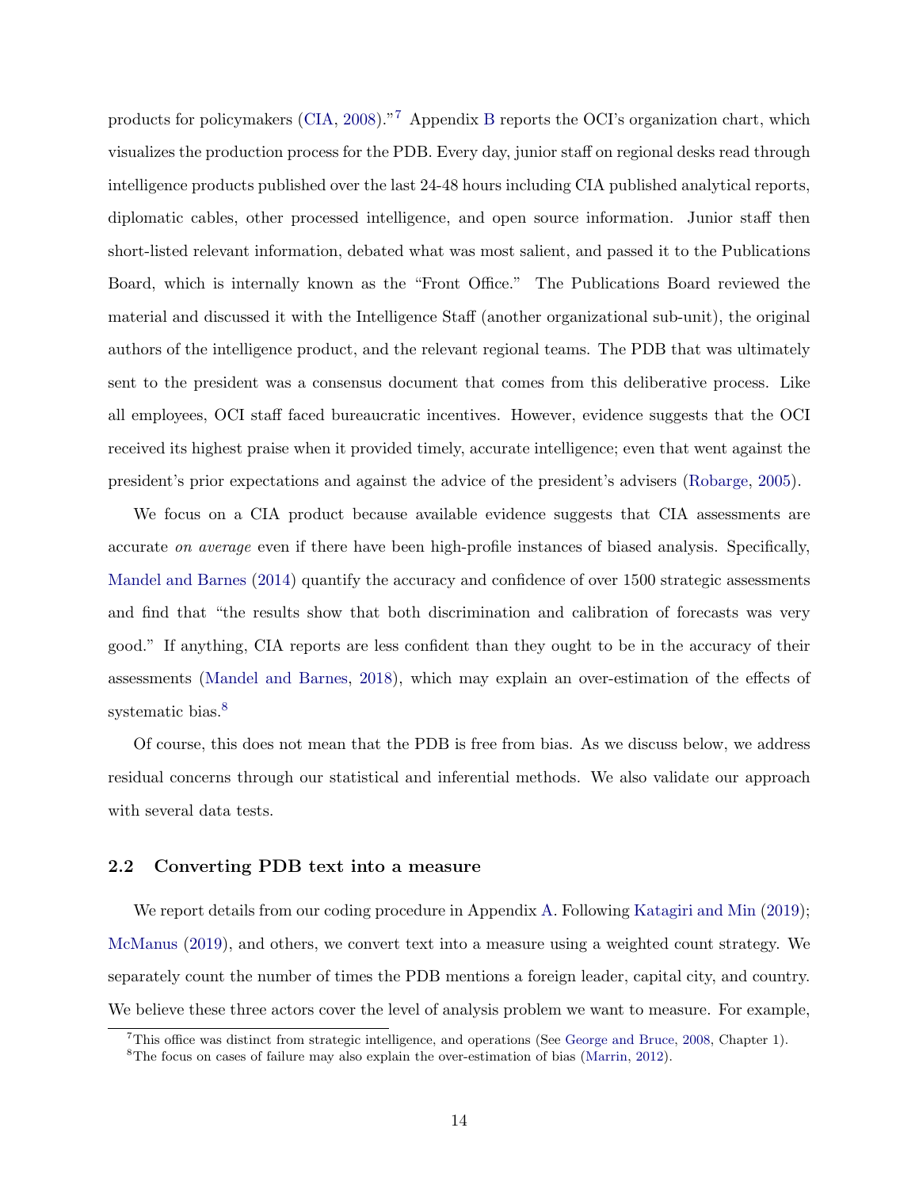products for policymakers (CIA, 2008)."[7] Appendix B reports the OCI's organization chart, which visualizes the production process for the PDB. Every day, junior staff on regional desks read through intelligence products published over the last 24-48 hours including CIA published analytical reports, diplomatic cables, other processed intelligence, and open source information. Junior staff then short-listed relevant information, debated what was most salient, and passed it to the Publications Board, which is internally known as the "Front Office." The Publications Board reviewed the material and discussed it with the Intelligence Staff (another organizational sub-unit), the original authors of the intelligence product, and the relevant regional teams. The PDB that was ultimately sent to the president was a consensus document that comes from this deliberative process. Like all employees, OCI staff faced bureaucratic incentives. However, evidence suggests that the OCI received its highest praise when it provided timely, accurate intelligence; even that went against the president's prior expectations and against the advice of the president's advisers (Robarge, 2005).

We focus on a CIA product because available evidence suggests that CIA assessments are accurate *on average* even if there have been high-profile instances of biased analysis. Specifically, Mandel and Barnes (2014) quantify the accuracy and confidence of over 1500 strategic assessments and find that "the results show that both discrimination and calibration of forecasts was very good." If anything, CIA reports are less confident than they ought to be in the accuracy of their assessments (Mandel and Barnes, 2018), which may explain an over-estimation of the effects of systematic bias.[8]

Of course, this does not mean that the PDB is free from bias. As we discuss below, we address residual concerns through our statistical and inferential methods. We also validate our approach with several data tests.

### 2.2 Converting PDB text into a measure

We report details from our coding procedure in Appendix A. Following Katagiri and Min (2019); McManus (2019), and others, we convert text into a measure using a weighted count strategy. We separately count the number of times the PDB mentions a foreign leader, capital city, and country. We believe these three actors cover the level of analysis problem we want to measure. For example,

[7] This office was distinct from strategic intelligence, and operations (See George and Bruce, 2008, Chapter 1).

[8] The focus on cases of failure may also explain the over-estimation of bias (Marrin, 2012).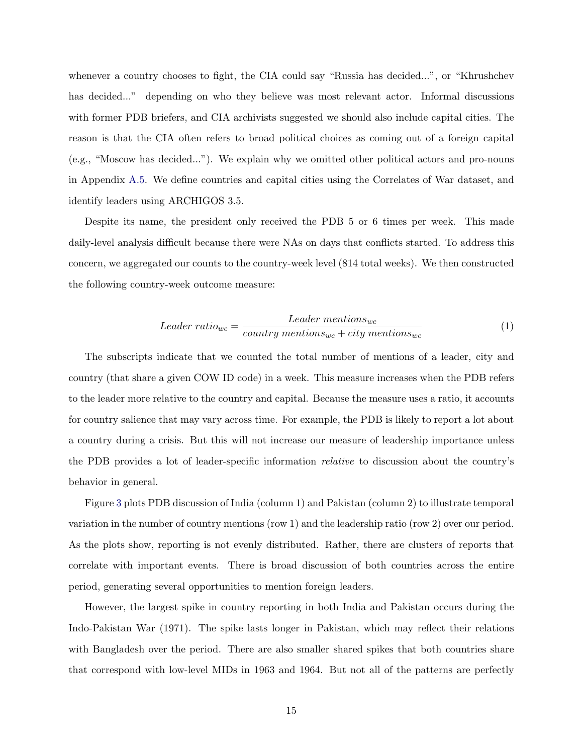whenever a country chooses to fight, the CIA could say "Russia has decided...", or "Khrushchev has decided..." depending on who they believe was most relevant actor. Informal discussions with former PDB briefers, and CIA archivists suggested we should also include capital cities. The reason is that the CIA often refers to broad political choices as coming out of a foreign capital (e.g., "Moscow has decided..."). We explain why we omitted other political actors and pro-nouns in Appendix A.5. We define countries and capital cities using the Correlates of War dataset, and identify leaders using ARCHIGOS 3.5.

Despite its name, the president only received the PDB 5 or 6 times per week. This made daily-level analysis difficult because there were NAs on days that conflicts started. To address this concern, we aggregated our counts to the country-week level (814 total weeks). We then constructed the following country-week outcome measure:

$$Leader\ ratio_{wc} = \frac{Leader\ mentions_{wc}}{country\ mentions_{wc} + city\ mentions_{wc}} \tag{1}$$

The subscripts indicate that we counted the total number of mentions of a leader, city and country (that share a given COW ID code) in a week. This measure increases when the PDB refers to the leader more relative to the country and capital. Because the measure uses a ratio, it accounts for country salience that may vary across time. For example, the PDB is likely to report a lot about a country during a crisis. But this will not increase our measure of leadership importance unless the PDB provides a lot of leader-specific information *relative* to discussion about the country's behavior in general.

Figure 3 plots PDB discussion of India (column 1) and Pakistan (column 2) to illustrate temporal variation in the number of country mentions (row 1) and the leadership ratio (row 2) over our period. As the plots show, reporting is not evenly distributed. Rather, there are clusters of reports that correlate with important events. There is broad discussion of both countries across the entire period, generating several opportunities to mention foreign leaders.

However, the largest spike in country reporting in both India and Pakistan occurs during the Indo-Pakistan War (1971). The spike lasts longer in Pakistan, which may reflect their relations with Bangladesh over the period. There are also smaller shared spikes that both countries share that correspond with low-level MIDs in 1963 and 1964. But not all of the patterns are perfectly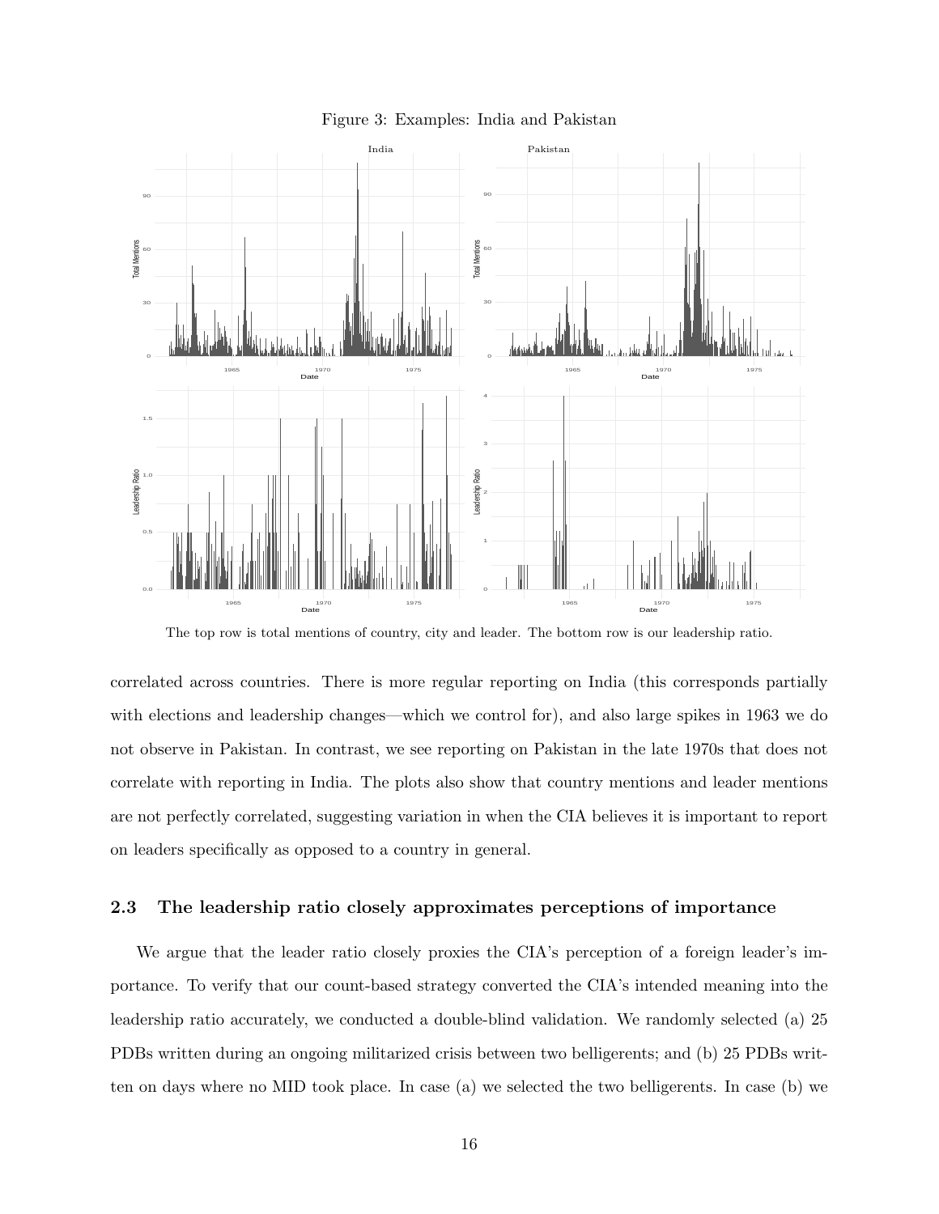Figure 3: Examples: India and Pakistan

The top row is total mentions of country, city and leader. The bottom row is our leadership ratio.

correlated across countries. There is more regular reporting on India (this corresponds partially with elections and leadership changes—which we control for), and also large spikes in 1963 we do not observe in Pakistan. In contrast, we see reporting on Pakistan in the late 1970s that does not correlate with reporting in India. The plots also show that country mentions and leader mentions are not perfectly correlated, suggesting variation in when the CIA believes it is important to report on leaders specifically as opposed to a country in general.

### 2.3 The leadership ratio closely approximates perceptions of importance

We argue that the leader ratio closely proxies the CIA's perception of a foreign leader's importance. To verify that our count-based strategy converted the CIA's intended meaning into the leadership ratio accurately, we conducted a double-blind validation. We randomly selected (a) 25 PDBs written during an ongoing militarized crisis between two belligerents; and (b) 25 PDBs written on days where no MID took place. In case (a) we selected the two belligerents. In case (b) we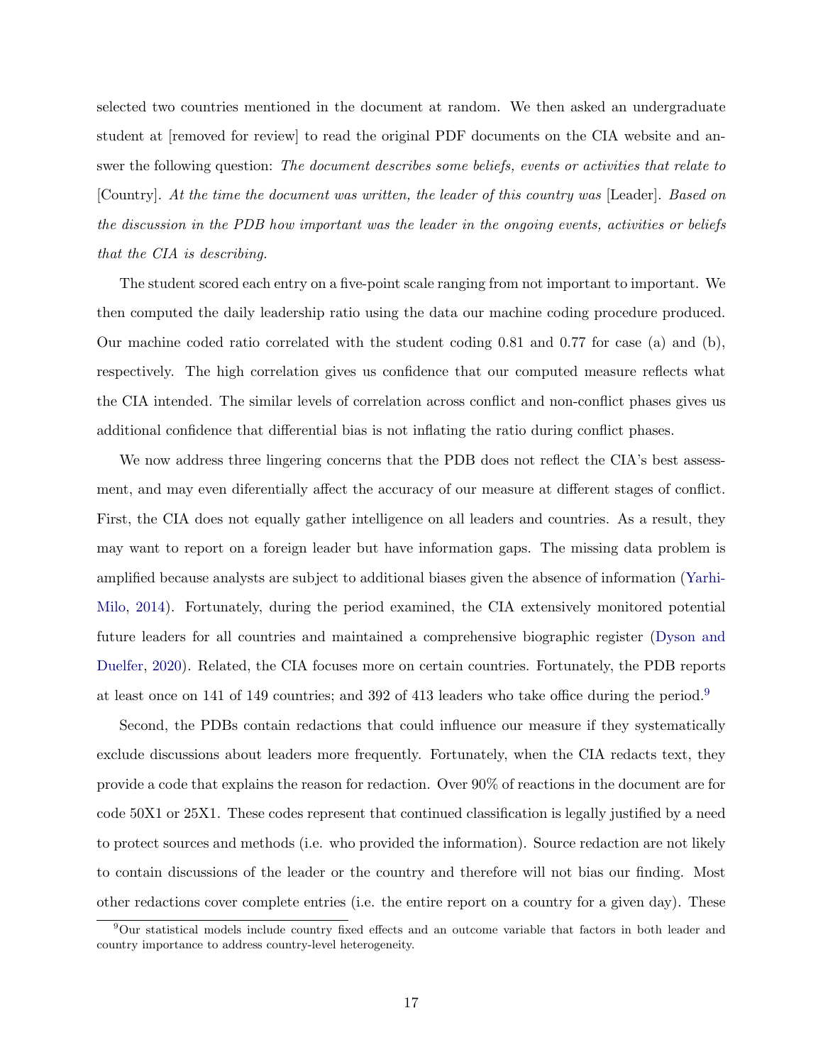selected two countries mentioned in the document at random. We then asked an undergraduate student at [removed for review] to read the original PDF documents on the CIA website and answer the following question: *The document describes some beliefs, events or activities that relate to* [Country]. *At the time the document was written, the leader of this country was* [Leader]. *Based on the discussion in the PDB how important was the leader in the ongoing events, activities or beliefs that the CIA is describing.*

The student scored each entry on a five-point scale ranging from not important to important. We then computed the daily leadership ratio using the data our machine coding procedure produced. Our machine coded ratio correlated with the student coding 0.81 and 0.77 for case (a) and (b), respectively. The high correlation gives us confidence that our computed measure reflects what the CIA intended. The similar levels of correlation across conflict and non-conflict phases gives us additional confidence that differential bias is not inflating the ratio during conflict phases.

We now address three lingering concerns that the PDB does not reflect the CIA's best assessment, and may even diferentially affect the accuracy of our measure at different stages of conflict. First, the CIA does not equally gather intelligence on all leaders and countries. As a result, they may want to report on a foreign leader but have information gaps. The missing data problem is amplified because analysts are subject to additional biases given the absence of information (Yarhi-Milo, 2014). Fortunately, during the period examined, the CIA extensively monitored potential future leaders for all countries and maintained a comprehensive biographic register (Dyson and Duelfer, 2020). Related, the CIA focuses more on certain countries. Fortunately, the PDB reports at least once on 141 of 149 countries; and 392 of 413 leaders who take office during the period.[9]

Second, the PDBs contain redactions that could influence our measure if they systematically exclude discussions about leaders more frequently. Fortunately, when the CIA redacts text, they provide a code that explains the reason for redaction. Over 90% of reactions in the document are for code 50X1 or 25X1. These codes represent that continued classification is legally justified by a need to protect sources and methods (i.e. who provided the information). Source redaction are not likely to contain discussions of the leader or the country and therefore will not bias our finding. Most other redactions cover complete entries (i.e. the entire report on a country for a given day). These

[9]Our statistical models include country fixed effects and an outcome variable that factors in both leader and country importance to address country-level heterogeneity.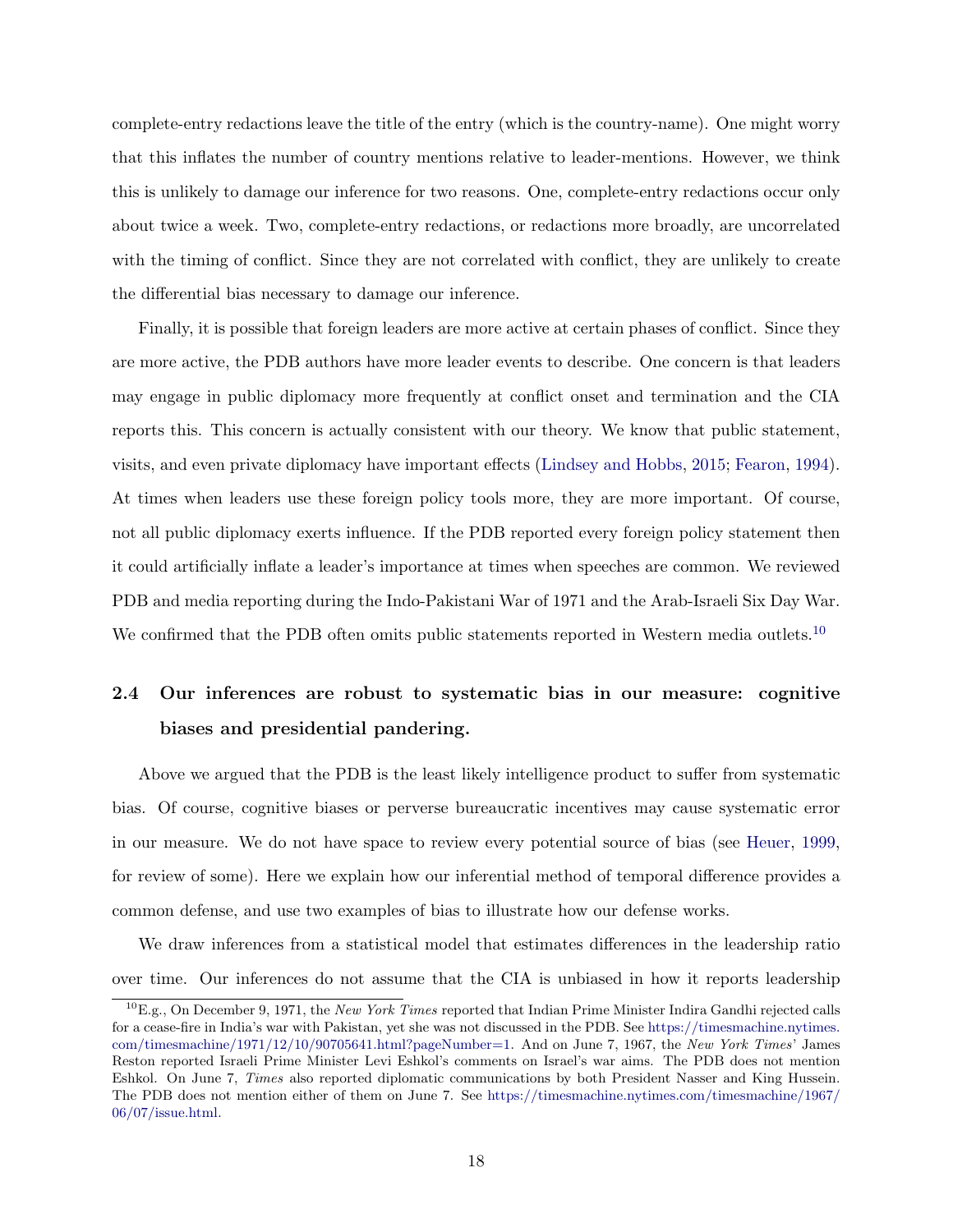complete-entry redactions leave the title of the entry (which is the country-name). One might worry that this inflates the number of country mentions relative to leader-mentions. However, we think this is unlikely to damage our inference for two reasons. One, complete-entry redactions occur only about twice a week. Two, complete-entry redactions, or redactions more broadly, are uncorrelated with the timing of conflict. Since they are not correlated with conflict, they are unlikely to create the differential bias necessary to damage our inference.

Finally, it is possible that foreign leaders are more active at certain phases of conflict. Since they are more active, the PDB authors have more leader events to describe. One concern is that leaders may engage in public diplomacy more frequently at conflict onset and termination and the CIA reports this. This concern is actually consistent with our theory. We know that public statement, visits, and even private diplomacy have important effects (Lindsey and Hobbs, 2015; Fearon, 1994). At times when leaders use these foreign policy tools more, they are more important. Of course, not all public diplomacy exerts influence. If the PDB reported every foreign policy statement then it could artificially inflate a leader's importance at times when speeches are common. We reviewed PDB and media reporting during the Indo-Pakistani War of 1971 and the Arab-Israeli Six Day War. We confirmed that the PDB often omits public statements reported in Western media outlets.[10]

## 2.4 Our inferences are robust to systematic bias in our measure: cognitive biases and presidential pandering.

Above we argued that the PDB is the least likely intelligence product to suffer from systematic bias. Of course, cognitive biases or perverse bureaucratic incentives may cause systematic error in our measure. We do not have space to review every potential source of bias (see Heuer, 1999, for review of some). Here we explain how our inferential method of temporal difference provides a common defense, and use two examples of bias to illustrate how our defense works.

We draw inferences from a statistical model that estimates differences in the leadership ratio over time. Our inferences do not assume that the CIA is unbiased in how it reports leadership

[10] E.g., On December 9, 1971, the *New York Times* reported that Indian Prime Minister Indira Gandhi rejected calls for a cease-fire in India's war with Pakistan, yet she was not discussed in the PDB. See https://timesmachine.nytimes.com/timesmachine/1971/12/10/90705641.html?pageNumber=1. And on June 7, 1967, the *New York Times*' James Reston reported Israeli Prime Minister Levi Eshkol's comments on Israel's war aims. The PDB does not mention Eshkol. On June 7, *Times* also reported diplomatic communications by both President Nasser and King Hussein. The PDB does not mention either of them on June 7. See https://timesmachine.nytimes.com/timesmachine/1967/06/07/issue.html.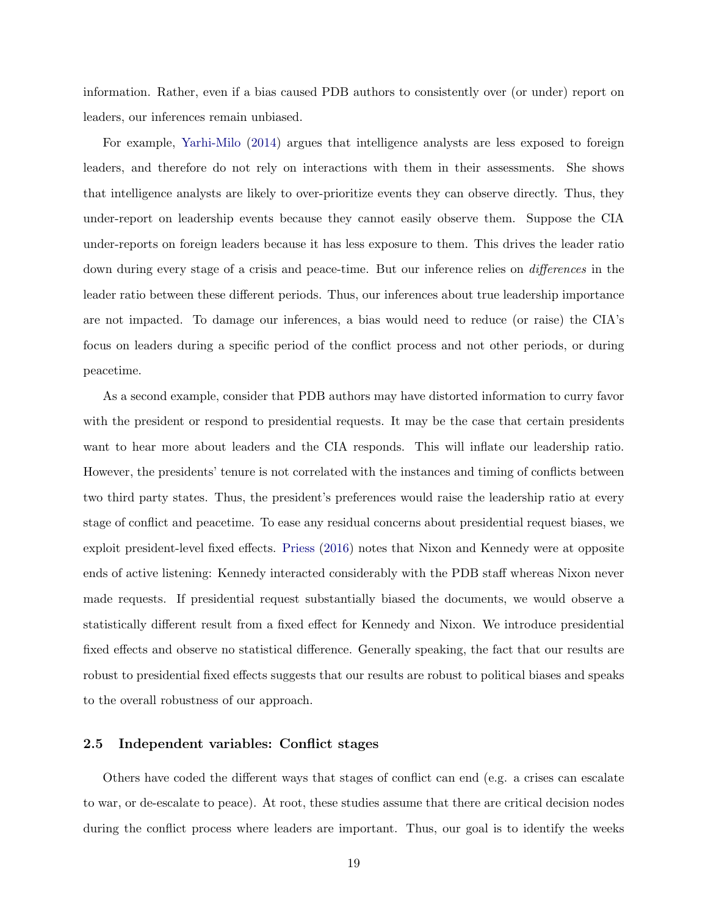information. Rather, even if a bias caused PDB authors to consistently over (or under) report on leaders, our inferences remain unbiased.

For example, Yarhi-Milo (2014) argues that intelligence analysts are less exposed to foreign leaders, and therefore do not rely on interactions with them in their assessments. She shows that intelligence analysts are likely to over-prioritize events they can observe directly. Thus, they under-report on leadership events because they cannot easily observe them. Suppose the CIA under-reports on foreign leaders because it has less exposure to them. This drives the leader ratio down during every stage of a crisis and peace-time. But our inference relies on *differences* in the leader ratio between these different periods. Thus, our inferences about true leadership importance are not impacted. To damage our inferences, a bias would need to reduce (or raise) the CIA's focus on leaders during a specific period of the conflict process and not other periods, or during peacetime.

As a second example, consider that PDB authors may have distorted information to curry favor with the president or respond to presidential requests. It may be the case that certain presidents want to hear more about leaders and the CIA responds. This will inflate our leadership ratio. However, the presidents' tenure is not correlated with the instances and timing of conflicts between two third party states. Thus, the president's preferences would raise the leadership ratio at every stage of conflict and peacetime. To ease any residual concerns about presidential request biases, we exploit president-level fixed effects. Priess (2016) notes that Nixon and Kennedy were at opposite ends of active listening: Kennedy interacted considerably with the PDB staff whereas Nixon never made requests. If presidential request substantially biased the documents, we would observe a statistically different result from a fixed effect for Kennedy and Nixon. We introduce presidential fixed effects and observe no statistical difference. Generally speaking, the fact that our results are robust to presidential fixed effects suggests that our results are robust to political biases and speaks to the overall robustness of our approach.

### 2.5 Independent variables: Conflict stages

Others have coded the different ways that stages of conflict can end (e.g. a crises can escalate to war, or de-escalate to peace). At root, these studies assume that there are critical decision nodes during the conflict process where leaders are important. Thus, our goal is to identify the weeks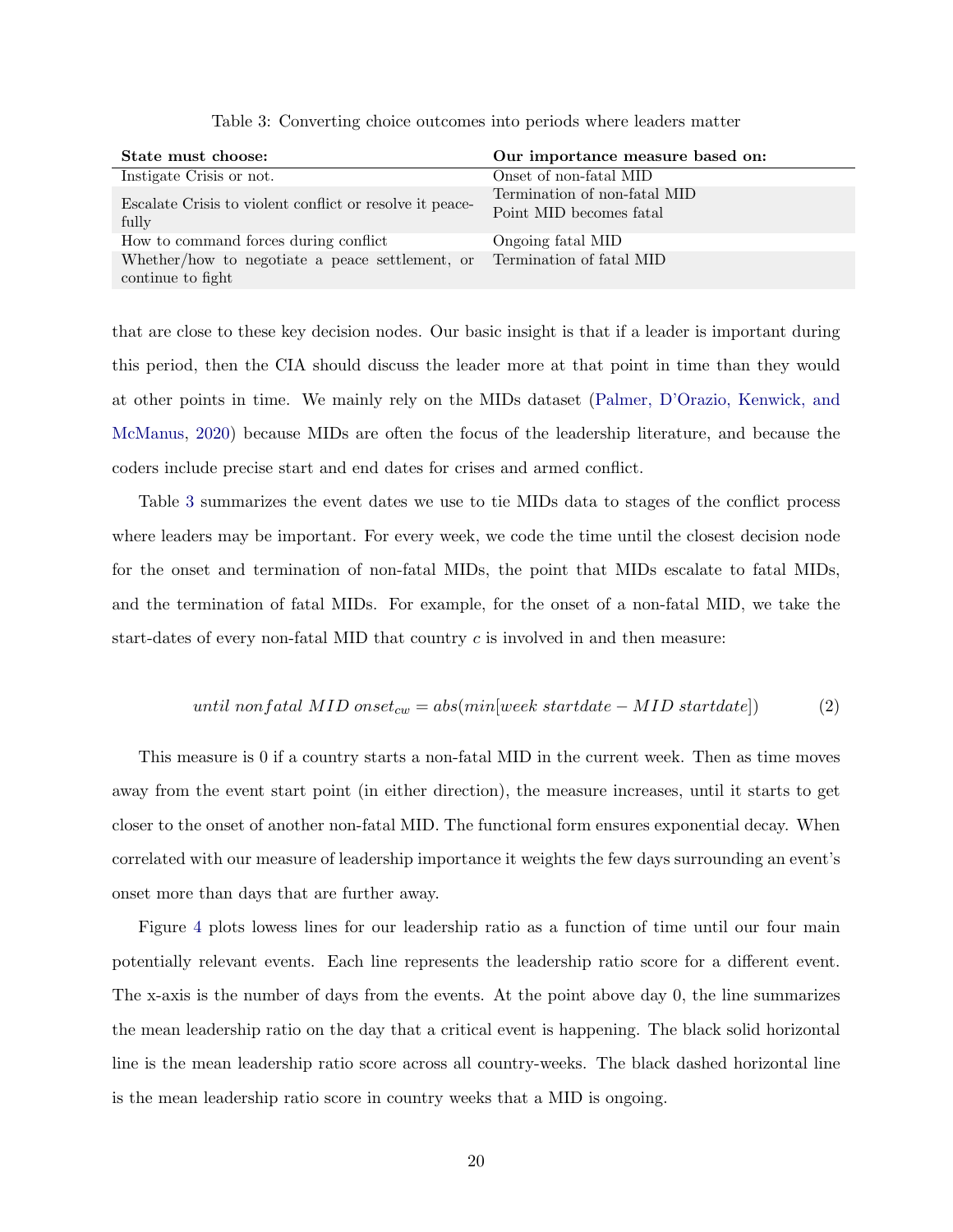Table 3: Converting choice outcomes into periods where leaders matter

| **State must choose:** | **Our importance measure based on:** |
|---|---|
| Instigate Crisis or not. | Onset of non-fatal MID |
| Escalate Crisis to violent conflict or resolve it peacefully | Termination of non-fatal MID<br>Point MID becomes fatal |
| How to command forces during conflict | Ongoing fatal MID |
| Whether/how to negotiate a peace settlement, or continue to fight | Termination of fatal MID |

that are close to these key decision nodes. Our basic insight is that if a leader is important during this period, then the CIA should discuss the leader more at that point in time than they would at other points in time. We mainly rely on the MIDs dataset (Palmer, D'Orazio, Kenwick, and McManus, 2020) because MIDs are often the focus of the leadership literature, and because the coders include precise start and end dates for crises and armed conflict.

Table 3 summarizes the event dates we use to tie MIDs data to stages of the conflict process where leaders may be important. For every week, we code the time until the closest decision node for the onset and termination of non-fatal MIDs, the point that MIDs escalate to fatal MIDs, and the termination of fatal MIDs. For example, for the onset of a non-fatal MID, we take the start-dates of every non-fatal MID that country $c$ is involved in and then measure:

$$until\ nonfatal\ MID\ onset_{cw} = abs(min[week\ startdate - MID\ startdate]) \tag{2}$$

This measure is 0 if a country starts a non-fatal MID in the current week. Then as time moves away from the event start point (in either direction), the measure increases, until it starts to get closer to the onset of another non-fatal MID. The functional form ensures exponential decay. When correlated with our measure of leadership importance it weights the few days surrounding an event's onset more than days that are further away.

Figure 4 plots lowess lines for our leadership ratio as a function of time until our four main potentially relevant events. Each line represents the leadership ratio score for a different event. The x-axis is the number of days from the events. At the point above day 0, the line summarizes the mean leadership ratio on the day that a critical event is happening. The black solid horizontal line is the mean leadership ratio score across all country-weeks. The black dashed horizontal line is the mean leadership ratio score in country weeks that a MID is ongoing.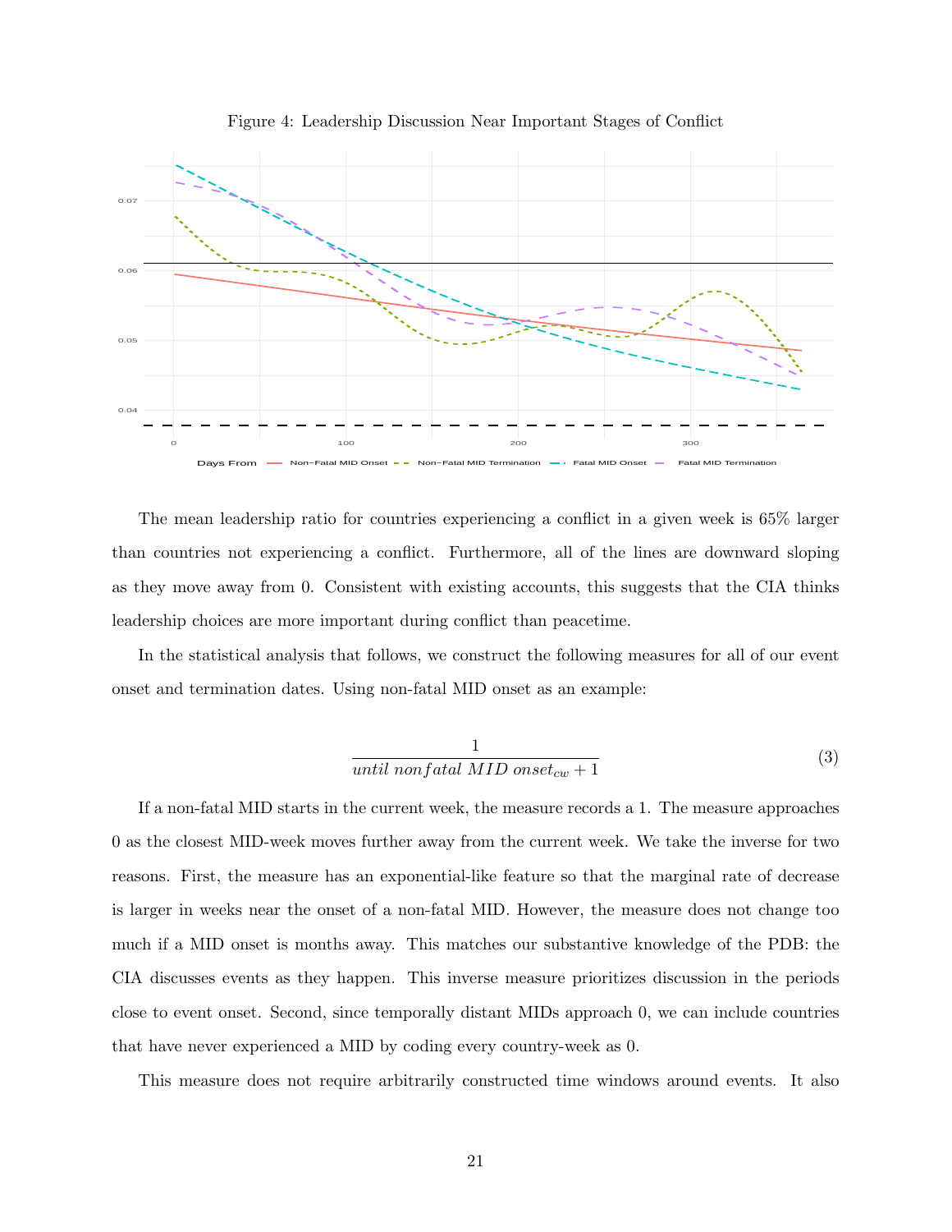Figure 4: Leadership Discussion Near Important Stages of Conflict

The mean leadership ratio for countries experiencing a conflict in a given week is 65% larger than countries not experiencing a conflict. Furthermore, all of the lines are downward sloping as they move away from 0. Consistent with existing accounts, this suggests that the CIA thinks leadership choices are more important during conflict than peacetime.

In the statistical analysis that follows, we construct the following measures for all of our event onset and termination dates. Using non-fatal MID onset as an example:

$$\frac{1}{until\ nonfatal\ MID\ onset_{cw} + 1} \tag{3}$$

If a non-fatal MID starts in the current week, the measure records a 1. The measure approaches 0 as the closest MID-week moves further away from the current week. We take the inverse for two reasons. First, the measure has an exponential-like feature so that the marginal rate of decrease is larger in weeks near the onset of a non-fatal MID. However, the measure does not change too much if a MID onset is months away. This matches our substantive knowledge of the PDB: the CIA discusses events as they happen. This inverse measure prioritizes discussion in the periods close to event onset. Second, since temporally distant MIDs approach 0, we can include countries that have never experienced a MID by coding every country-week as 0.

This measure does not require arbitrarily constructed time windows around events. It also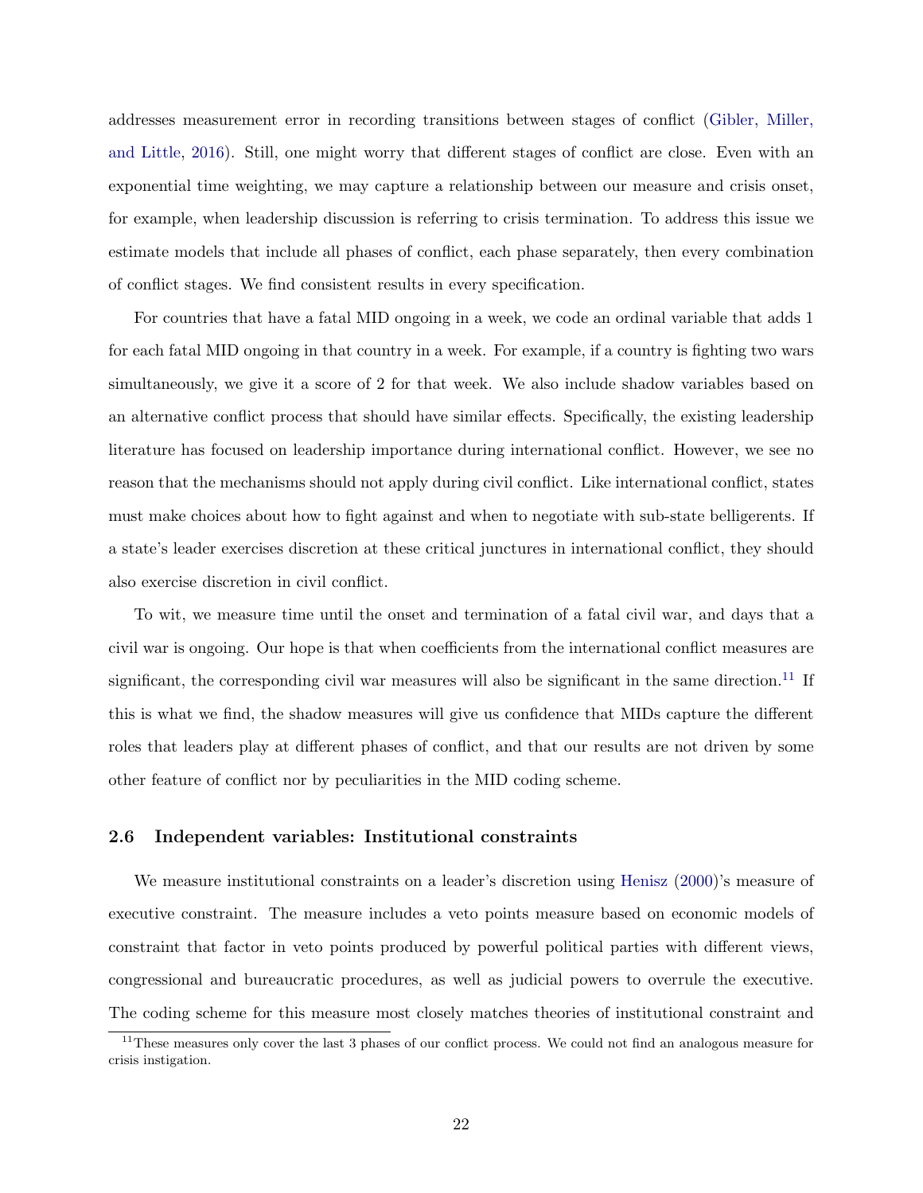addresses measurement error in recording transitions between stages of conflict (Gibler, Miller, and Little, 2016). Still, one might worry that different stages of conflict are close. Even with an exponential time weighting, we may capture a relationship between our measure and crisis onset, for example, when leadership discussion is referring to crisis termination. To address this issue we estimate models that include all phases of conflict, each phase separately, then every combination of conflict stages. We find consistent results in every specification.

For countries that have a fatal MID ongoing in a week, we code an ordinal variable that adds 1 for each fatal MID ongoing in that country in a week. For example, if a country is fighting two wars simultaneously, we give it a score of 2 for that week. We also include shadow variables based on an alternative conflict process that should have similar effects. Specifically, the existing leadership literature has focused on leadership importance during international conflict. However, we see no reason that the mechanisms should not apply during civil conflict. Like international conflict, states must make choices about how to fight against and when to negotiate with sub-state belligerents. If a state's leader exercises discretion at these critical junctures in international conflict, they should also exercise discretion in civil conflict.

To wit, we measure time until the onset and termination of a fatal civil war, and days that a civil war is ongoing. Our hope is that when coefficients from the international conflict measures are significant, the corresponding civil war measures will also be significant in the same direction.[11] If this is what we find, the shadow measures will give us confidence that MIDs capture the different roles that leaders play at different phases of conflict, and that our results are not driven by some other feature of conflict nor by peculiarities in the MID coding scheme.

### 2.6 Independent variables: Institutional constraints

We measure institutional constraints on a leader's discretion using Henisz (2000)'s measure of executive constraint. The measure includes a veto points measure based on economic models of constraint that factor in veto points produced by powerful political parties with different views, congressional and bureaucratic procedures, as well as judicial powers to overrule the executive. The coding scheme for this measure most closely matches theories of institutional constraint and

[11] These measures only cover the last 3 phases of our conflict process. We could not find an analogous measure for crisis instigation.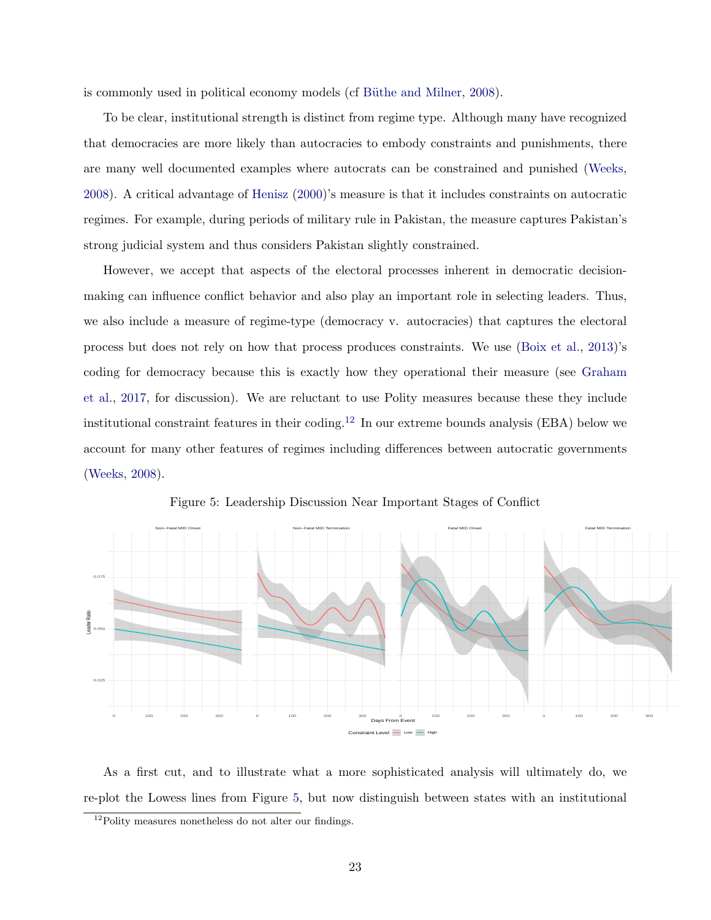is commonly used in political economy models (cf Büthe and Milner, 2008).

To be clear, institutional strength is distinct from regime type. Although many have recognized that democracies are more likely than autocracies to embody constraints and punishments, there are many well documented examples where autocrats can be constrained and punished (Weeks, 2008). A critical advantage of Henisz (2000)'s measure is that it includes constraints on autocratic regimes. For example, during periods of military rule in Pakistan, the measure captures Pakistan's strong judicial system and thus considers Pakistan slightly constrained.

However, we accept that aspects of the electoral processes inherent in democratic decision-making can influence conflict behavior and also play an important role in selecting leaders. Thus, we also include a measure of regime-type (democracy v. autocracies) that captures the electoral process but does not rely on how that process produces constraints. We use (Boix et al., 2013)'s coding for democracy because this is exactly how they operational their measure (see Graham et al., 2017, for discussion). We are reluctant to use Polity measures because these they include institutional constraint features in their coding.[12] In our extreme bounds analysis (EBA) below we account for many other features of regimes including differences between autocratic governments (Weeks, 2008).

Figure 5: Leadership Discussion Near Important Stages of Conflict

As a first cut, and to illustrate what a more sophisticated analysis will ultimately do, we re-plot the Lowess lines from Figure 5, but now distinguish between states with an institutional

[12] Polity measures nonetheless do not alter our findings.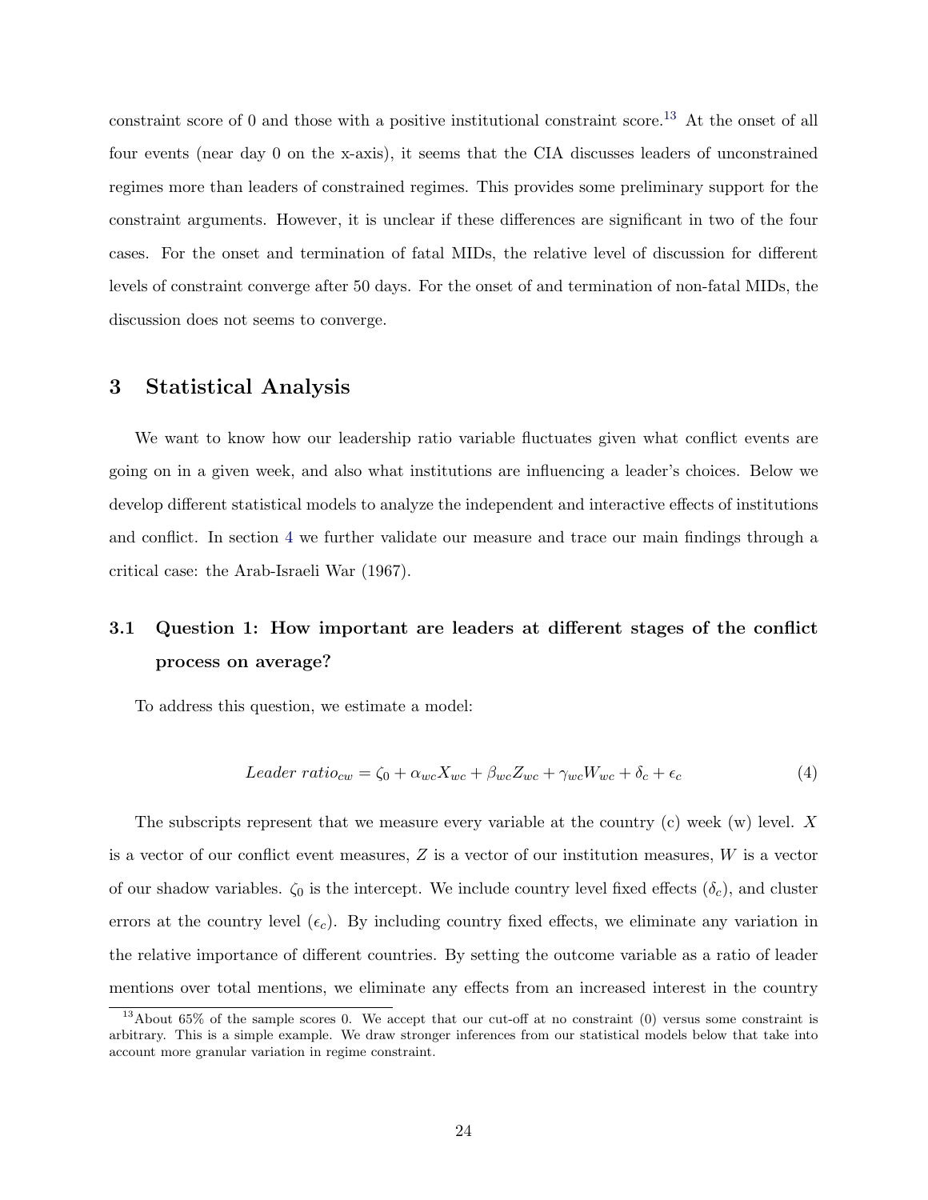constraint score of 0 and those with a positive institutional constraint score.[13] At the onset of all four events (near day 0 on the x-axis), it seems that the CIA discusses leaders of unconstrained regimes more than leaders of constrained regimes. This provides some preliminary support for the constraint arguments. However, it is unclear if these differences are significant in two of the four cases. For the onset and termination of fatal MIDs, the relative level of discussion for different levels of constraint converge after 50 days. For the onset of and termination of non-fatal MIDs, the discussion does not seems to converge.

## 3 Statistical Analysis

We want to know how our leadership ratio variable fluctuates given what conflict events are going on in a given week, and also what institutions are influencing a leader's choices. Below we develop different statistical models to analyze the independent and interactive effects of institutions and conflict. In section 4 we further validate our measure and trace our main findings through a critical case: the Arab-Israeli War (1967).

### 3.1 Question 1: How important are leaders at different stages of the conflict process on average?

To address this question, we estimate a model:

$$Leader\ ratio_{cw} = \zeta_0 + \alpha_{wc}X_{wc} + \beta_{wc}Z_{wc} + \gamma_{wc}W_{wc} + \delta_c + \epsilon_c \tag{4}$$

The subscripts represent that we measure every variable at the country (c) week (w) level. $X$ is a vector of our conflict event measures, $Z$ is a vector of our institution measures, $W$ is a vector of our shadow variables. $\zeta_0$ is the intercept. We include country level fixed effects ($\delta_c$), and cluster errors at the country level ($\epsilon_c$). By including country fixed effects, we eliminate any variation in the relative importance of different countries. By setting the outcome variable as a ratio of leader mentions over total mentions, we eliminate any effects from an increased interest in the country

[13] About 65% of the sample scores 0. We accept that our cut-off at no constraint (0) versus some constraint is arbitrary. This is a simple example. We draw stronger inferences from our statistical models below that take into account more granular variation in regime constraint.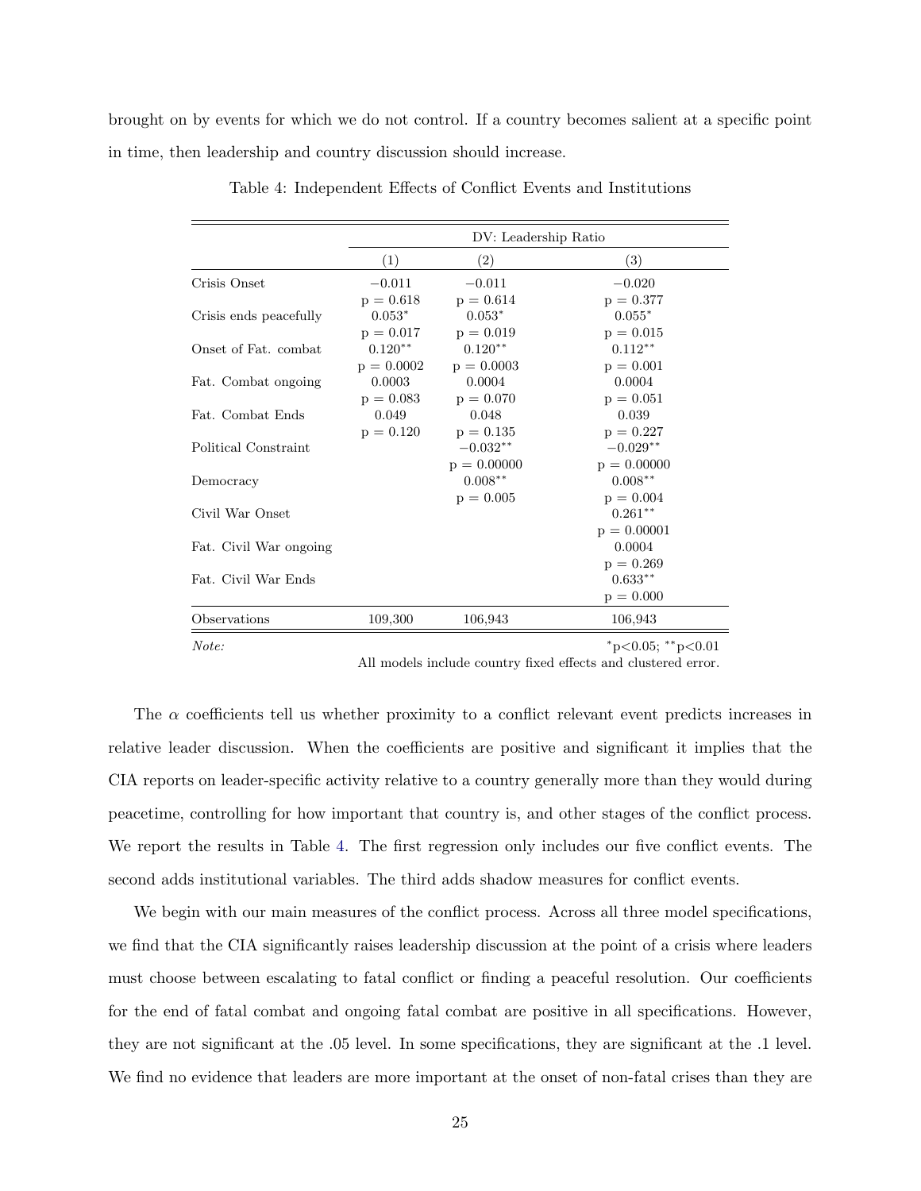brought on by events for which we do not control. If a country becomes salient at a specific point in time, then leadership and country discussion should increase.

Table 4: Independent Effects of Conflict Events and Institutions

| | DV: Leadership Ratio | | |
|---|---|---|---|
| | (1) | (2) | (3) |
| Crisis Onset | −0.011 | −0.011 | −0.020 |
| | p = 0.618 | p = 0.614 | p = 0.377 |
| Crisis ends peacefully | 0.053* | 0.053* | 0.055* |
| | p = 0.017 | p = 0.019 | p = 0.015 |
| Onset of Fat. combat | 0.120** | 0.120** | 0.112** |
| | p = 0.0002 | p = 0.0003 | p = 0.001 |
| Fat. Combat ongoing | 0.0003 | 0.0004 | 0.0004 |
| | p = 0.083 | p = 0.070 | p = 0.051 |
| Fat. Combat Ends | 0.049 | 0.048 | 0.039 |
| | p = 0.120 | p = 0.135 | p = 0.227 |
| Political Constraint | | −0.032** | −0.029** |
| | | p = 0.00000 | p = 0.00000 |
| Democracy | | 0.008** | 0.008** |
| | | p = 0.005 | p = 0.004 |
| Civil War Onset | | | 0.261** |
| | | | p = 0.00001 |
| Fat. Civil War ongoing | | | 0.0004 |
| | | | p = 0.269 |
| Fat. Civil War Ends | | | 0.633** |
| | | | p = 0.000 |
| Observations | 109,300 | 106,943 | 106,943 |

*Note:* $^{*}$p<0.05; $^{**}$p<0.01
All models include country fixed effects and clustered error.

The $\alpha$ coefficients tell us whether proximity to a conflict relevant event predicts increases in relative leader discussion. When the coefficients are positive and significant it implies that the CIA reports on leader-specific activity relative to a country generally more than they would during peacetime, controlling for how important that country is, and other stages of the conflict process. We report the results in Table 4. The first regression only includes our five conflict events. The second adds institutional variables. The third adds shadow measures for conflict events.

We begin with our main measures of the conflict process. Across all three model specifications, we find that the CIA significantly raises leadership discussion at the point of a crisis where leaders must choose between escalating to fatal conflict or finding a peaceful resolution. Our coefficients for the end of fatal combat and ongoing fatal combat are positive in all specifications. However, they are not significant at the .05 level. In some specifications, they are significant at the .1 level. We find no evidence that leaders are more important at the onset of non-fatal crises than they are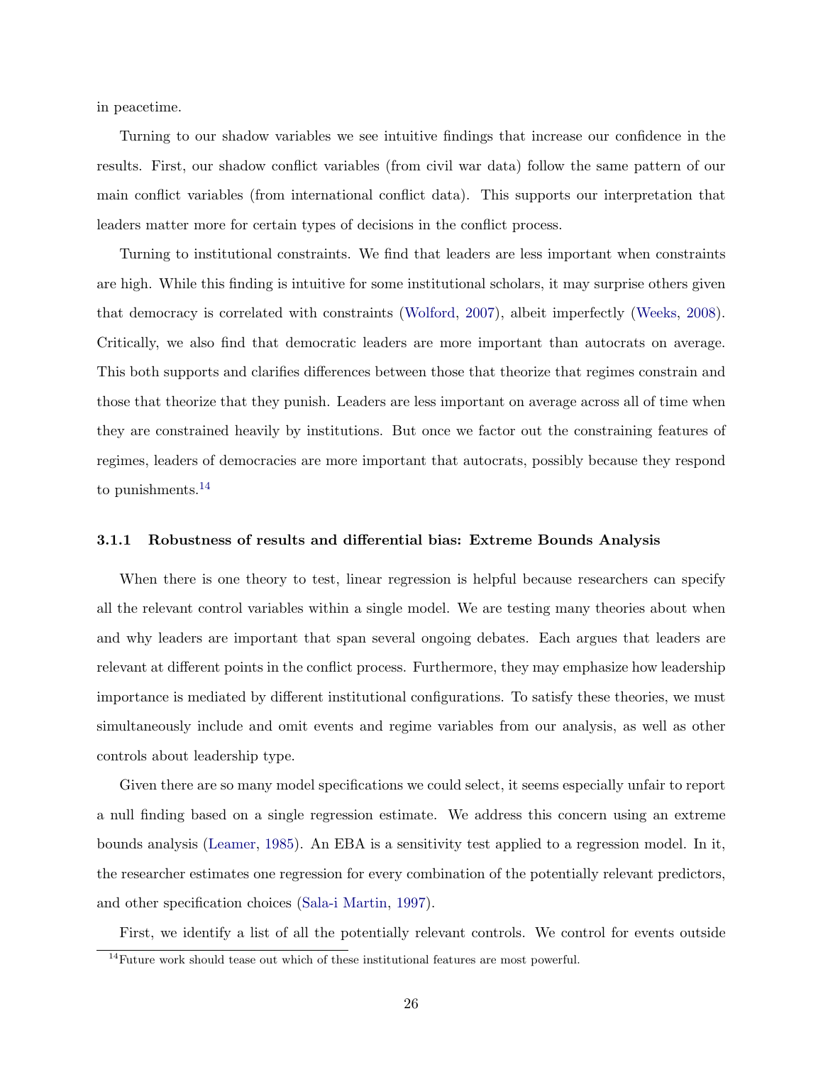in peacetime.

Turning to our shadow variables we see intuitive findings that increase our confidence in the results. First, our shadow conflict variables (from civil war data) follow the same pattern of our main conflict variables (from international conflict data). This supports our interpretation that leaders matter more for certain types of decisions in the conflict process.

Turning to institutional constraints. We find that leaders are less important when constraints are high. While this finding is intuitive for some institutional scholars, it may surprise others given that democracy is correlated with constraints (Wolford, 2007), albeit imperfectly (Weeks, 2008). Critically, we also find that democratic leaders are more important than autocrats on average. This both supports and clarifies differences between those that theorize that regimes constrain and those that theorize that they punish. Leaders are less important on average across all of time when they are constrained heavily by institutions. But once we factor out the constraining features of regimes, leaders of democracies are more important that autocrats, possibly because they respond to punishments.[14]

#### 3.1.1 Robustness of results and differential bias: Extreme Bounds Analysis

When there is one theory to test, linear regression is helpful because researchers can specify all the relevant control variables within a single model. We are testing many theories about when and why leaders are important that span several ongoing debates. Each argues that leaders are relevant at different points in the conflict process. Furthermore, they may emphasize how leadership importance is mediated by different institutional configurations. To satisfy these theories, we must simultaneously include and omit events and regime variables from our analysis, as well as other controls about leadership type.

Given there are so many model specifications we could select, it seems especially unfair to report a null finding based on a single regression estimate. We address this concern using an extreme bounds analysis (Leamer, 1985). An EBA is a sensitivity test applied to a regression model. In it, the researcher estimates one regression for every combination of the potentially relevant predictors, and other specification choices (Sala-i Martin, 1997).

First, we identify a list of all the potentially relevant controls. We control for events outside

[14] Future work should tease out which of these institutional features are most powerful.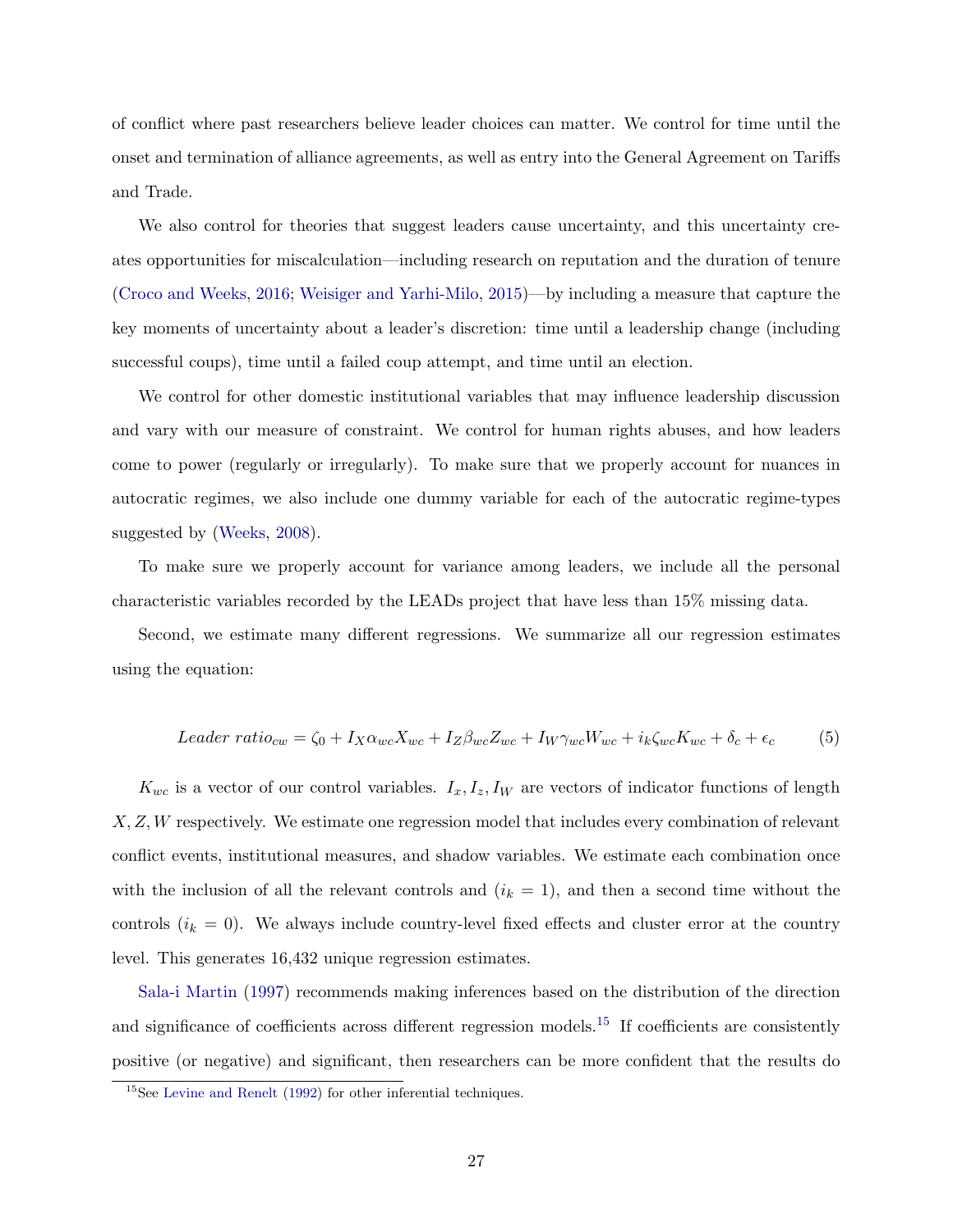of conflict where past researchers believe leader choices can matter. We control for time until the onset and termination of alliance agreements, as well as entry into the General Agreement on Tariffs and Trade.

We also control for theories that suggest leaders cause uncertainty, and this uncertainty creates opportunities for miscalculation—including research on reputation and the duration of tenure (Croco and Weeks, 2016; Weisiger and Yarhi-Milo, 2015)—by including a measure that capture the key moments of uncertainty about a leader's discretion: time until a leadership change (including successful coups), time until a failed coup attempt, and time until an election.

We control for other domestic institutional variables that may influence leadership discussion and vary with our measure of constraint. We control for human rights abuses, and how leaders come to power (regularly or irregularly). To make sure that we properly account for nuances in autocratic regimes, we also include one dummy variable for each of the autocratic regime-types suggested by (Weeks, 2008).

To make sure we properly account for variance among leaders, we include all the personal characteristic variables recorded by the LEADs project that have less than 15% missing data.

Second, we estimate many different regressions. We summarize all our regression estimates using the equation:

$$Leader\ ratio_{cw} = \zeta_0 + I_X \alpha_{wc} X_{wc} + I_Z \beta_{wc} Z_{wc} + I_W \gamma_{wc} W_{wc} + i_k \zeta_{wc} K_{wc} + \delta_c + \epsilon_c \tag{5}$$

$K_{wc}$ is a vector of our control variables. $I_x, I_z, I_W$ are vectors of indicator functions of length $X, Z, W$ respectively. We estimate one regression model that includes every combination of relevant conflict events, institutional measures, and shadow variables. We estimate each combination once with the inclusion of all the relevant controls and ($i_k = 1$), and then a second time without the controls ($i_k = 0$). We always include country-level fixed effects and cluster error at the country level. This generates 16,432 unique regression estimates.

Sala-i Martin (1997) recommends making inferences based on the distribution of the direction and significance of coefficients across different regression models.[15] If coefficients are consistently positive (or negative) and significant, then researchers can be more confident that the results do

[15] See Levine and Renelt (1992) for other inferential techniques.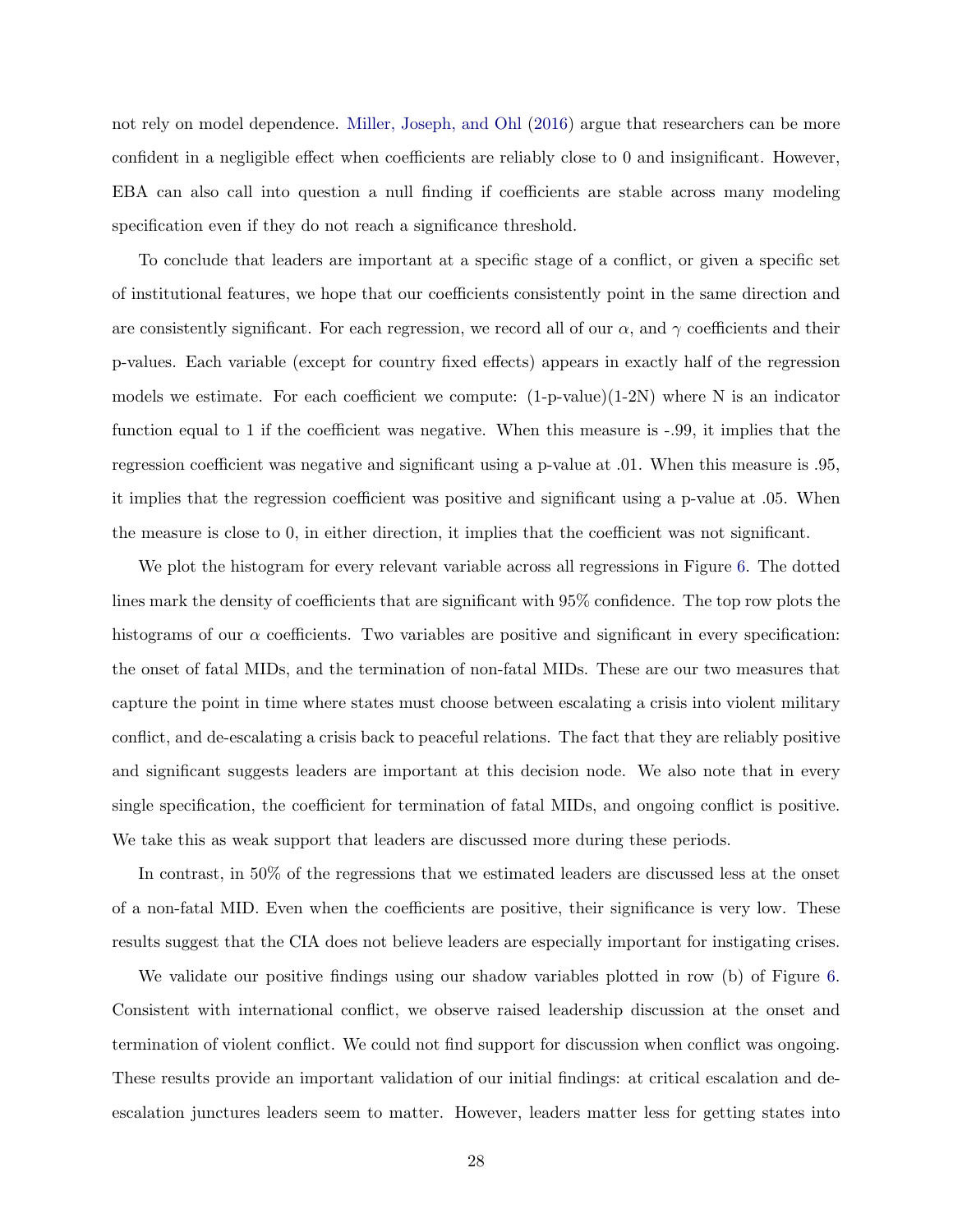not rely on model dependence. Miller, Joseph, and Ohl (2016) argue that researchers can be more confident in a negligible effect when coefficients are reliably close to 0 and insignificant. However, EBA can also call into question a null finding if coefficients are stable across many modeling specification even if they do not reach a significance threshold.

To conclude that leaders are important at a specific stage of a conflict, or given a specific set of institutional features, we hope that our coefficients consistently point in the same direction and are consistently significant. For each regression, we record all of our $\alpha$, and $\gamma$ coefficients and their p-values. Each variable (except for country fixed effects) appears in exactly half of the regression models we estimate. For each coefficient we compute: (1-p-value)(1-2N) where N is an indicator function equal to 1 if the coefficient was negative. When this measure is -.99, it implies that the regression coefficient was negative and significant using a p-value at .01. When this measure is .95, it implies that the regression coefficient was positive and significant using a p-value at .05. When the measure is close to 0, in either direction, it implies that the coefficient was not significant.

We plot the histogram for every relevant variable across all regressions in Figure 6. The dotted lines mark the density of coefficients that are significant with 95% confidence. The top row plots the histograms of our $\alpha$ coefficients. Two variables are positive and significant in every specification: the onset of fatal MIDs, and the termination of non-fatal MIDs. These are our two measures that capture the point in time where states must choose between escalating a crisis into violent military conflict, and de-escalating a crisis back to peaceful relations. The fact that they are reliably positive and significant suggests leaders are important at this decision node. We also note that in every single specification, the coefficient for termination of fatal MIDs, and ongoing conflict is positive. We take this as weak support that leaders are discussed more during these periods.

In contrast, in 50% of the regressions that we estimated leaders are discussed less at the onset of a non-fatal MID. Even when the coefficients are positive, their significance is very low. These results suggest that the CIA does not believe leaders are especially important for instigating crises.

We validate our positive findings using our shadow variables plotted in row (b) of Figure 6. Consistent with international conflict, we observe raised leadership discussion at the onset and termination of violent conflict. We could not find support for discussion when conflict was ongoing. These results provide an important validation of our initial findings: at critical escalation and de-escalation junctures leaders seem to matter. However, leaders matter less for getting states into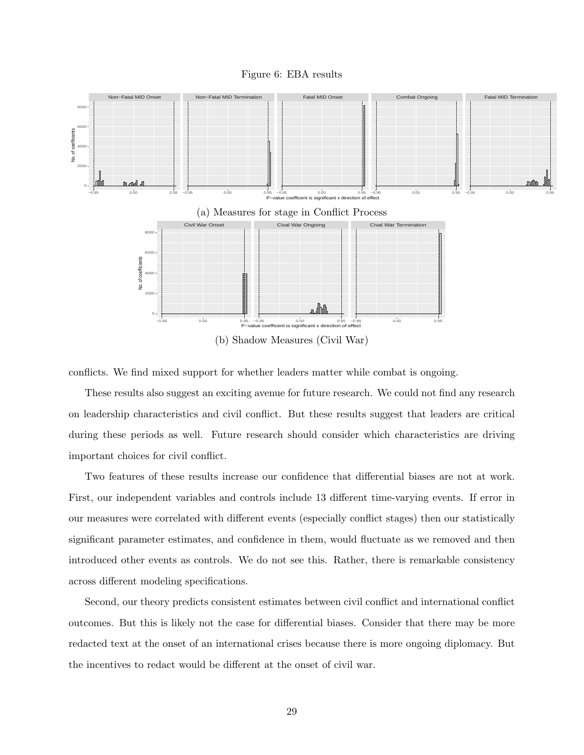Figure 6: EBA results

(a) Measures for stage in Conflict Process

(b) Shadow Measures (Civil War)

conflicts. We find mixed support for whether leaders matter while combat is ongoing.

These results also suggest an exciting avenue for future research. We could not find any research on leadership characteristics and civil conflict. But these results suggest that leaders are critical during these periods as well. Future research should consider which characteristics are driving important choices for civil conflict.

Two features of these results increase our confidence that differential biases are not at work. First, our independent variables and controls include 13 different time-varying events. If error in our measures were correlated with different events (especially conflict stages) then our statistically significant parameter estimates, and confidence in them, would fluctuate as we removed and then introduced other events as controls. We do not see this. Rather, there is remarkable consistency across different modeling specifications.

Second, our theory predicts consistent estimates between civil conflict and international conflict outcomes. But this is likely not the case for differential biases. Consider that there may be more redacted text at the onset of an international crises because there is more ongoing diplomacy. But the incentives to redact would be different at the onset of civil war.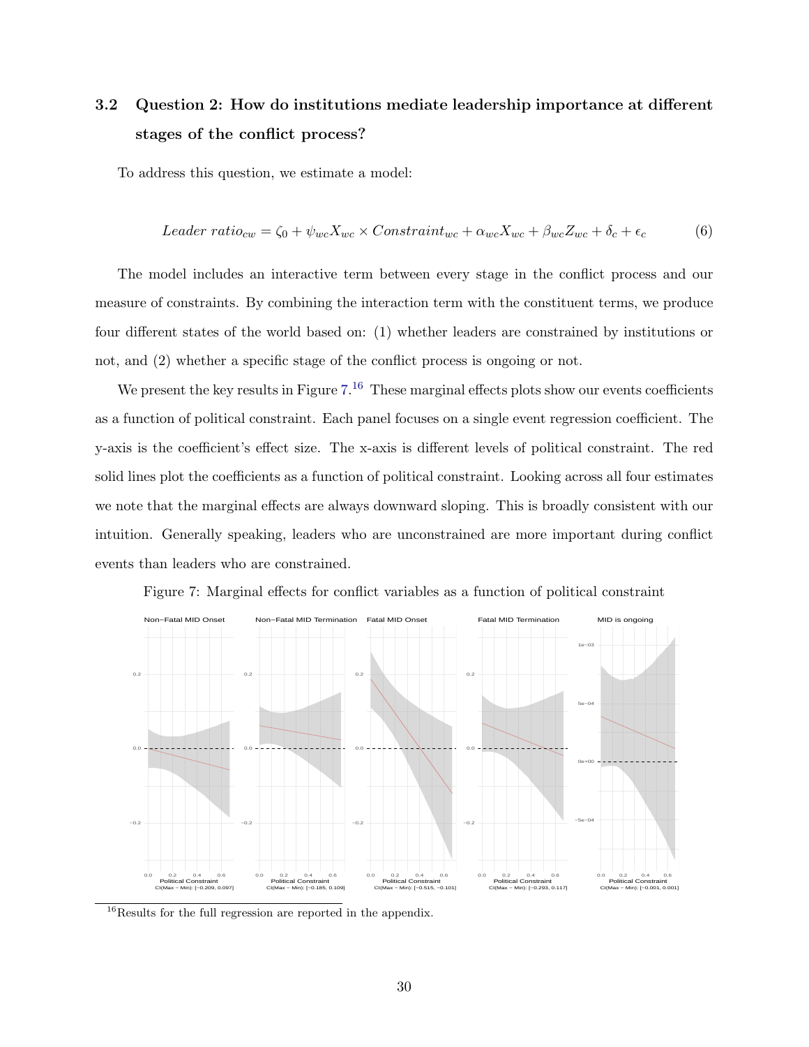### 3.2 Question 2: How do institutions mediate leadership importance at different stages of the conflict process?

To address this question, we estimate a model:

$$Leader\ ratio_{cw} = \zeta_0 + \psi_{wc} X_{wc} \times Constraint_{wc} + \alpha_{wc} X_{wc} + \beta_{wc} Z_{wc} + \delta_c + \epsilon_c \tag{6}$$

The model includes an interactive term between every stage in the conflict process and our measure of constraints. By combining the interaction term with the constituent terms, we produce four different states of the world based on: (1) whether leaders are constrained by institutions or not, and (2) whether a specific stage of the conflict process is ongoing or not.

We present the key results in Figure 7.[16] These marginal effects plots show our events coefficients as a function of political constraint. Each panel focuses on a single event regression coefficient. The y-axis is the coefficient's effect size. The x-axis is different levels of political constraint. The red solid lines plot the coefficients as a function of political constraint. Looking across all four estimates we note that the marginal effects are always downward sloping. This is broadly consistent with our intuition. Generally speaking, leaders who are unconstrained are more important during conflict events than leaders who are constrained.

Figure 7: Marginal effects for conflict variables as a function of political constraint

[16] Results for the full regression are reported in the appendix.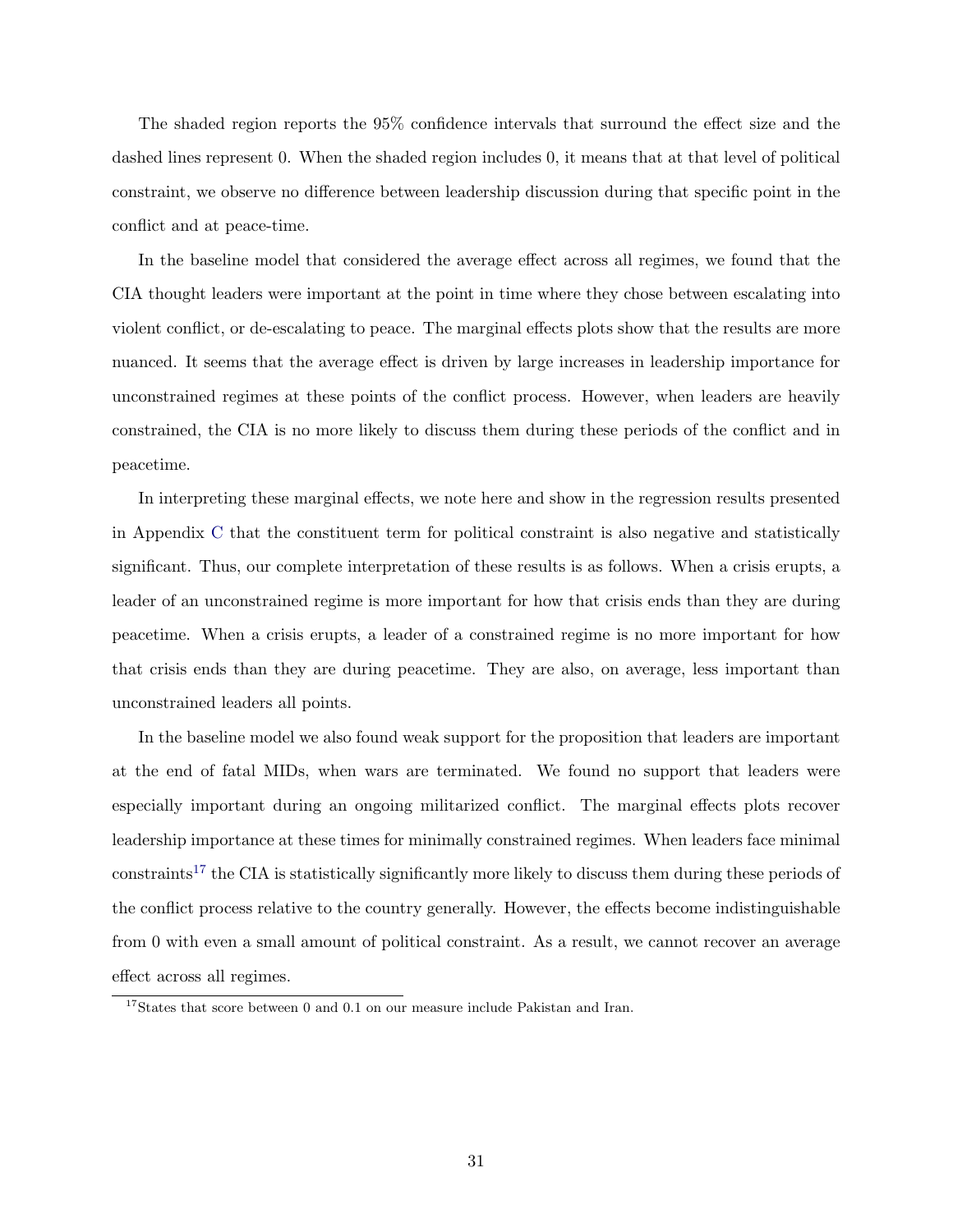The shaded region reports the 95% confidence intervals that surround the effect size and the dashed lines represent 0. When the shaded region includes 0, it means that at that level of political constraint, we observe no difference between leadership discussion during that specific point in the conflict and at peace-time.

In the baseline model that considered the average effect across all regimes, we found that the CIA thought leaders were important at the point in time where they chose between escalating into violent conflict, or de-escalating to peace. The marginal effects plots show that the results are more nuanced. It seems that the average effect is driven by large increases in leadership importance for unconstrained regimes at these points of the conflict process. However, when leaders are heavily constrained, the CIA is no more likely to discuss them during these periods of the conflict and in peacetime.

In interpreting these marginal effects, we note here and show in the regression results presented in Appendix C that the constituent term for political constraint is also negative and statistically significant. Thus, our complete interpretation of these results is as follows. When a crisis erupts, a leader of an unconstrained regime is more important for how that crisis ends than they are during peacetime. When a crisis erupts, a leader of a constrained regime is no more important for how that crisis ends than they are during peacetime. They are also, on average, less important than unconstrained leaders all points.

In the baseline model we also found weak support for the proposition that leaders are important at the end of fatal MIDs, when wars are terminated. We found no support that leaders were especially important during an ongoing militarized conflict. The marginal effects plots recover leadership importance at these times for minimally constrained regimes. When leaders face minimal constraints[17] the CIA is statistically significantly more likely to discuss them during these periods of the conflict process relative to the country generally. However, the effects become indistinguishable from 0 with even a small amount of political constraint. As a result, we cannot recover an average effect across all regimes.

[17] States that score between 0 and 0.1 on our measure include Pakistan and Iran.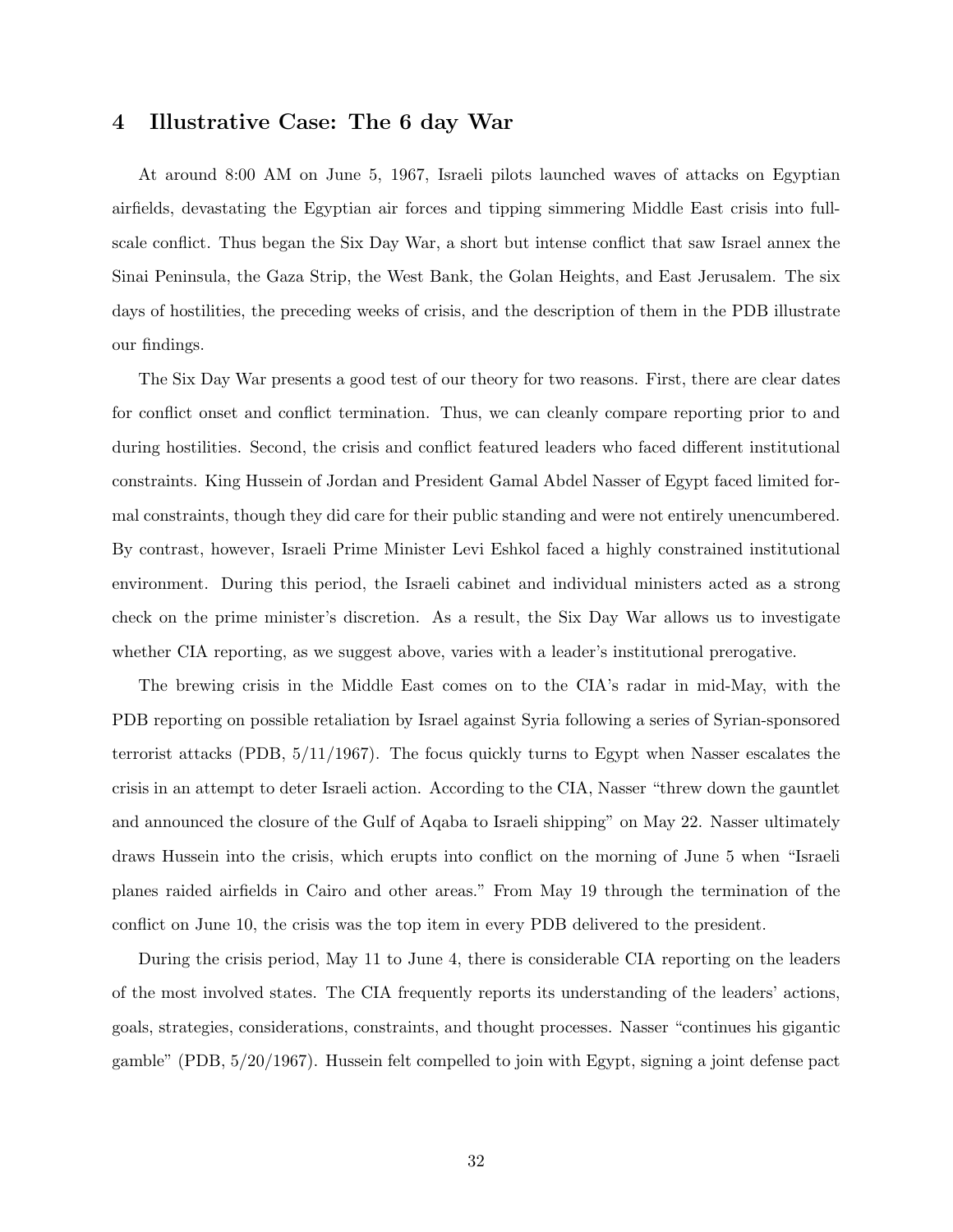## 4 Illustrative Case: The 6 day War

At around 8:00 AM on June 5, 1967, Israeli pilots launched waves of attacks on Egyptian airfields, devastating the Egyptian air forces and tipping simmering Middle East crisis into full-scale conflict. Thus began the Six Day War, a short but intense conflict that saw Israel annex the Sinai Peninsula, the Gaza Strip, the West Bank, the Golan Heights, and East Jerusalem. The six days of hostilities, the preceding weeks of crisis, and the description of them in the PDB illustrate our findings.

The Six Day War presents a good test of our theory for two reasons. First, there are clear dates for conflict onset and conflict termination. Thus, we can cleanly compare reporting prior to and during hostilities. Second, the crisis and conflict featured leaders who faced different institutional constraints. King Hussein of Jordan and President Gamal Abdel Nasser of Egypt faced limited formal constraints, though they did care for their public standing and were not entirely unencumbered. By contrast, however, Israeli Prime Minister Levi Eshkol faced a highly constrained institutional environment. During this period, the Israeli cabinet and individual ministers acted as a strong check on the prime minister's discretion. As a result, the Six Day War allows us to investigate whether CIA reporting, as we suggest above, varies with a leader's institutional prerogative.

The brewing crisis in the Middle East comes on to the CIA's radar in mid-May, with the PDB reporting on possible retaliation by Israel against Syria following a series of Syrian-sponsored terrorist attacks (PDB, 5/11/1967). The focus quickly turns to Egypt when Nasser escalates the crisis in an attempt to deter Israeli action. According to the CIA, Nasser "threw down the gauntlet and announced the closure of the Gulf of Aqaba to Israeli shipping" on May 22. Nasser ultimately draws Hussein into the crisis, which erupts into conflict on the morning of June 5 when "Israeli planes raided airfields in Cairo and other areas." From May 19 through the termination of the conflict on June 10, the crisis was the top item in every PDB delivered to the president.

During the crisis period, May 11 to June 4, there is considerable CIA reporting on the leaders of the most involved states. The CIA frequently reports its understanding of the leaders' actions, goals, strategies, considerations, constraints, and thought processes. Nasser "continues his gigantic gamble" (PDB, 5/20/1967). Hussein felt compelled to join with Egypt, signing a joint defense pact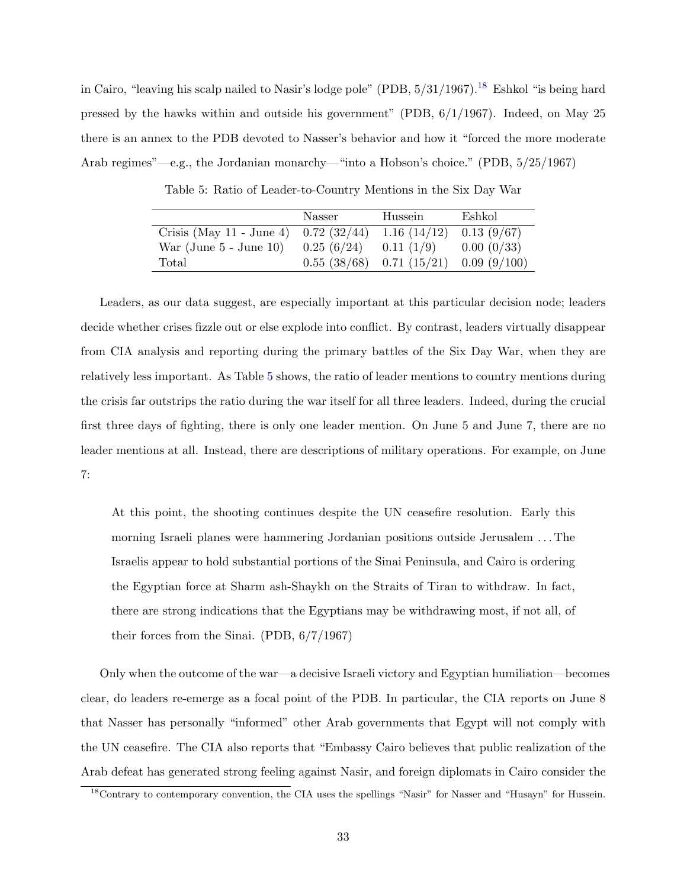in Cairo, "leaving his scalp nailed to Nasir's lodge pole" (PDB, 5/31/1967).[18] Eshkol "is being hard pressed by the hawks within and outside his government" (PDB, 6/1/1967). Indeed, on May 25 there is an annex to the PDB devoted to Nasser's behavior and how it "forced the more moderate Arab regimes"—e.g., the Jordanian monarchy—"into a Hobson's choice." (PDB, 5/25/1967)

Table 5: Ratio of Leader-to-Country Mentions in the Six Day War

| | Nasser | Hussein | Eshkol |
|---|---|---|---|
| Crisis (May 11 - June 4) | 0.72 (32/44) | 1.16 (14/12) | 0.13 (9/67) |
| War (June 5 - June 10) | 0.25 (6/24) | 0.11 (1/9) | 0.00 (0/33) |
| Total | 0.55 (38/68) | 0.71 (15/21) | 0.09 (9/100) |

Leaders, as our data suggest, are especially important at this particular decision node; leaders decide whether crises fizzle out or else explode into conflict. By contrast, leaders virtually disappear from CIA analysis and reporting during the primary battles of the Six Day War, when they are relatively less important. As Table 5 shows, the ratio of leader mentions to country mentions during the crisis far outstrips the ratio during the war itself for all three leaders. Indeed, during the crucial first three days of fighting, there is only one leader mention. On June 5 and June 7, there are no leader mentions at all. Instead, there are descriptions of military operations. For example, on June 7:

> At this point, the shooting continues despite the UN ceasefire resolution. Early this morning Israeli planes were hammering Jordanian positions outside Jerusalem . . . The Israelis appear to hold substantial portions of the Sinai Peninsula, and Cairo is ordering the Egyptian force at Sharm ash-Shaykh on the Straits of Tiran to withdraw. In fact, there are strong indications that the Egyptians may be withdrawing most, if not all, of their forces from the Sinai. (PDB, 6/7/1967)

Only when the outcome of the war—a decisive Israeli victory and Egyptian humiliation—becomes clear, do leaders re-emerge as a focal point of the PDB. In particular, the CIA reports on June 8 that Nasser has personally "informed" other Arab governments that Egypt will not comply with the UN ceasefire. The CIA also reports that "Embassy Cairo believes that public realization of the Arab defeat has generated strong feeling against Nasir, and foreign diplomats in Cairo consider the

[18] Contrary to contemporary convention, the CIA uses the spellings "Nasir" for Nasser and "Husayn" for Hussein.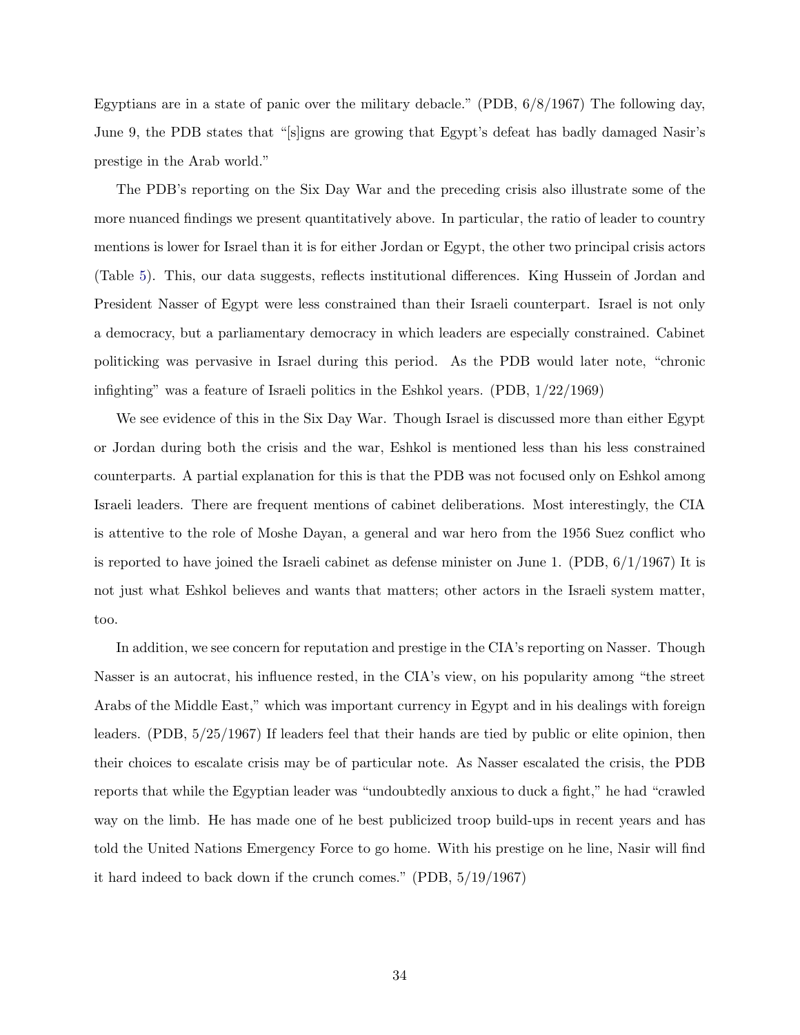Egyptians are in a state of panic over the military debacle." (PDB, 6/8/1967) The following day, June 9, the PDB states that "[s]igns are growing that Egypt's defeat has badly damaged Nasir's prestige in the Arab world."

The PDB's reporting on the Six Day War and the preceding crisis also illustrate some of the more nuanced findings we present quantitatively above. In particular, the ratio of leader to country mentions is lower for Israel than it is for either Jordan or Egypt, the other two principal crisis actors (Table 5). This, our data suggests, reflects institutional differences. King Hussein of Jordan and President Nasser of Egypt were less constrained than their Israeli counterpart. Israel is not only a democracy, but a parliamentary democracy in which leaders are especially constrained. Cabinet politicking was pervasive in Israel during this period. As the PDB would later note, "chronic infighting" was a feature of Israeli politics in the Eshkol years. (PDB, 1/22/1969)

We see evidence of this in the Six Day War. Though Israel is discussed more than either Egypt or Jordan during both the crisis and the war, Eshkol is mentioned less than his less constrained counterparts. A partial explanation for this is that the PDB was not focused only on Eshkol among Israeli leaders. There are frequent mentions of cabinet deliberations. Most interestingly, the CIA is attentive to the role of Moshe Dayan, a general and war hero from the 1956 Suez conflict who is reported to have joined the Israeli cabinet as defense minister on June 1. (PDB, 6/1/1967) It is not just what Eshkol believes and wants that matters; other actors in the Israeli system matter, too.

In addition, we see concern for reputation and prestige in the CIA's reporting on Nasser. Though Nasser is an autocrat, his influence rested, in the CIA's view, on his popularity among "the street Arabs of the Middle East," which was important currency in Egypt and in his dealings with foreign leaders. (PDB, 5/25/1967) If leaders feel that their hands are tied by public or elite opinion, then their choices to escalate crisis may be of particular note. As Nasser escalated the crisis, the PDB reports that while the Egyptian leader was "undoubtedly anxious to duck a fight," he had "crawled way on the limb. He has made one of he best publicized troop build-ups in recent years and has told the United Nations Emergency Force to go home. With his prestige on he line, Nasir will find it hard indeed to back down if the crunch comes." (PDB, 5/19/1967)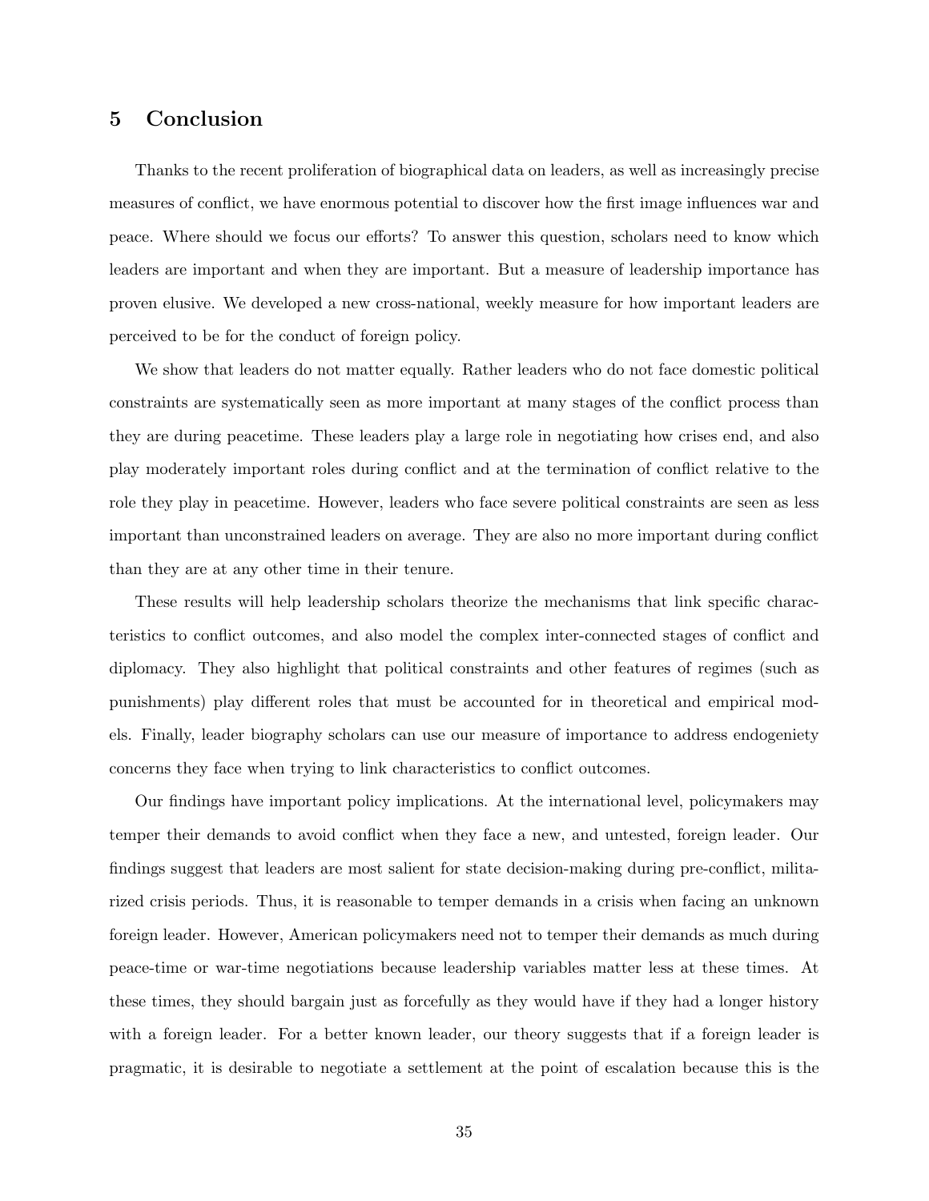## 5 Conclusion

Thanks to the recent proliferation of biographical data on leaders, as well as increasingly precise measures of conflict, we have enormous potential to discover how the first image influences war and peace. Where should we focus our efforts? To answer this question, scholars need to know which leaders are important and when they are important. But a measure of leadership importance has proven elusive. We developed a new cross-national, weekly measure for how important leaders are perceived to be for the conduct of foreign policy.

We show that leaders do not matter equally. Rather leaders who do not face domestic political constraints are systematically seen as more important at many stages of the conflict process than they are during peacetime. These leaders play a large role in negotiating how crises end, and also play moderately important roles during conflict and at the termination of conflict relative to the role they play in peacetime. However, leaders who face severe political constraints are seen as less important than unconstrained leaders on average. They are also no more important during conflict than they are at any other time in their tenure.

These results will help leadership scholars theorize the mechanisms that link specific characteristics to conflict outcomes, and also model the complex inter-connected stages of conflict and diplomacy. They also highlight that political constraints and other features of regimes (such as punishments) play different roles that must be accounted for in theoretical and empirical models. Finally, leader biography scholars can use our measure of importance to address endogeniety concerns they face when trying to link characteristics to conflict outcomes.

Our findings have important policy implications. At the international level, policymakers may temper their demands to avoid conflict when they face a new, and untested, foreign leader. Our findings suggest that leaders are most salient for state decision-making during pre-conflict, militarized crisis periods. Thus, it is reasonable to temper demands in a crisis when facing an unknown foreign leader. However, American policymakers need not to temper their demands as much during peace-time or war-time negotiations because leadership variables matter less at these times. At these times, they should bargain just as forcefully as they would have if they had a longer history with a foreign leader. For a better known leader, our theory suggests that if a foreign leader is pragmatic, it is desirable to negotiate a settlement at the point of escalation because this is the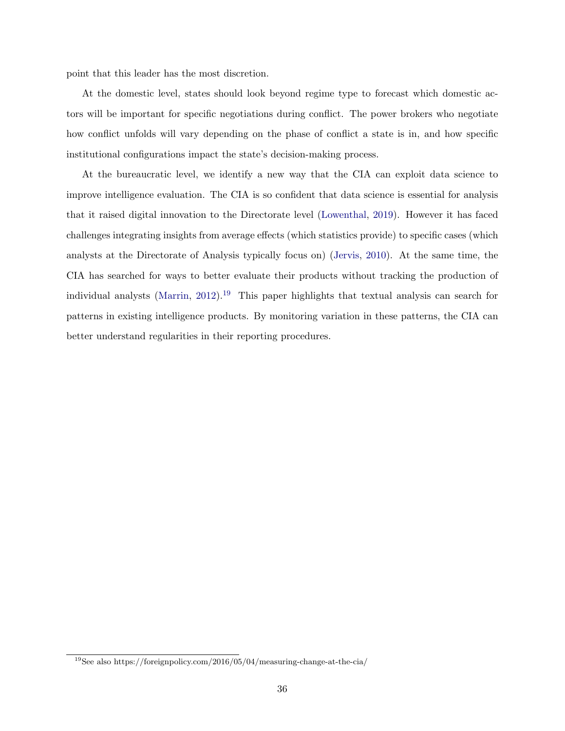point that this leader has the most discretion.

At the domestic level, states should look beyond regime type to forecast which domestic actors will be important for specific negotiations during conflict. The power brokers who negotiate how conflict unfolds will vary depending on the phase of conflict a state is in, and how specific institutional configurations impact the state's decision-making process.

At the bureaucratic level, we identify a new way that the CIA can exploit data science to improve intelligence evaluation. The CIA is so confident that data science is essential for analysis that it raised digital innovation to the Directorate level (Lowenthal, 2019). However it has faced challenges integrating insights from average effects (which statistics provide) to specific cases (which analysts at the Directorate of Analysis typically focus on) (Jervis, 2010). At the same time, the CIA has searched for ways to better evaluate their products without tracking the production of individual analysts (Marrin, 2012).[19] This paper highlights that textual analysis can search for patterns in existing intelligence products. By monitoring variation in these patterns, the CIA can better understand regularities in their reporting procedures.

---

[19] See also https://foreignpolicy.com/2016/05/04/measuring-change-at-the-cia/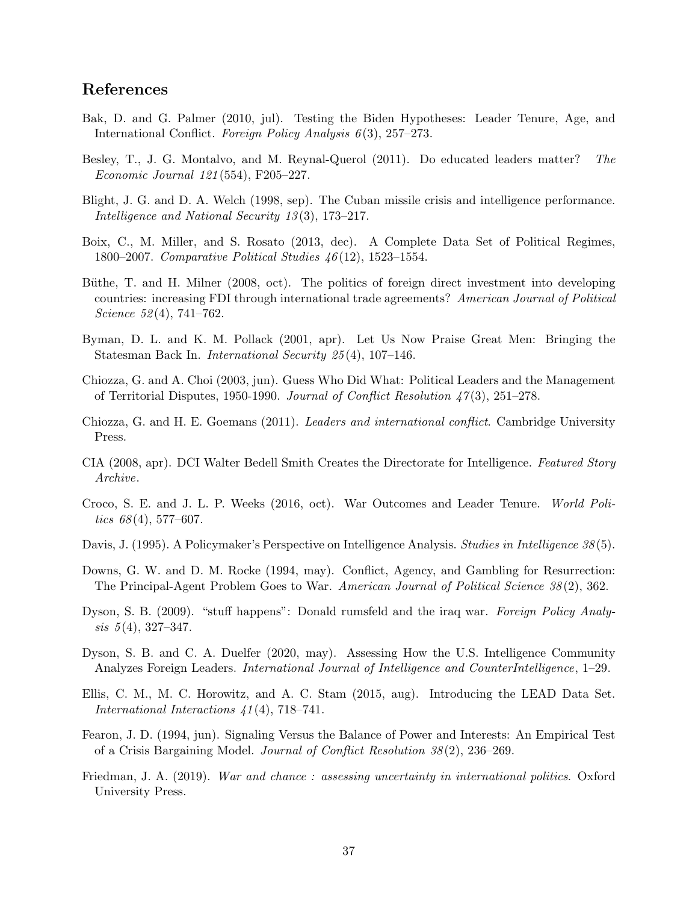## References

Bak, D. and G. Palmer (2010, jul). Testing the Biden Hypotheses: Leader Tenure, Age, and International Conflict. *Foreign Policy Analysis 6*(3), 257–273.

Besley, T., J. G. Montalvo, and M. Reynal-Querol (2011). Do educated leaders matter? *The Economic Journal 121*(554), F205–227.

Blight, J. G. and D. A. Welch (1998, sep). The Cuban missile crisis and intelligence performance. *Intelligence and National Security 13*(3), 173–217.

Boix, C., M. Miller, and S. Rosato (2013, dec). A Complete Data Set of Political Regimes, 1800–2007. *Comparative Political Studies 46*(12), 1523–1554.

Büthe, T. and H. Milner (2008, oct). The politics of foreign direct investment into developing countries: increasing FDI through international trade agreements? *American Journal of Political Science 52*(4), 741–762.

Byman, D. L. and K. M. Pollack (2001, apr). Let Us Now Praise Great Men: Bringing the Statesman Back In. *International Security 25*(4), 107–146.

Chiozza, G. and A. Choi (2003, jun). Guess Who Did What: Political Leaders and the Management of Territorial Disputes, 1950-1990. *Journal of Conflict Resolution 47*(3), 251–278.

Chiozza, G. and H. E. Goemans (2011). *Leaders and international conflict*. Cambridge University Press.

CIA (2008, apr). DCI Walter Bedell Smith Creates the Directorate for Intelligence. *Featured Story Archive*.

Croco, S. E. and J. L. P. Weeks (2016, oct). War Outcomes and Leader Tenure. *World Politics 68*(4), 577–607.

Davis, J. (1995). A Policymaker's Perspective on Intelligence Analysis. *Studies in Intelligence 38*(5).

Downs, G. W. and D. M. Rocke (1994, may). Conflict, Agency, and Gambling for Resurrection: The Principal-Agent Problem Goes to War. *American Journal of Political Science 38*(2), 362.

Dyson, S. B. (2009). "stuff happens": Donald rumsfeld and the iraq war. *Foreign Policy Analysis 5*(4), 327–347.

Dyson, S. B. and C. A. Duelfer (2020, may). Assessing How the U.S. Intelligence Community Analyzes Foreign Leaders. *International Journal of Intelligence and CounterIntelligence*, 1–29.

Ellis, C. M., M. C. Horowitz, and A. C. Stam (2015, aug). Introducing the LEAD Data Set. *International Interactions 41*(4), 718–741.

Fearon, J. D. (1994, jun). Signaling Versus the Balance of Power and Interests: An Empirical Test of a Crisis Bargaining Model. *Journal of Conflict Resolution 38*(2), 236–269.

Friedman, J. A. (2019). *War and chance : assessing uncertainty in international politics*. Oxford University Press.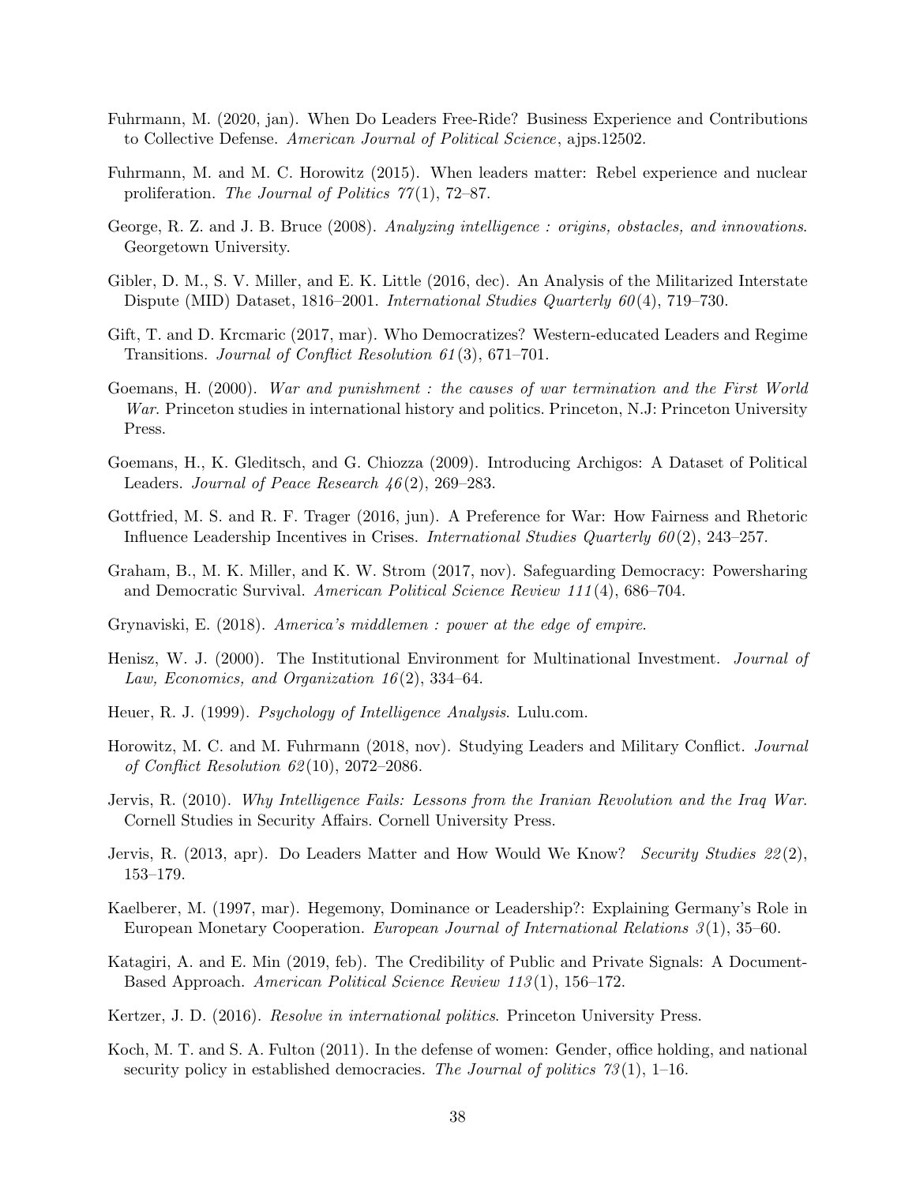Fuhrmann, M. (2020, jan). When Do Leaders Free-Ride? Business Experience and Contributions to Collective Defense. *American Journal of Political Science*, ajps.12502.

Fuhrmann, M. and M. C. Horowitz (2015). When leaders matter: Rebel experience and nuclear proliferation. *The Journal of Politics 77*(1), 72–87.

George, R. Z. and J. B. Bruce (2008). *Analyzing intelligence : origins, obstacles, and innovations*. Georgetown University.

Gibler, D. M., S. V. Miller, and E. K. Little (2016, dec). An Analysis of the Militarized Interstate Dispute (MID) Dataset, 1816–2001. *International Studies Quarterly 60*(4), 719–730.

Gift, T. and D. Krcmaric (2017, mar). Who Democratizes? Western-educated Leaders and Regime Transitions. *Journal of Conflict Resolution 61*(3), 671–701.

Goemans, H. (2000). *War and punishment : the causes of war termination and the First World War*. Princeton studies in international history and politics. Princeton, N.J: Princeton University Press.

Goemans, H., K. Gleditsch, and G. Chiozza (2009). Introducing Archigos: A Dataset of Political Leaders. *Journal of Peace Research 46*(2), 269–283.

Gottfried, M. S. and R. F. Trager (2016, jun). A Preference for War: How Fairness and Rhetoric Influence Leadership Incentives in Crises. *International Studies Quarterly 60*(2), 243–257.

Graham, B., M. K. Miller, and K. W. Strom (2017, nov). Safeguarding Democracy: Powersharing and Democratic Survival. *American Political Science Review 111*(4), 686–704.

Grynaviski, E. (2018). *America's middlemen : power at the edge of empire*.

Henisz, W. J. (2000). The Institutional Environment for Multinational Investment. *Journal of Law, Economics, and Organization 16*(2), 334–64.

Heuer, R. J. (1999). *Psychology of Intelligence Analysis*. Lulu.com.

Horowitz, M. C. and M. Fuhrmann (2018, nov). Studying Leaders and Military Conflict. *Journal of Conflict Resolution 62*(10), 2072–2086.

Jervis, R. (2010). *Why Intelligence Fails: Lessons from the Iranian Revolution and the Iraq War*. Cornell Studies in Security Affairs. Cornell University Press.

Jervis, R. (2013, apr). Do Leaders Matter and How Would We Know? *Security Studies 22*(2), 153–179.

Kaelberer, M. (1997, mar). Hegemony, Dominance or Leadership?: Explaining Germany's Role in European Monetary Cooperation. *European Journal of International Relations 3*(1), 35–60.

Katagiri, A. and E. Min (2019, feb). The Credibility of Public and Private Signals: A Document-Based Approach. *American Political Science Review 113*(1), 156–172.

Kertzer, J. D. (2016). *Resolve in international politics*. Princeton University Press.

Koch, M. T. and S. A. Fulton (2011). In the defense of women: Gender, office holding, and national security policy in established democracies. *The Journal of politics 73*(1), 1–16.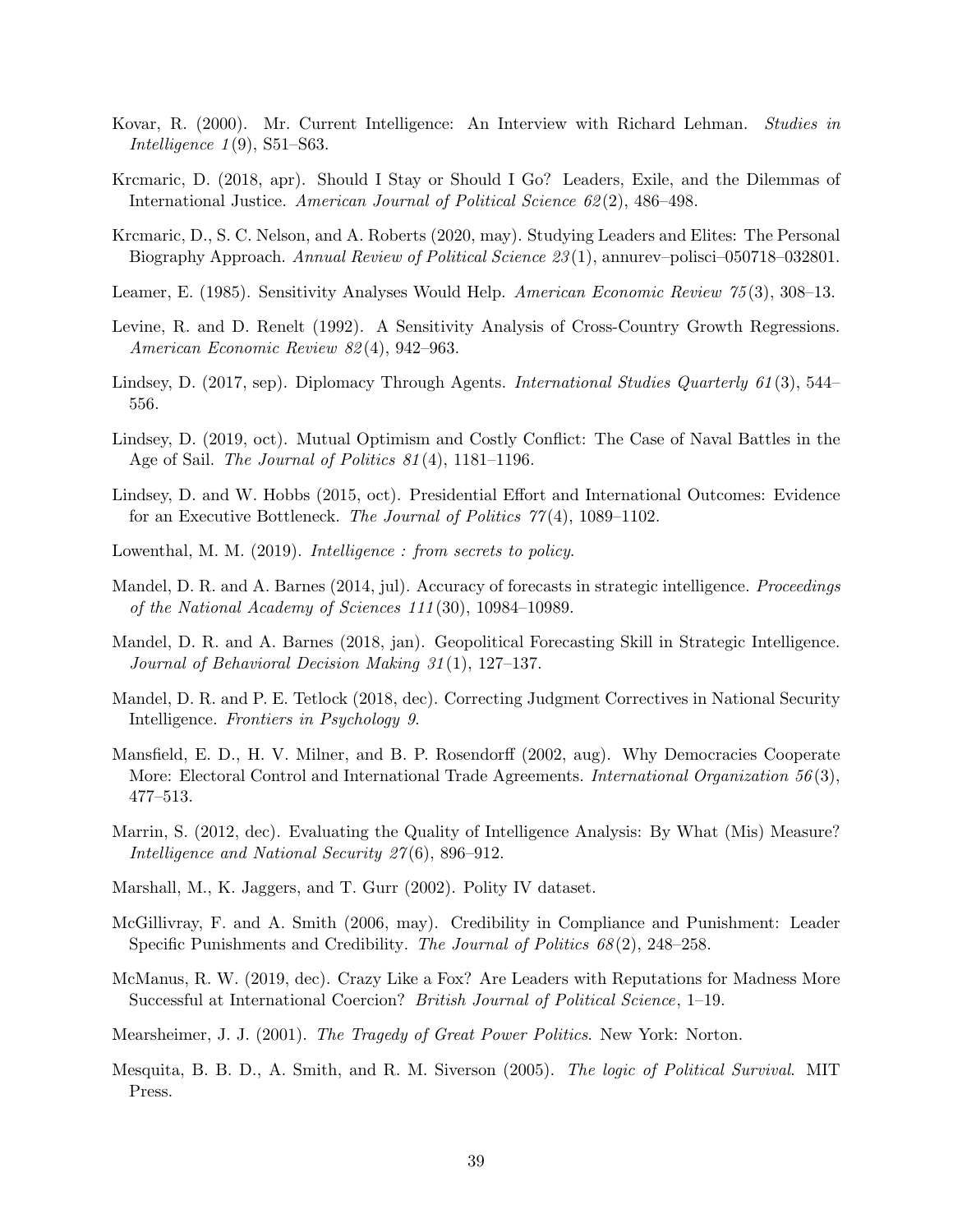Kovar, R. (2000). Mr. Current Intelligence: An Interview with Richard Lehman. *Studies in Intelligence 1*(9), S51–S63.

Krcmaric, D. (2018, apr). Should I Stay or Should I Go? Leaders, Exile, and the Dilemmas of International Justice. *American Journal of Political Science 62*(2), 486–498.

Krcmaric, D., S. C. Nelson, and A. Roberts (2020, may). Studying Leaders and Elites: The Personal Biography Approach. *Annual Review of Political Science 23*(1), annurev–polisci–050718–032801.

Leamer, E. (1985). Sensitivity Analyses Would Help. *American Economic Review 75*(3), 308–13.

Levine, R. and D. Renelt (1992). A Sensitivity Analysis of Cross-Country Growth Regressions. *American Economic Review 82*(4), 942–963.

Lindsey, D. (2017, sep). Diplomacy Through Agents. *International Studies Quarterly 61*(3), 544–556.

Lindsey, D. (2019, oct). Mutual Optimism and Costly Conflict: The Case of Naval Battles in the Age of Sail. *The Journal of Politics 81*(4), 1181–1196.

Lindsey, D. and W. Hobbs (2015, oct). Presidential Effort and International Outcomes: Evidence for an Executive Bottleneck. *The Journal of Politics 77*(4), 1089–1102.

Lowenthal, M. M. (2019). *Intelligence : from secrets to policy*.

Mandel, D. R. and A. Barnes (2014, jul). Accuracy of forecasts in strategic intelligence. *Proceedings of the National Academy of Sciences 111*(30), 10984–10989.

Mandel, D. R. and A. Barnes (2018, jan). Geopolitical Forecasting Skill in Strategic Intelligence. *Journal of Behavioral Decision Making 31*(1), 127–137.

Mandel, D. R. and P. E. Tetlock (2018, dec). Correcting Judgment Correctives in National Security Intelligence. *Frontiers in Psychology 9*.

Mansfield, E. D., H. V. Milner, and B. P. Rosendorff (2002, aug). Why Democracies Cooperate More: Electoral Control and International Trade Agreements. *International Organization 56*(3), 477–513.

Marrin, S. (2012, dec). Evaluating the Quality of Intelligence Analysis: By What (Mis) Measure? *Intelligence and National Security 27*(6), 896–912.

Marshall, M., K. Jaggers, and T. Gurr (2002). Polity IV dataset.

McGillivray, F. and A. Smith (2006, may). Credibility in Compliance and Punishment: Leader Specific Punishments and Credibility. *The Journal of Politics 68*(2), 248–258.

McManus, R. W. (2019, dec). Crazy Like a Fox? Are Leaders with Reputations for Madness More Successful at International Coercion? *British Journal of Political Science*, 1–19.

Mearsheimer, J. J. (2001). *The Tragedy of Great Power Politics*. New York: Norton.

Mesquita, B. B. D., A. Smith, and R. M. Siverson (2005). *The logic of Political Survival*. MIT Press.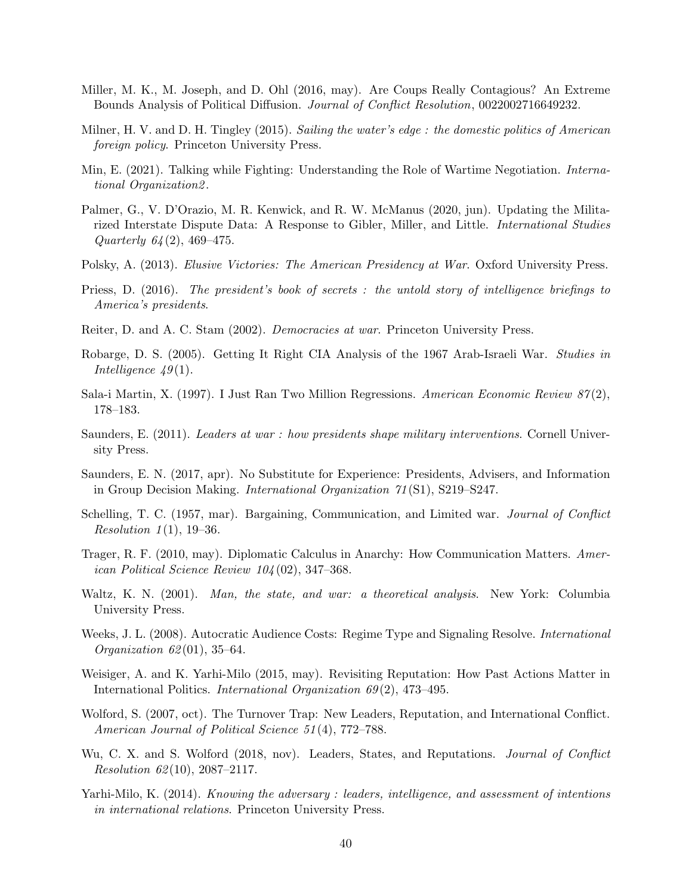Miller, M. K., M. Joseph, and D. Ohl (2016, may). Are Coups Really Contagious? An Extreme Bounds Analysis of Political Diffusion. *Journal of Conflict Resolution*, 0022002716649232.

Milner, H. V. and D. H. Tingley (2015). *Sailing the water's edge : the domestic politics of American foreign policy*. Princeton University Press.

Min, E. (2021). Talking while Fighting: Understanding the Role of Wartime Negotiation. *International Organization2*.

Palmer, G., V. D'Orazio, M. R. Kenwick, and R. W. McManus (2020, jun). Updating the Militarized Interstate Dispute Data: A Response to Gibler, Miller, and Little. *International Studies Quarterly 64*(2), 469–475.

Polsky, A. (2013). *Elusive Victories: The American Presidency at War*. Oxford University Press.

Priess, D. (2016). *The president's book of secrets : the untold story of intelligence briefings to America's presidents*.

Reiter, D. and A. C. Stam (2002). *Democracies at war*. Princeton University Press.

Robarge, D. S. (2005). Getting It Right CIA Analysis of the 1967 Arab-Israeli War. *Studies in Intelligence 49*(1).

Sala-i Martin, X. (1997). I Just Ran Two Million Regressions. *American Economic Review 87*(2), 178–183.

Saunders, E. (2011). *Leaders at war : how presidents shape military interventions*. Cornell University Press.

Saunders, E. N. (2017, apr). No Substitute for Experience: Presidents, Advisers, and Information in Group Decision Making. *International Organization 71*(S1), S219–S247.

Schelling, T. C. (1957, mar). Bargaining, Communication, and Limited war. *Journal of Conflict Resolution 1*(1), 19–36.

Trager, R. F. (2010, may). Diplomatic Calculus in Anarchy: How Communication Matters. *American Political Science Review 104*(02), 347–368.

Waltz, K. N. (2001). *Man, the state, and war: a theoretical analysis*. New York: Columbia University Press.

Weeks, J. L. (2008). Autocratic Audience Costs: Regime Type and Signaling Resolve. *International Organization 62*(01), 35–64.

Weisiger, A. and K. Yarhi-Milo (2015, may). Revisiting Reputation: How Past Actions Matter in International Politics. *International Organization 69*(2), 473–495.

Wolford, S. (2007, oct). The Turnover Trap: New Leaders, Reputation, and International Conflict. *American Journal of Political Science 51*(4), 772–788.

Wu, C. X. and S. Wolford (2018, nov). Leaders, States, and Reputations. *Journal of Conflict Resolution 62*(10), 2087–2117.

Yarhi-Milo, K. (2014). *Knowing the adversary : leaders, intelligence, and assessment of intentions in international relations*. Princeton University Press.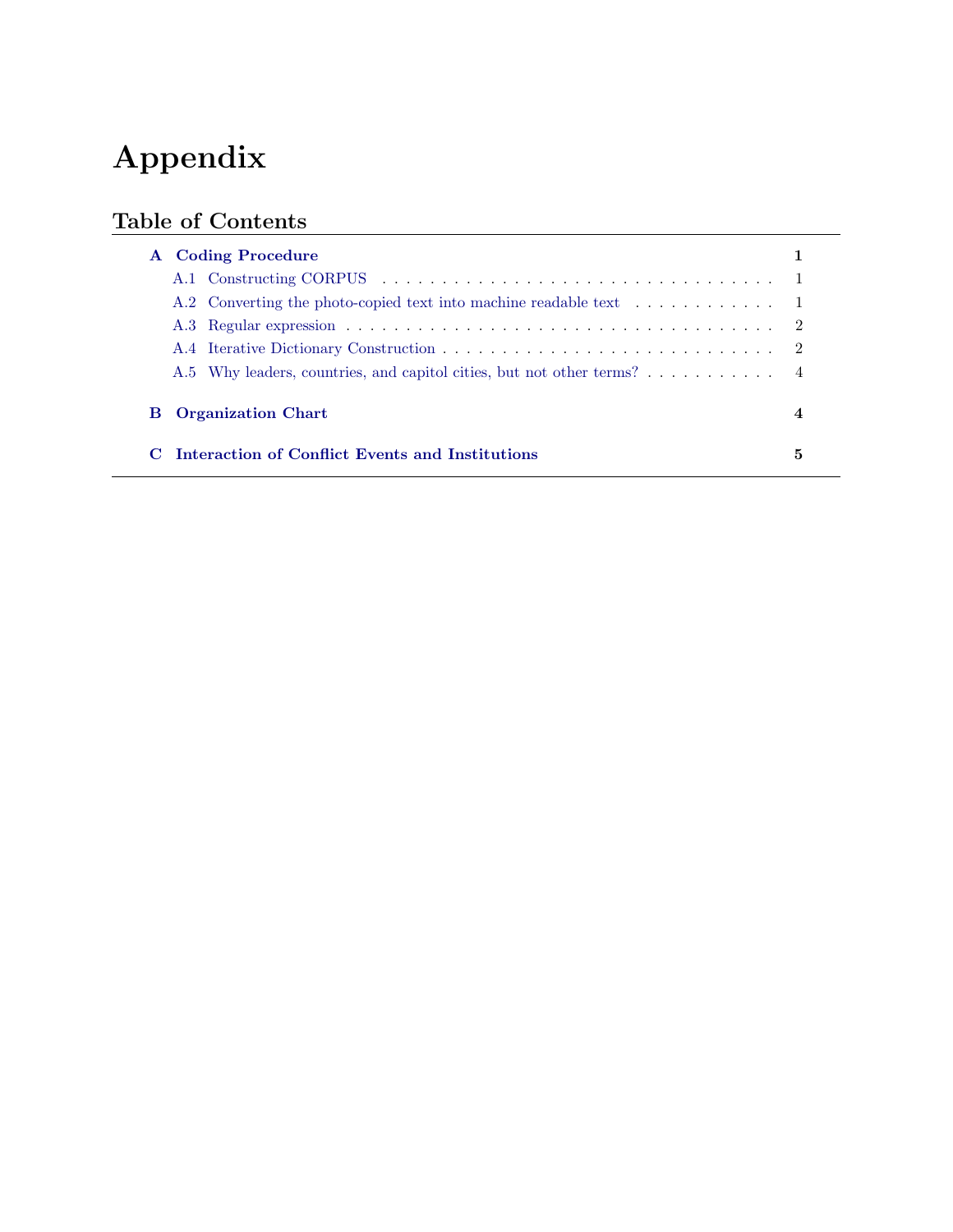# Appendix

## Table of Contents

| | | |
|---|---|---|
| **A** | **Coding Procedure** | **1** |
| A.1 | Constructing CORPUS | 1 |
| A.2 | Converting the photo-copied text into machine readable text | 1 |
| A.3 | Regular expression | 2 |
| A.4 | Iterative Dictionary Construction | 2 |
| A.5 | Why leaders, countries, and capitol cities, but not other terms? | 4 |
| **B** | **Organization Chart** | **4** |
| **C** | **Interaction of Conflict Events and Institutions** | **5** |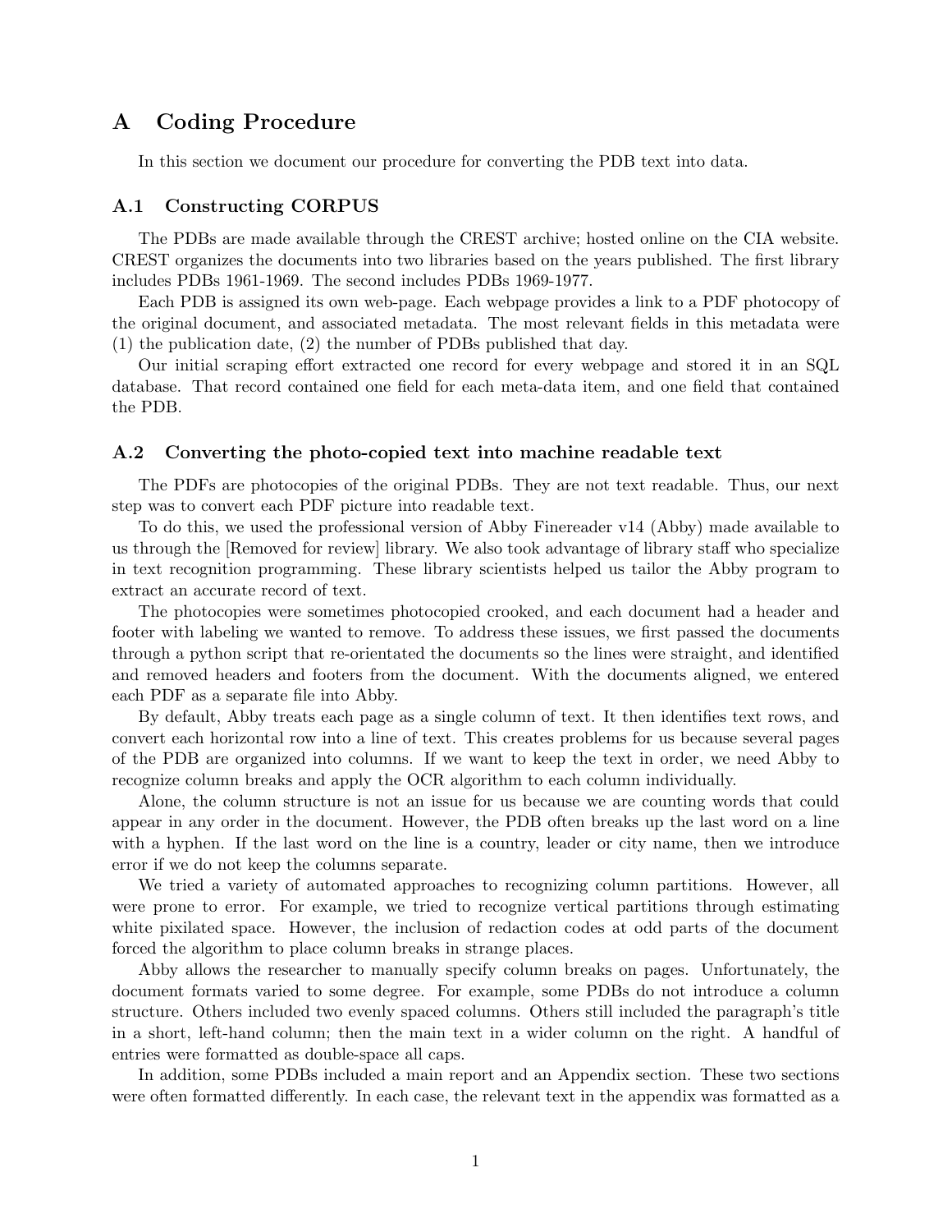# A Coding Procedure

In this section we document our procedure for converting the PDB text into data.

## A.1 Constructing CORPUS

The PDBs are made available through the CREST archive; hosted online on the CIA website. CREST organizes the documents into two libraries based on the years published. The first library includes PDBs 1961-1969. The second includes PDBs 1969-1977.

Each PDB is assigned its own web-page. Each webpage provides a link to a PDF photocopy of the original document, and associated metadata. The most relevant fields in this metadata were (1) the publication date, (2) the number of PDBs published that day.

Our initial scraping effort extracted one record for every webpage and stored it in an SQL database. That record contained one field for each meta-data item, and one field that contained the PDB.

## A.2 Converting the photo-copied text into machine readable text

The PDFs are photocopies of the original PDBs. They are not text readable. Thus, our next step was to convert each PDF picture into readable text.

To do this, we used the professional version of Abby Finereader v14 (Abby) made available to us through the [Removed for review] library. We also took advantage of library staff who specialize in text recognition programming. These library scientists helped us tailor the Abby program to extract an accurate record of text.

The photocopies were sometimes photocopied crooked, and each document had a header and footer with labeling we wanted to remove. To address these issues, we first passed the documents through a python script that re-orientated the documents so the lines were straight, and identified and removed headers and footers from the document. With the documents aligned, we entered each PDF as a separate file into Abby.

By default, Abby treats each page as a single column of text. It then identifies text rows, and convert each horizontal row into a line of text. This creates problems for us because several pages of the PDB are organized into columns. If we want to keep the text in order, we need Abby to recognize column breaks and apply the OCR algorithm to each column individually.

Alone, the column structure is not an issue for us because we are counting words that could appear in any order in the document. However, the PDB often breaks up the last word on a line with a hyphen. If the last word on the line is a country, leader or city name, then we introduce error if we do not keep the columns separate.

We tried a variety of automated approaches to recognizing column partitions. However, all were prone to error. For example, we tried to recognize vertical partitions through estimating white pixilated space. However, the inclusion of redaction codes at odd parts of the document forced the algorithm to place column breaks in strange places.

Abby allows the researcher to manually specify column breaks on pages. Unfortunately, the document formats varied to some degree. For example, some PDBs do not introduce a column structure. Others included two evenly spaced columns. Others still included the paragraph's title in a short, left-hand column; then the main text in a wider column on the right. A handful of entries were formatted as double-space all caps.

In addition, some PDBs included a main report and an Appendix section. These two sections were often formatted differently. In each case, the relevant text in the appendix was formatted as a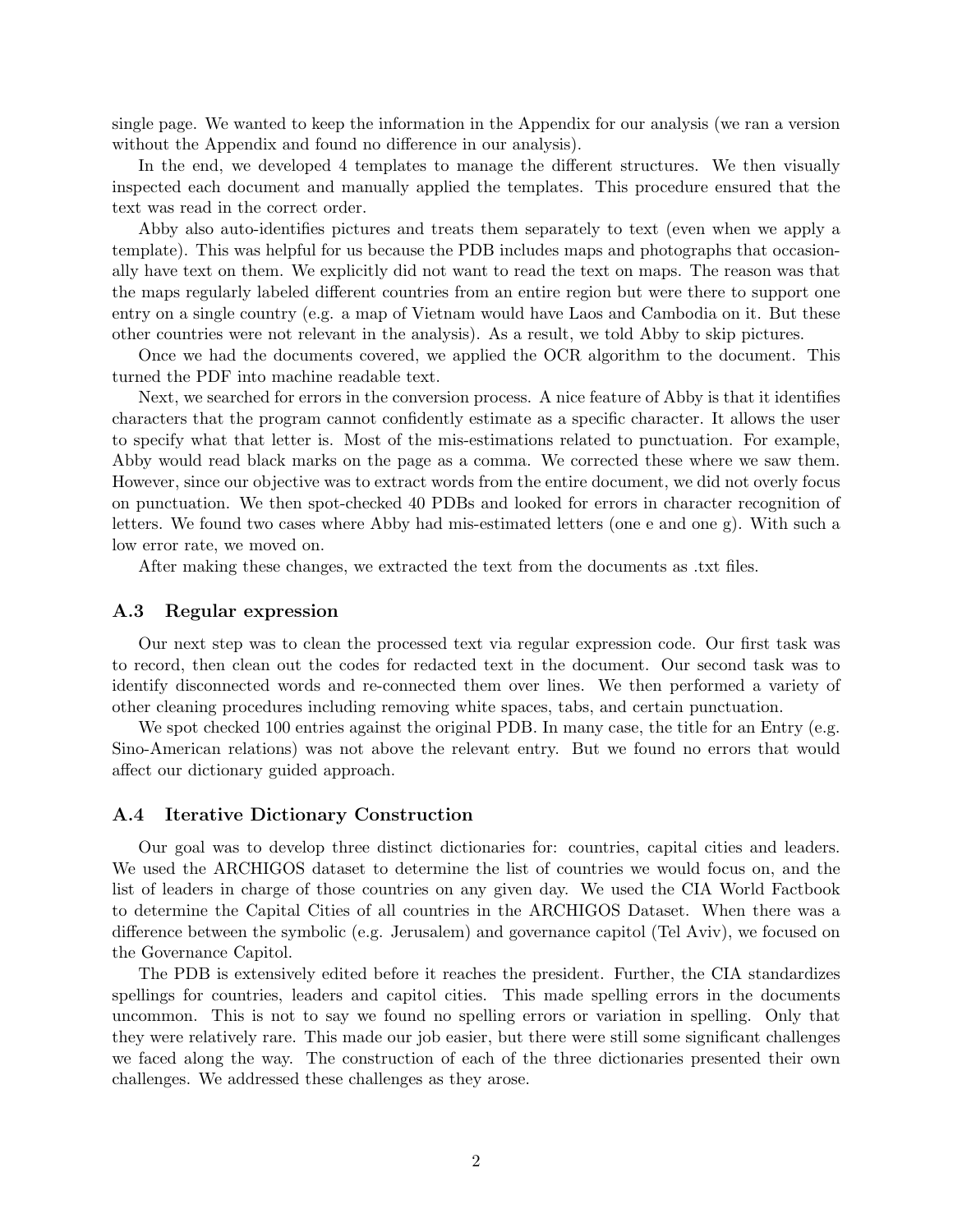single page. We wanted to keep the information in the Appendix for our analysis (we ran a version without the Appendix and found no difference in our analysis).

In the end, we developed 4 templates to manage the different structures. We then visually inspected each document and manually applied the templates. This procedure ensured that the text was read in the correct order.

Abby also auto-identifies pictures and treats them separately to text (even when we apply a template). This was helpful for us because the PDB includes maps and photographs that occasionally have text on them. We explicitly did not want to read the text on maps. The reason was that the maps regularly labeled different countries from an entire region but were there to support one entry on a single country (e.g. a map of Vietnam would have Laos and Cambodia on it. But these other countries were not relevant in the analysis). As a result, we told Abby to skip pictures.

Once we had the documents covered, we applied the OCR algorithm to the document. This turned the PDF into machine readable text.

Next, we searched for errors in the conversion process. A nice feature of Abby is that it identifies characters that the program cannot confidently estimate as a specific character. It allows the user to specify what that letter is. Most of the mis-estimations related to punctuation. For example, Abby would read black marks on the page as a comma. We corrected these where we saw them. However, since our objective was to extract words from the entire document, we did not overly focus on punctuation. We then spot-checked 40 PDBs and looked for errors in character recognition of letters. We found two cases where Abby had mis-estimated letters (one e and one g). With such a low error rate, we moved on.

After making these changes, we extracted the text from the documents as .txt files.

### A.3 Regular expression

Our next step was to clean the processed text via regular expression code. Our first task was to record, then clean out the codes for redacted text in the document. Our second task was to identify disconnected words and re-connected them over lines. We then performed a variety of other cleaning procedures including removing white spaces, tabs, and certain punctuation.

We spot checked 100 entries against the original PDB. In many case, the title for an Entry (e.g. Sino-American relations) was not above the relevant entry. But we found no errors that would affect our dictionary guided approach.

### A.4 Iterative Dictionary Construction

Our goal was to develop three distinct dictionaries for: countries, capital cities and leaders. We used the ARCHIGOS dataset to determine the list of countries we would focus on, and the list of leaders in charge of those countries on any given day. We used the CIA World Factbook to determine the Capital Cities of all countries in the ARCHIGOS Dataset. When there was a difference between the symbolic (e.g. Jerusalem) and governance capitol (Tel Aviv), we focused on the Governance Capitol.

The PDB is extensively edited before it reaches the president. Further, the CIA standardizes spellings for countries, leaders and capitol cities. This made spelling errors in the documents uncommon. This is not to say we found no spelling errors or variation in spelling. Only that they were relatively rare. This made our job easier, but there were still some significant challenges we faced along the way. The construction of each of the three dictionaries presented their own challenges. We addressed these challenges as they arose.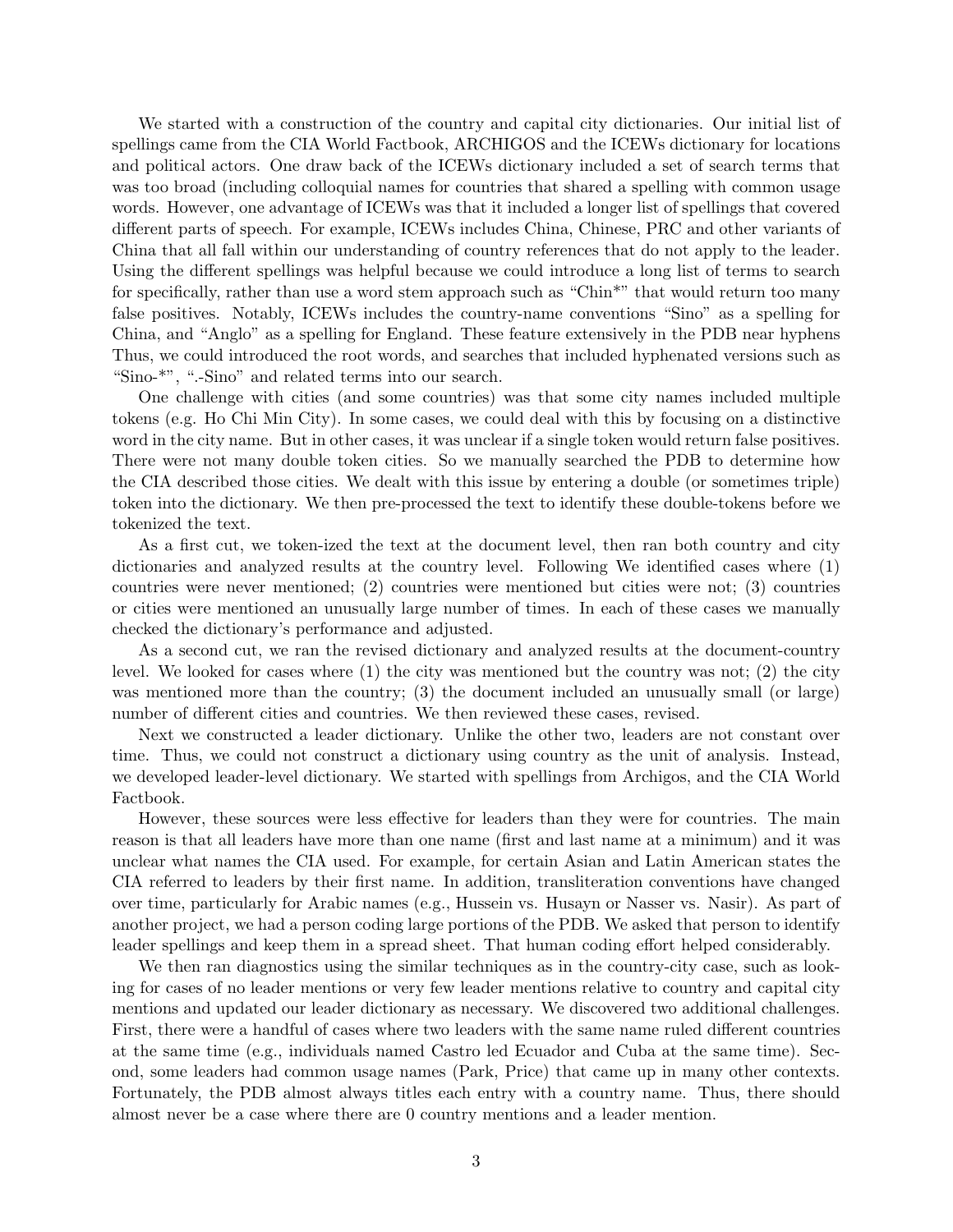We started with a construction of the country and capital city dictionaries. Our initial list of spellings came from the CIA World Factbook, ARCHIGOS and the ICEWs dictionary for locations and political actors. One draw back of the ICEWs dictionary included a set of search terms that was too broad (including colloquial names for countries that shared a spelling with common usage words. However, one advantage of ICEWs was that it included a longer list of spellings that covered different parts of speech. For example, ICEWs includes China, Chinese, PRC and other variants of China that all fall within our understanding of country references that do not apply to the leader. Using the different spellings was helpful because we could introduce a long list of terms to search for specifically, rather than use a word stem approach such as "Chin*" that would return too many false positives. Notably, ICEWs includes the country-name conventions "Sino" as a spelling for China, and "Anglo" as a spelling for England. These feature extensively in the PDB near hyphens Thus, we could introduced the root words, and searches that included hyphenated versions such as "Sino-*", ".-Sino" and related terms into our search.

One challenge with cities (and some countries) was that some city names included multiple tokens (e.g. Ho Chi Min City). In some cases, we could deal with this by focusing on a distinctive word in the city name. But in other cases, it was unclear if a single token would return false positives. There were not many double token cities. So we manually searched the PDB to determine how the CIA described those cities. We dealt with this issue by entering a double (or sometimes triple) token into the dictionary. We then pre-processed the text to identify these double-tokens before we tokenized the text.

As a first cut, we token-ized the text at the document level, then ran both country and city dictionaries and analyzed results at the country level. Following We identified cases where (1) countries were never mentioned; (2) countries were mentioned but cities were not; (3) countries or cities were mentioned an unusually large number of times. In each of these cases we manually checked the dictionary's performance and adjusted.

As a second cut, we ran the revised dictionary and analyzed results at the document-country level. We looked for cases where (1) the city was mentioned but the country was not; (2) the city was mentioned more than the country; (3) the document included an unusually small (or large) number of different cities and countries. We then reviewed these cases, revised.

Next we constructed a leader dictionary. Unlike the other two, leaders are not constant over time. Thus, we could not construct a dictionary using country as the unit of analysis. Instead, we developed leader-level dictionary. We started with spellings from Archigos, and the CIA World Factbook.

However, these sources were less effective for leaders than they were for countries. The main reason is that all leaders have more than one name (first and last name at a minimum) and it was unclear what names the CIA used. For example, for certain Asian and Latin American states the CIA referred to leaders by their first name. In addition, transliteration conventions have changed over time, particularly for Arabic names (e.g., Hussein vs. Husayn or Nasser vs. Nasir). As part of another project, we had a person coding large portions of the PDB. We asked that person to identify leader spellings and keep them in a spread sheet. That human coding effort helped considerably.

We then ran diagnostics using the similar techniques as in the country-city case, such as looking for cases of no leader mentions or very few leader mentions relative to country and capital city mentions and updated our leader dictionary as necessary. We discovered two additional challenges. First, there were a handful of cases where two leaders with the same name ruled different countries at the same time (e.g., individuals named Castro led Ecuador and Cuba at the same time). Second, some leaders had common usage names (Park, Price) that came up in many other contexts. Fortunately, the PDB almost always titles each entry with a country name. Thus, there should almost never be a case where there are 0 country mentions and a leader mention.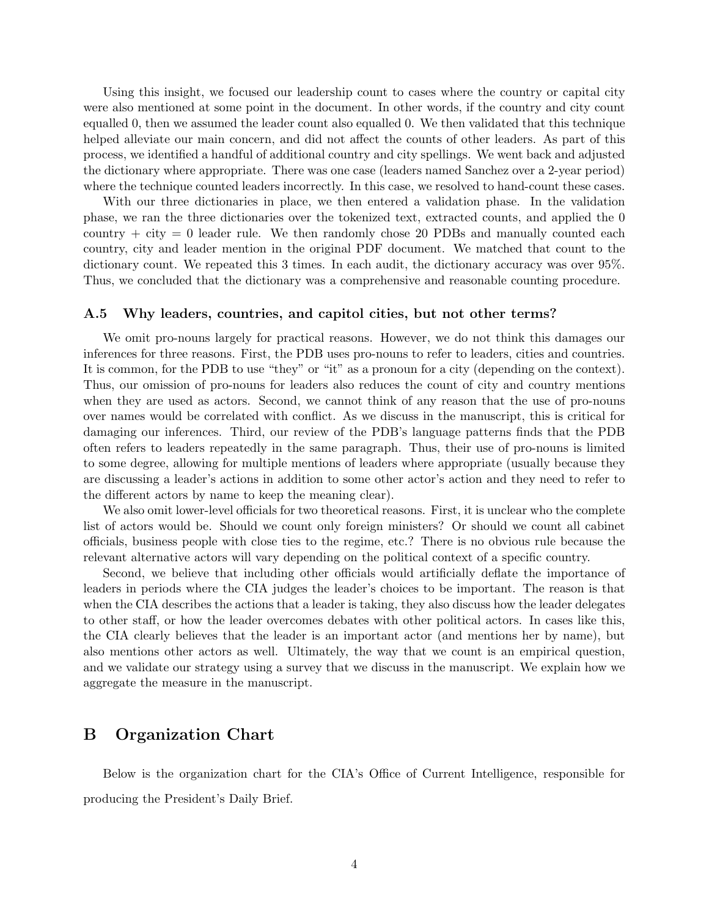Using this insight, we focused our leadership count to cases where the country or capital city were also mentioned at some point in the document. In other words, if the country and city count equalled 0, then we assumed the leader count also equalled 0. We then validated that this technique helped alleviate our main concern, and did not affect the counts of other leaders. As part of this process, we identified a handful of additional country and city spellings. We went back and adjusted the dictionary where appropriate. There was one case (leaders named Sanchez over a 2-year period) where the technique counted leaders incorrectly. In this case, we resolved to hand-count these cases.

With our three dictionaries in place, we then entered a validation phase. In the validation phase, we ran the three dictionaries over the tokenized text, extracted counts, and applied the 0 country + city = 0 leader rule. We then randomly chose 20 PDBs and manually counted each country, city and leader mention in the original PDF document. We matched that count to the dictionary count. We repeated this 3 times. In each audit, the dictionary accuracy was over 95%. Thus, we concluded that the dictionary was a comprehensive and reasonable counting procedure.

### A.5 Why leaders, countries, and capitol cities, but not other terms?

We omit pro-nouns largely for practical reasons. However, we do not think this damages our inferences for three reasons. First, the PDB uses pro-nouns to refer to leaders, cities and countries. It is common, for the PDB to use "they" or "it" as a pronoun for a city (depending on the context). Thus, our omission of pro-nouns for leaders also reduces the count of city and country mentions when they are used as actors. Second, we cannot think of any reason that the use of pro-nouns over names would be correlated with conflict. As we discuss in the manuscript, this is critical for damaging our inferences. Third, our review of the PDB's language patterns finds that the PDB often refers to leaders repeatedly in the same paragraph. Thus, their use of pro-nouns is limited to some degree, allowing for multiple mentions of leaders where appropriate (usually because they are discussing a leader's actions in addition to some other actor's action and they need to refer to the different actors by name to keep the meaning clear).

We also omit lower-level officials for two theoretical reasons. First, it is unclear who the complete list of actors would be. Should we count only foreign ministers? Or should we count all cabinet officials, business people with close ties to the regime, etc.? There is no obvious rule because the relevant alternative actors will vary depending on the political context of a specific country.

Second, we believe that including other officials would artificially deflate the importance of leaders in periods where the CIA judges the leader's choices to be important. The reason is that when the CIA describes the actions that a leader is taking, they also discuss how the leader delegates to other staff, or how the leader overcomes debates with other political actors. In cases like this, the CIA clearly believes that the leader is an important actor (and mentions her by name), but also mentions other actors as well. Ultimately, the way that we count is an empirical question, and we validate our strategy using a survey that we discuss in the manuscript. We explain how we aggregate the measure in the manuscript.

## B Organization Chart

Below is the organization chart for the CIA's Office of Current Intelligence, responsible for producing the President's Daily Brief.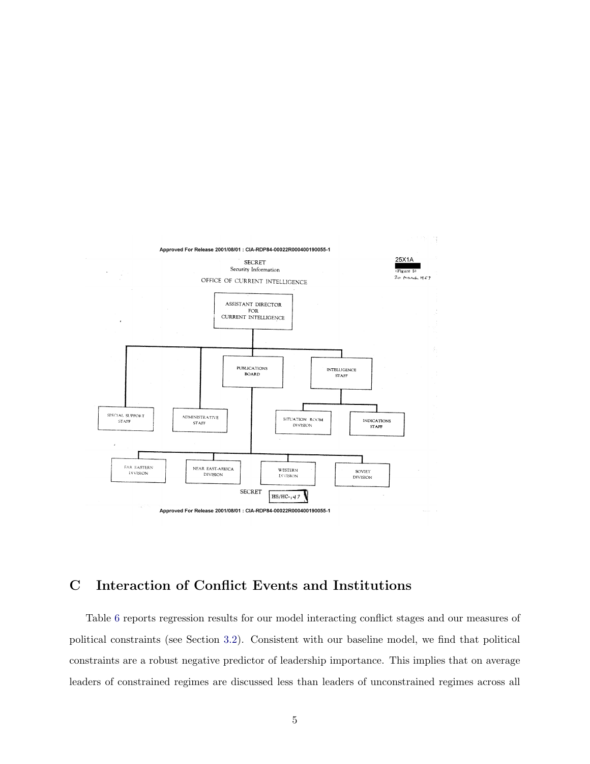Approved For Release 2001/08/01 : CIA-RDP84-00022R000400190055-1

SECRET
Security Information

OFFICE OF CURRENT INTELLIGENCE

25X1A
(Figure 5)
20 March 1957

- ASSISTANT DIRECTOR FOR CURRENT INTELLIGENCE
  - SPECIAL SUPPORT STAFF
  - ADMINISTRATIVE STAFF
  - PUBLICATIONS BOARD
    - FAR EASTERN DIVISION
    - NEAR EAST-AFRICA DIVISION
    - WESTERN DIVISION
    - SOVIET DIVISION
  - INTELLIGENCE STAFF
    - SITUATION ROOM DIVISION
    - INDICATIONS STAFF

SECRET HS/HC-147

Approved For Release 2001/08/01 : CIA-RDP84-00022R000400190055-1

# C Interaction of Conflict Events and Institutions

Table 6 reports regression results for our model interacting conflict stages and our measures of political constraints (see Section 3.2). Consistent with our baseline model, we find that political constraints are a robust negative predictor of leadership importance. This implies that on average leaders of constrained regimes are discussed less than leaders of unconstrained regimes across all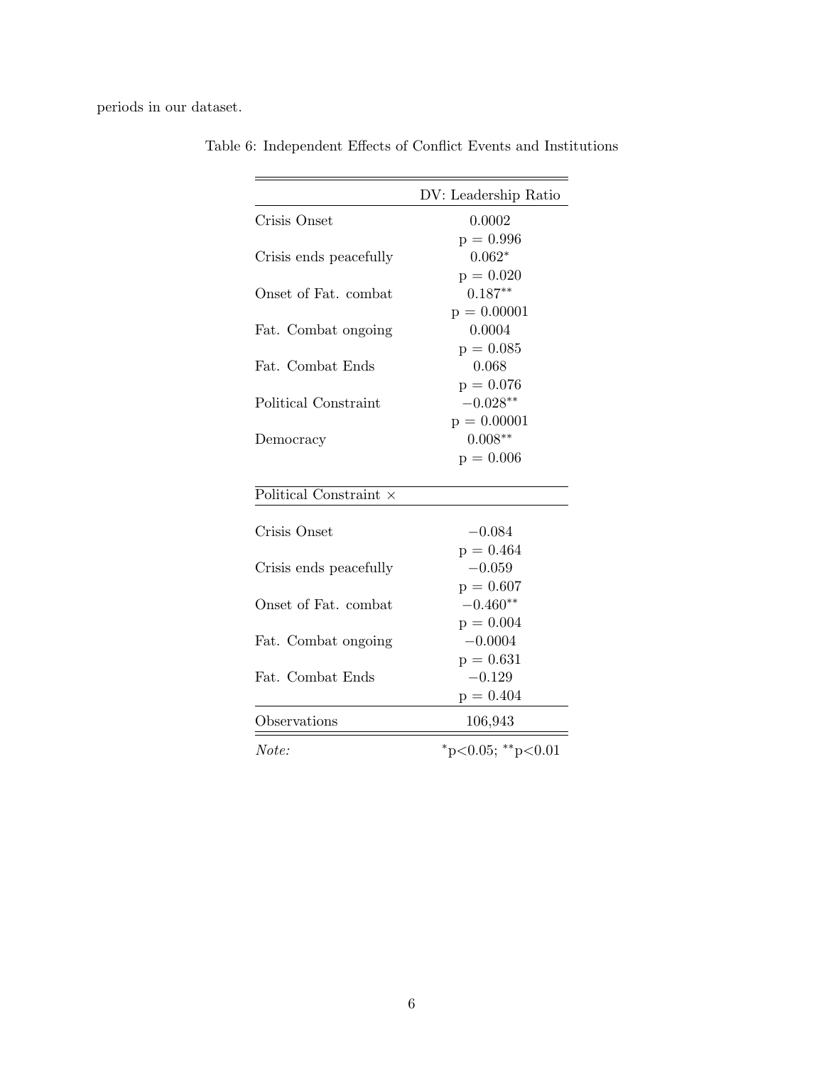periods in our dataset.

Table 6: Independent Effects of Conflict Events and Institutions

| | DV: Leadership Ratio |
|---|---|
| Crisis Onset | 0.0002 |
| | p = 0.996 |
| Crisis ends peacefully | $0.062^{*}$ |
| | p = 0.020 |
| Onset of Fat. combat | $0.187^{**}$ |
| | p = 0.00001 |
| Fat. Combat ongoing | 0.0004 |
| | p = 0.085 |
| Fat. Combat Ends | 0.068 |
| | p = 0.076 |
| Political Constraint | $-0.028^{**}$ |
| | p = 0.00001 |
| Democracy | $0.008^{**}$ |
| | p = 0.006 |
| Political Constraint × | |
| Crisis Onset | −0.084 |
| | p = 0.464 |
| Crisis ends peacefully | −0.059 |
| | p = 0.607 |
| Onset of Fat. combat | $-0.460^{**}$ |
| | p = 0.004 |
| Fat. Combat ongoing | −0.0004 |
| | p = 0.631 |
| Fat. Combat Ends | −0.129 |
| | p = 0.404 |
| Observations | 106,943 |
| *Note:* | $^{*}$p<0.05; $^{**}$p<0.01 |